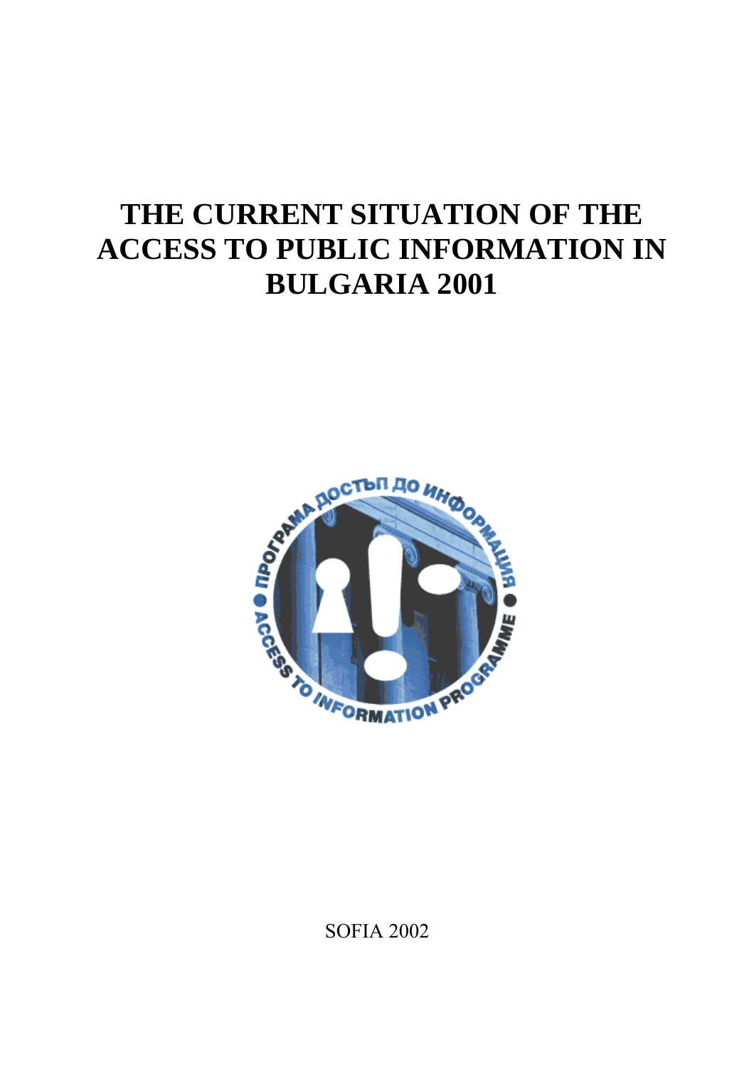# THE CURRENT SITUATION OF THE ACCESS TO PUBLIC INFORMATION IN BULGARIA 2001

SOFIA 2002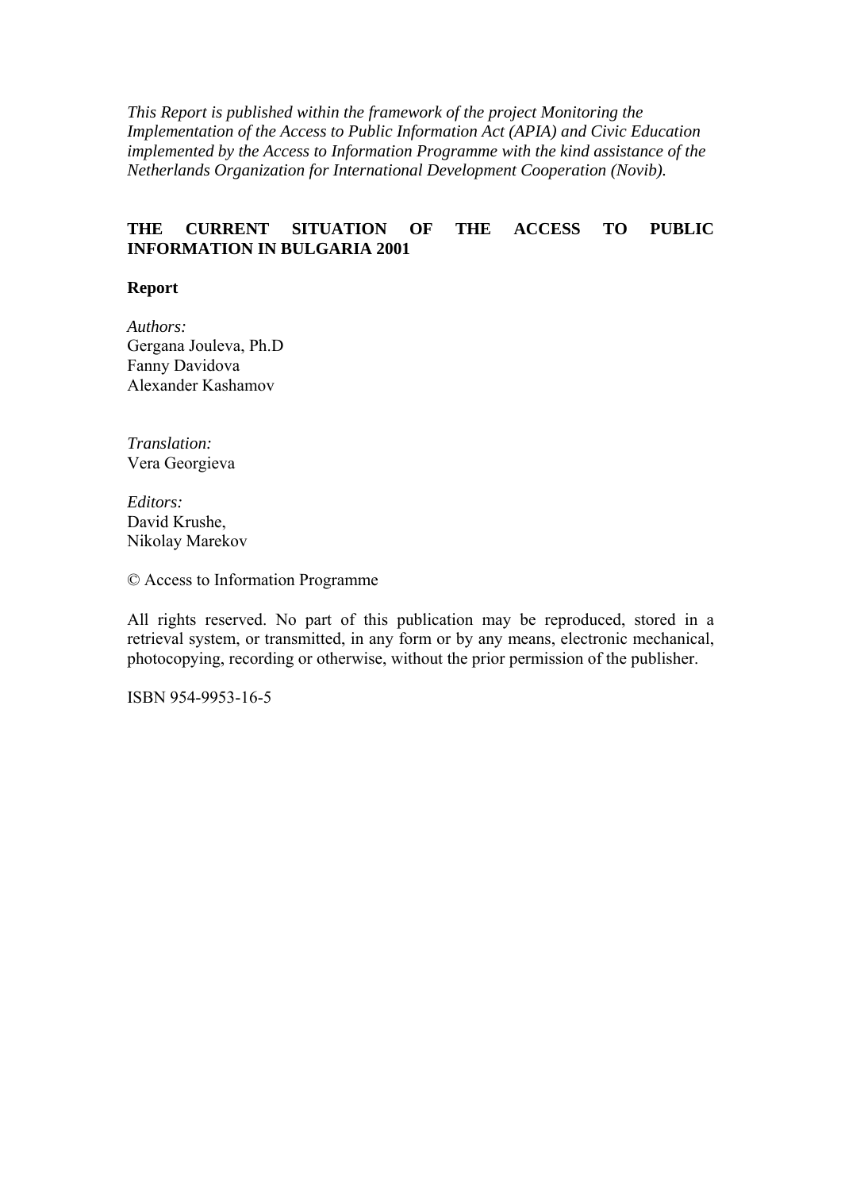*This Report is published within the framework of the project Monitoring the Implementation of the Access to Public Information Act (APIA) and Civic Education implemented by the Access to Information Programme with the kind assistance of the Netherlands Organization for International Development Cooperation (Novib).*

**THE CURRENT SITUATION OF THE ACCESS TO PUBLIC INFORMATION IN BULGARIA 2001**

**Report**

*Authors:*
Gergana Jouleva, Ph.D
Fanny Davidova
Alexander Kashamov

*Translation:*
Vera Georgieva

*Editors:*
David Krushe,
Nikolay Marekov

© Access to Information Programme

All rights reserved. No part of this publication may be reproduced, stored in a retrieval system, or transmitted, in any form or by any means, electronic mechanical, photocopying, recording or otherwise, without the prior permission of the publisher.

ISBN 954-9953-16-5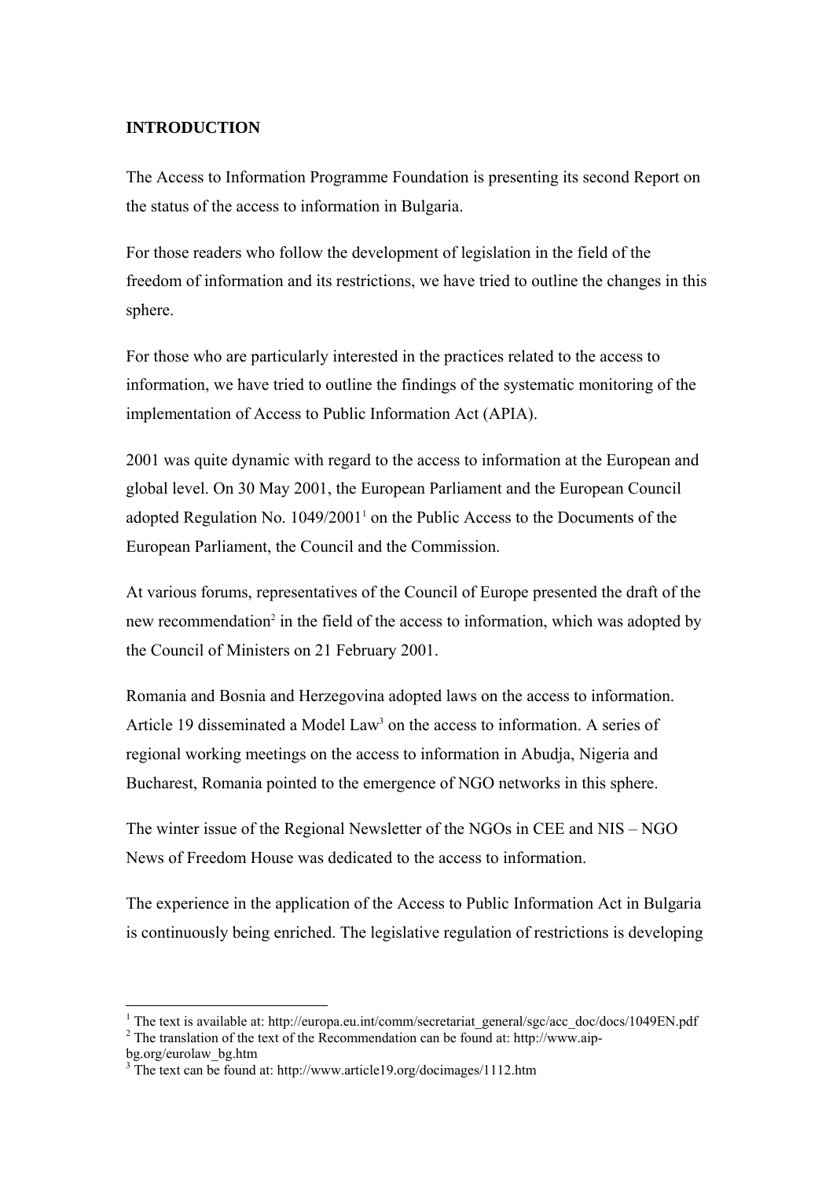## INTRODUCTION

The Access to Information Programme Foundation is presenting its second Report on the status of the access to information in Bulgaria.

For those readers who follow the development of legislation in the field of the freedom of information and its restrictions, we have tried to outline the changes in this sphere.

For those who are particularly interested in the practices related to the access to information, we have tried to outline the findings of the systematic monitoring of the implementation of Access to Public Information Act (APIA).

2001 was quite dynamic with regard to the access to information at the European and global level. On 30 May 2001, the European Parliament and the European Council adopted Regulation No. 1049/2001[1] on the Public Access to the Documents of the European Parliament, the Council and the Commission.

At various forums, representatives of the Council of Europe presented the draft of the new recommendation[2] in the field of the access to information, which was adopted by the Council of Ministers on 21 February 2001.

Romania and Bosnia and Herzegovina adopted laws on the access to information. Article 19 disseminated a Model Law[3] on the access to information. A series of regional working meetings on the access to information in Abudja, Nigeria and Bucharest, Romania pointed to the emergence of NGO networks in this sphere.

The winter issue of the Regional Newsletter of the NGOs in CEE and NIS – NGO News of Freedom House was dedicated to the access to information.

The experience in the application of the Access to Public Information Act in Bulgaria is continuously being enriched. The legislative regulation of restrictions is developing

---

[1] The text is available at: http://europa.eu.int/comm/secretariat_general/sgc/acc_doc/docs/1049EN.pdf

[2] The translation of the text of the Recommendation can be found at: http://www.aip-bg.org/eurolaw_bg.htm

[3] The text can be found at: http://www.article19.org/docimages/1112.htm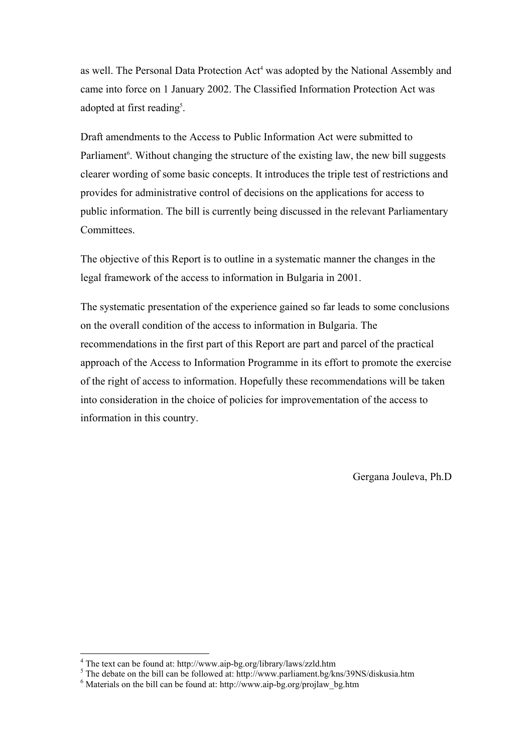as well. The Personal Data Protection Act[4] was adopted by the National Assembly and came into force on 1 January 2002. The Classified Information Protection Act was adopted at first reading[5].

Draft amendments to the Access to Public Information Act were submitted to Parliament[6]. Without changing the structure of the existing law, the new bill suggests clearer wording of some basic concepts. It introduces the triple test of restrictions and provides for administrative control of decisions on the applications for access to public information. The bill is currently being discussed in the relevant Parliamentary Committees.

The objective of this Report is to outline in a systematic manner the changes in the legal framework of the access to information in Bulgaria in 2001.

The systematic presentation of the experience gained so far leads to some conclusions on the overall condition of the access to information in Bulgaria. The recommendations in the first part of this Report are part and parcel of the practical approach of the Access to Information Programme in its effort to promote the exercise of the right of access to information. Hopefully these recommendations will be taken into consideration in the choice of policies for improvementation of the access to information in this country.

Gergana Jouleva, Ph.D

---

[4] The text can be found at: http://www.aip-bg.org/library/laws/zzld.htm

[5] The debate on the bill can be followed at: http://www.parliament.bg/kns/39NS/diskusia.htm

[6] Materials on the bill can be found at: http://www.aip-bg.org/projlaw_bg.htm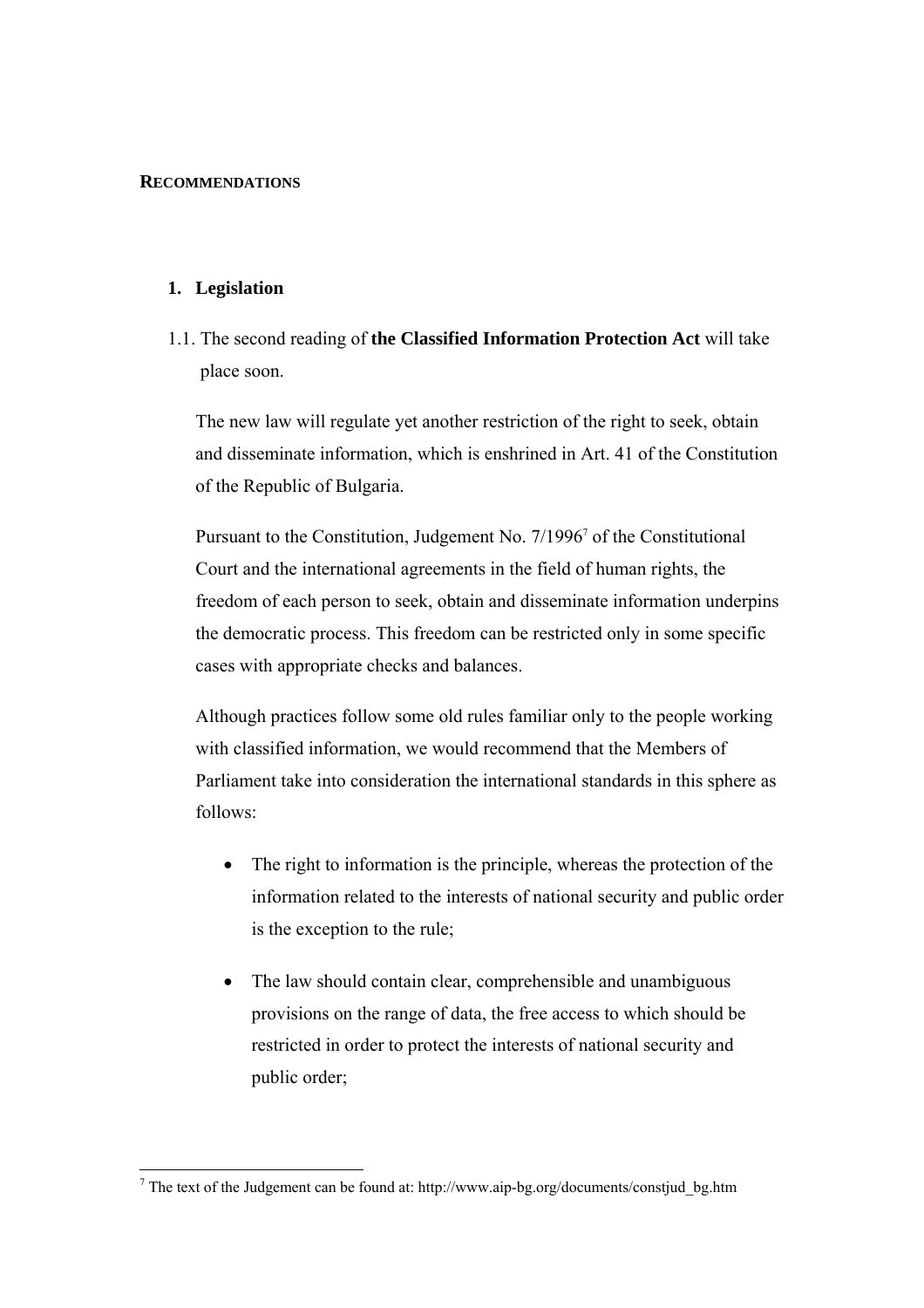## RECOMMENDATIONS

### 1. Legislation

1.1. The second reading of **the Classified Information Protection Act** will take place soon.

The new law will regulate yet another restriction of the right to seek, obtain and disseminate information, which is enshrined in Art. 41 of the Constitution of the Republic of Bulgaria.

Pursuant to the Constitution, Judgement No. 7/1996[7] of the Constitutional Court and the international agreements in the field of human rights, the freedom of each person to seek, obtain and disseminate information underpins the democratic process. This freedom can be restricted only in some specific cases with appropriate checks and balances.

Although practices follow some old rules familiar only to the people working with classified information, we would recommend that the Members of Parliament take into consideration the international standards in this sphere as follows:

- The right to information is the principle, whereas the protection of the information related to the interests of national security and public order is the exception to the rule;
- The law should contain clear, comprehensible and unambiguous provisions on the range of data, the free access to which should be restricted in order to protect the interests of national security and public order;

[7] The text of the Judgement can be found at: http://www.aip-bg.org/documents/constjud_bg.htm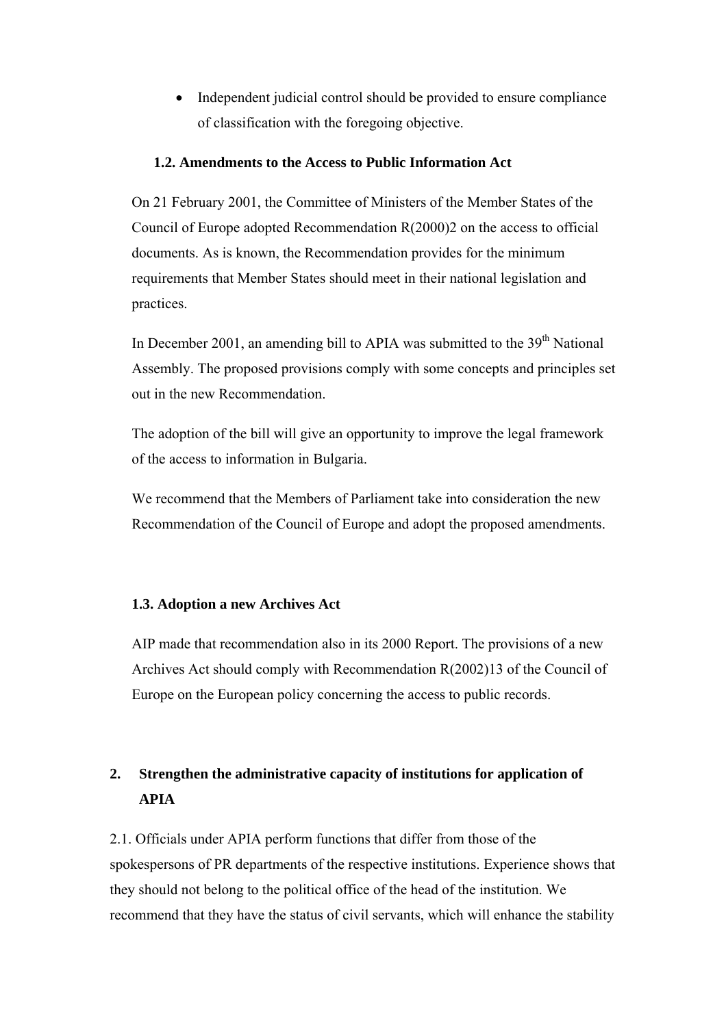- Independent judicial control should be provided to ensure compliance of classification with the foregoing objective.

### 1.2. Amendments to the Access to Public Information Act

On 21 February 2001, the Committee of Ministers of the Member States of the Council of Europe adopted Recommendation R(2000)2 on the access to official documents. As is known, the Recommendation provides for the minimum requirements that Member States should meet in their national legislation and practices.

In December 2001, an amending bill to APIA was submitted to the 39th National Assembly. The proposed provisions comply with some concepts and principles set out in the new Recommendation.

The adoption of the bill will give an opportunity to improve the legal framework of the access to information in Bulgaria.

We recommend that the Members of Parliament take into consideration the new Recommendation of the Council of Europe and adopt the proposed amendments.

### 1.3. Adoption a new Archives Act

AIP made that recommendation also in its 2000 Report. The provisions of a new Archives Act should comply with Recommendation R(2002)13 of the Council of Europe on the European policy concerning the access to public records.

## 2. Strengthen the administrative capacity of institutions for application of APIA

2.1. Officials under APIA perform functions that differ from those of the spokespersons of PR departments of the respective institutions. Experience shows that they should not belong to the political office of the head of the institution. We recommend that they have the status of civil servants, which will enhance the stability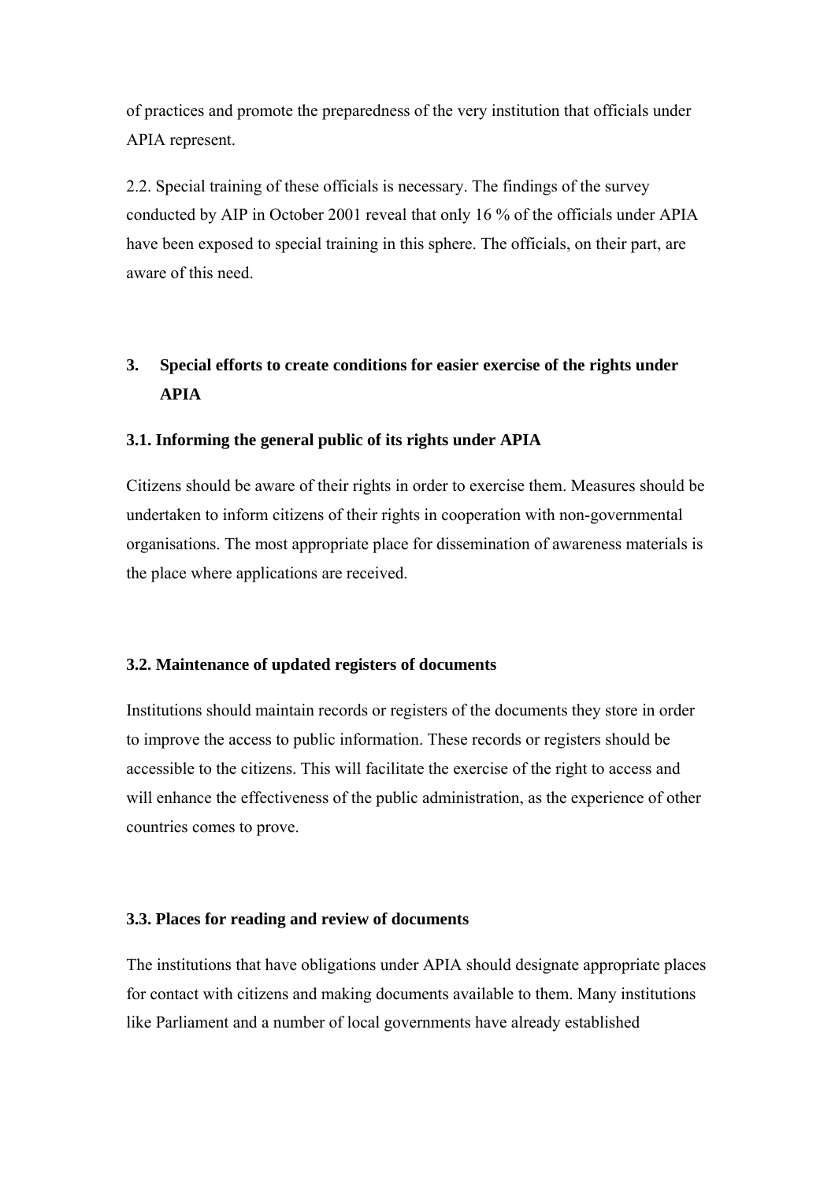of practices and promote the preparedness of the very institution that officials under APIA represent.

2.2. Special training of these officials is necessary. The findings of the survey conducted by AIP in October 2001 reveal that only 16 % of the officials under APIA have been exposed to special training in this sphere. The officials, on their part, are aware of this need.

## 3. Special efforts to create conditions for easier exercise of the rights under APIA

### 3.1. Informing the general public of its rights under APIA

Citizens should be aware of their rights in order to exercise them. Measures should be undertaken to inform citizens of their rights in cooperation with non-governmental organisations. The most appropriate place for dissemination of awareness materials is the place where applications are received.

### 3.2. Maintenance of updated registers of documents

Institutions should maintain records or registers of the documents they store in order to improve the access to public information. These records or registers should be accessible to the citizens. This will facilitate the exercise of the right to access and will enhance the effectiveness of the public administration, as the experience of other countries comes to prove.

### 3.3. Places for reading and review of documents

The institutions that have obligations under APIA should designate appropriate places for contact with citizens and making documents available to them. Many institutions like Parliament and a number of local governments have already established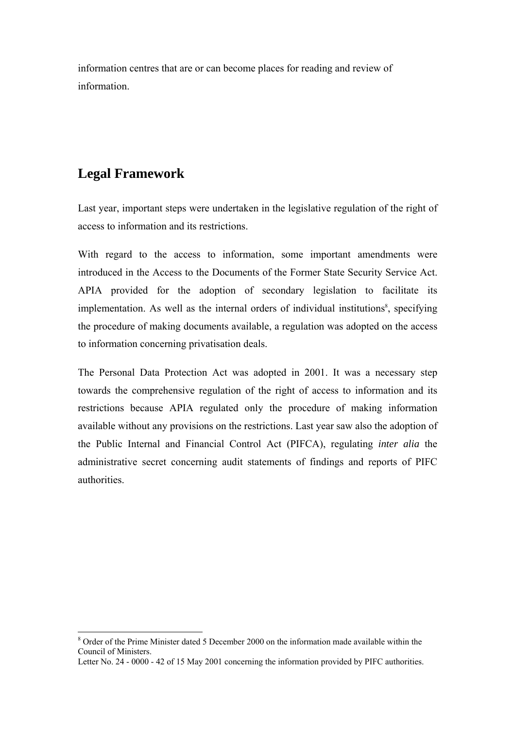information centres that are or can become places for reading and review of information.

## Legal Framework

Last year, important steps were undertaken in the legislative regulation of the right of access to information and its restrictions.

With regard to the access to information, some important amendments were introduced in the Access to the Documents of the Former State Security Service Act. APIA provided for the adoption of secondary legislation to facilitate its implementation. As well as the internal orders of individual institutions[8], specifying the procedure of making documents available, a regulation was adopted on the access to information concerning privatisation deals.

The Personal Data Protection Act was adopted in 2001. It was a necessary step towards the comprehensive regulation of the right of access to information and its restrictions because APIA regulated only the procedure of making information available without any provisions on the restrictions. Last year saw also the adoption of the Public Internal and Financial Control Act (PIFCA), regulating *inter alia* the administrative secret concerning audit statements of findings and reports of PIFC authorities.

---

[8] Order of the Prime Minister dated 5 December 2000 on the information made available within the Council of Ministers.
Letter No. 24 - 0000 - 42 of 15 May 2001 concerning the information provided by PIFC authorities.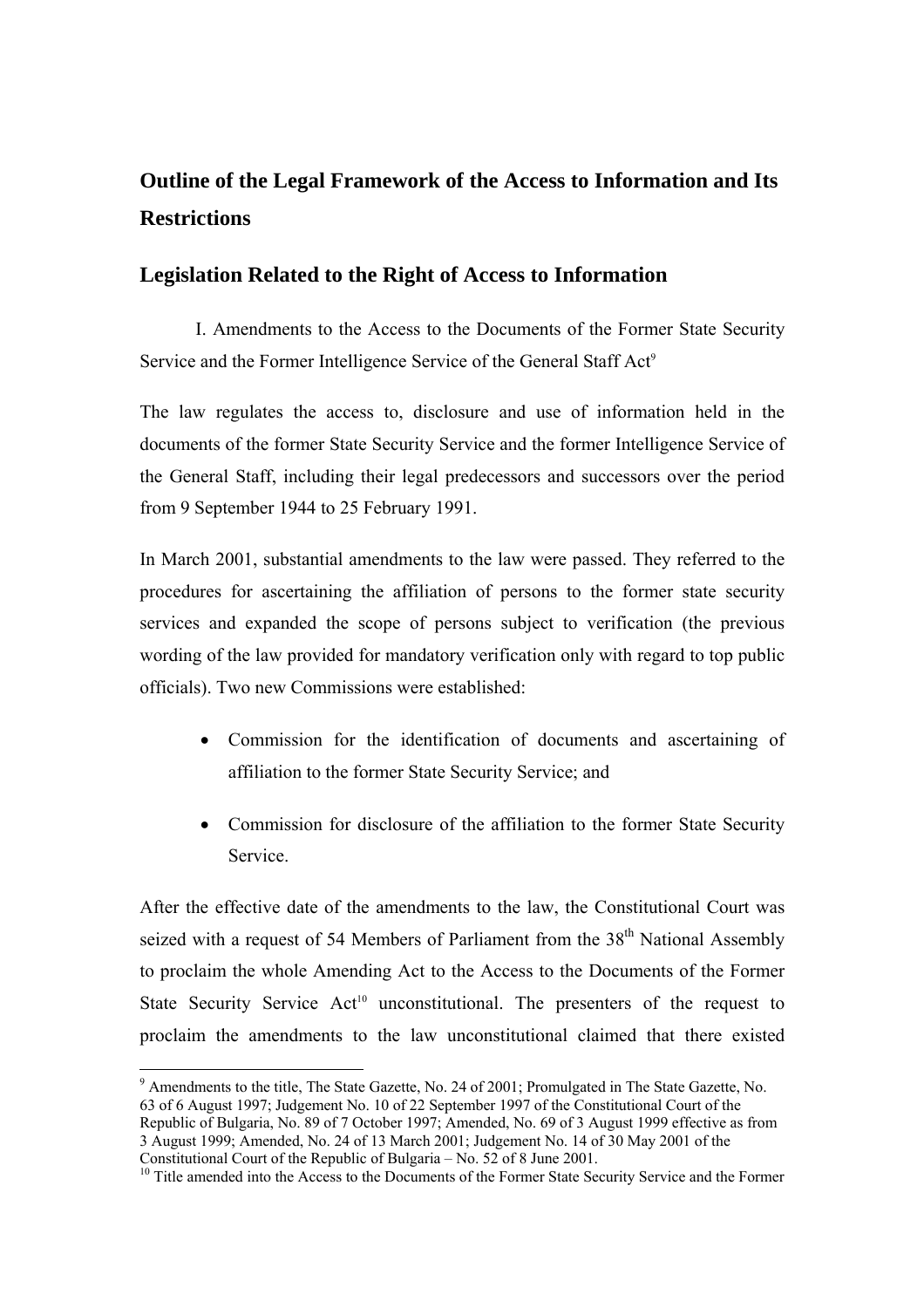## Outline of the Legal Framework of the Access to Information and Its Restrictions

## Legislation Related to the Right of Access to Information

I. Amendments to the Access to the Documents of the Former State Security Service and the Former Intelligence Service of the General Staff Act[9]

The law regulates the access to, disclosure and use of information held in the documents of the former State Security Service and the former Intelligence Service of the General Staff, including their legal predecessors and successors over the period from 9 September 1944 to 25 February 1991.

In March 2001, substantial amendments to the law were passed. They referred to the procedures for ascertaining the affiliation of persons to the former state security services and expanded the scope of persons subject to verification (the previous wording of the law provided for mandatory verification only with regard to top public officials). Two new Commissions were established:

- Commission for the identification of documents and ascertaining of affiliation to the former State Security Service; and
- Commission for disclosure of the affiliation to the former State Security Service.

After the effective date of the amendments to the law, the Constitutional Court was seized with a request of 54 Members of Parliament from the 38th National Assembly to proclaim the whole Amending Act to the Access to the Documents of the Former State Security Service Act[10] unconstitutional. The presenters of the request to proclaim the amendments to the law unconstitutional claimed that there existed

[9] Amendments to the title, The State Gazette, No. 24 of 2001; Promulgated in The State Gazette, No. 63 of 6 August 1997; Judgement No. 10 of 22 September 1997 of the Constitutional Court of the Republic of Bulgaria, No. 89 of 7 October 1997; Amended, No. 69 of 3 August 1999 effective as from 3 August 1999; Amended, No. 24 of 13 March 2001; Judgement No. 14 of 30 May 2001 of the Constitutional Court of the Republic of Bulgaria – No. 52 of 8 June 2001.

[10] Title amended into the Access to the Documents of the Former State Security Service and the Former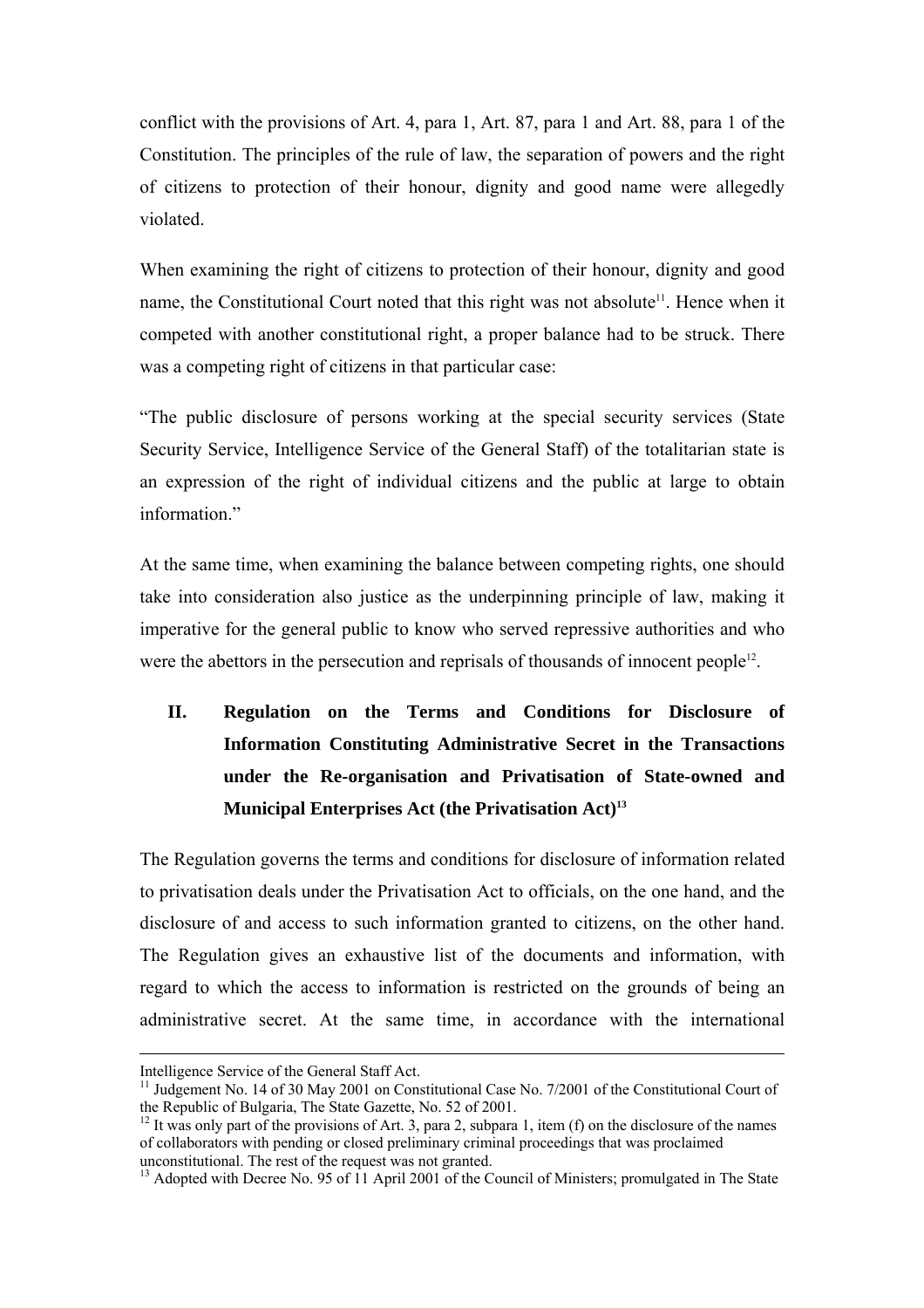conflict with the provisions of Art. 4, para 1, Art. 87, para 1 and Art. 88, para 1 of the Constitution. The principles of the rule of law, the separation of powers and the right of citizens to protection of their honour, dignity and good name were allegedly violated.

When examining the right of citizens to protection of their honour, dignity and good name, the Constitutional Court noted that this right was not absolute[11]. Hence when it competed with another constitutional right, a proper balance had to be struck. There was a competing right of citizens in that particular case:

"The public disclosure of persons working at the special security services (State Security Service, Intelligence Service of the General Staff) of the totalitarian state is an expression of the right of individual citizens and the public at large to obtain information."

At the same time, when examining the balance between competing rights, one should take into consideration also justice as the underpinning principle of law, making it imperative for the general public to know who served repressive authorities and who were the abettors in the persecution and reprisals of thousands of innocent people[12].

## II. Regulation on the Terms and Conditions for Disclosure of Information Constituting Administrative Secret in the Transactions under the Re-organisation and Privatisation of State-owned and Municipal Enterprises Act (the Privatisation Act)[13]

The Regulation governs the terms and conditions for disclosure of information related to privatisation deals under the Privatisation Act to officials, on the one hand, and the disclosure of and access to such information granted to citizens, on the other hand. The Regulation gives an exhaustive list of the documents and information, with regard to which the access to information is restricted on the grounds of being an administrative secret. At the same time, in accordance with the international

---

Intelligence Service of the General Staff Act.

[11] Judgement No. 14 of 30 May 2001 on Constitutional Case No. 7/2001 of the Constitutional Court of the Republic of Bulgaria, The State Gazette, No. 52 of 2001.

[12] It was only part of the provisions of Art. 3, para 2, subpara 1, item (f) on the disclosure of the names of collaborators with pending or closed preliminary criminal proceedings that was proclaimed unconstitutional. The rest of the request was not granted.

[13] Adopted with Decree No. 95 of 11 April 2001 of the Council of Ministers; promulgated in The State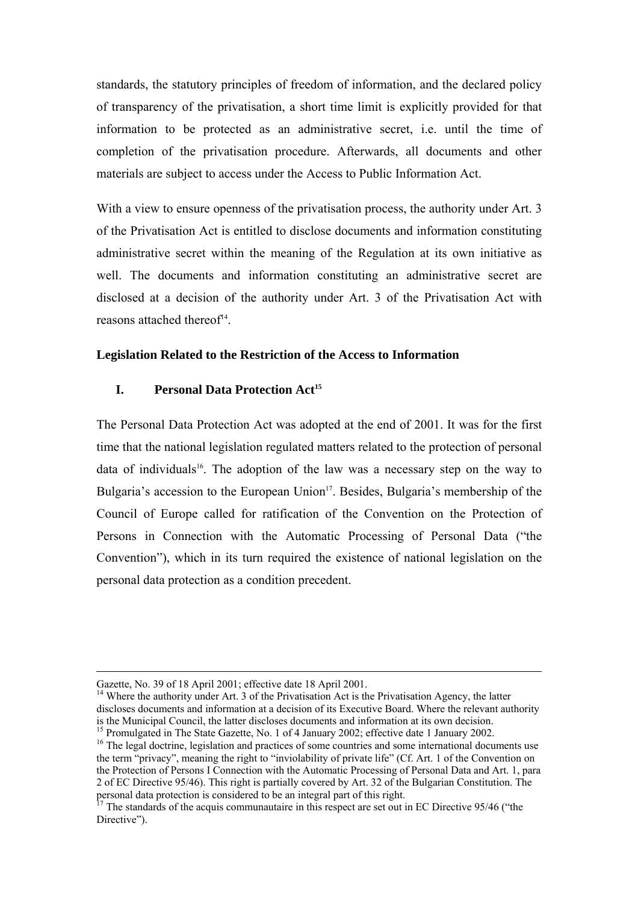standards, the statutory principles of freedom of information, and the declared policy of transparency of the privatisation, a short time limit is explicitly provided for that information to be protected as an administrative secret, i.e. until the time of completion of the privatisation procedure. Afterwards, all documents and other materials are subject to access under the Access to Public Information Act.

With a view to ensure openness of the privatisation process, the authority under Art. 3 of the Privatisation Act is entitled to disclose documents and information constituting administrative secret within the meaning of the Regulation at its own initiative as well. The documents and information constituting an administrative secret are disclosed at a decision of the authority under Art. 3 of the Privatisation Act with reasons attached thereof[14].

### Legislation Related to the Restriction of the Access to Information

#### I. Personal Data Protection Act[15]

The Personal Data Protection Act was adopted at the end of 2001. It was for the first time that the national legislation regulated matters related to the protection of personal data of individuals[16]. The adoption of the law was a necessary step on the way to Bulgaria's accession to the European Union[17]. Besides, Bulgaria's membership of the Council of Europe called for ratification of the Convention on the Protection of Persons in Connection with the Automatic Processing of Personal Data ("the Convention"), which in its turn required the existence of national legislation on the personal data protection as a condition precedent.

---

Gazette, No. 39 of 18 April 2001; effective date 18 April 2001.

[14] Where the authority under Art. 3 of the Privatisation Act is the Privatisation Agency, the latter discloses documents and information at a decision of its Executive Board. Where the relevant authority is the Municipal Council, the latter discloses documents and information at its own decision.

[15] Promulgated in The State Gazette, No. 1 of 4 January 2002; effective date 1 January 2002.

[16] The legal doctrine, legislation and practices of some countries and some international documents use the term "privacy", meaning the right to "inviolability of private life" (Cf. Art. 1 of the Convention on the Protection of Persons I Connection with the Automatic Processing of Personal Data and Art. 1, para 2 of EC Directive 95/46). This right is partially covered by Art. 32 of the Bulgarian Constitution. The personal data protection is considered to be an integral part of this right.

[17] The standards of the acquis communautaire in this respect are set out in EC Directive 95/46 ("the Directive").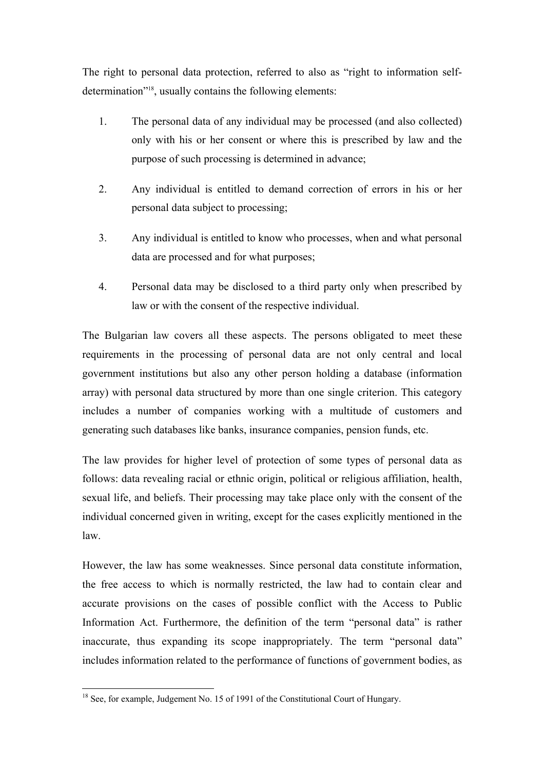The right to personal data protection, referred to also as "right to information self-determination"[18], usually contains the following elements:

1. The personal data of any individual may be processed (and also collected) only with his or her consent or where this is prescribed by law and the purpose of such processing is determined in advance;

2. Any individual is entitled to demand correction of errors in his or her personal data subject to processing;

3. Any individual is entitled to know who processes, when and what personal data are processed and for what purposes;

4. Personal data may be disclosed to a third party only when prescribed by law or with the consent of the respective individual.

The Bulgarian law covers all these aspects. The persons obligated to meet these requirements in the processing of personal data are not only central and local government institutions but also any other person holding a database (information array) with personal data structured by more than one single criterion. This category includes a number of companies working with a multitude of customers and generating such databases like banks, insurance companies, pension funds, etc.

The law provides for higher level of protection of some types of personal data as follows: data revealing racial or ethnic origin, political or religious affiliation, health, sexual life, and beliefs. Their processing may take place only with the consent of the individual concerned given in writing, except for the cases explicitly mentioned in the law.

However, the law has some weaknesses. Since personal data constitute information, the free access to which is normally restricted, the law had to contain clear and accurate provisions on the cases of possible conflict with the Access to Public Information Act. Furthermore, the definition of the term "personal data" is rather inaccurate, thus expanding its scope inappropriately. The term "personal data" includes information related to the performance of functions of government bodies, as

---

[18] See, for example, Judgement No. 15 of 1991 of the Constitutional Court of Hungary.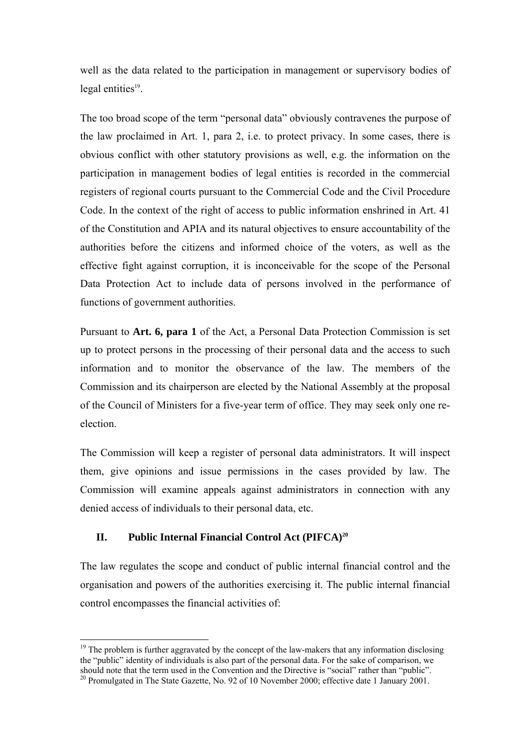well as the data related to the participation in management or supervisory bodies of legal entities[19].

The too broad scope of the term "personal data" obviously contravenes the purpose of the law proclaimed in Art. 1, para 2, i.e. to protect privacy. In some cases, there is obvious conflict with other statutory provisions as well, e.g. the information on the participation in management bodies of legal entities is recorded in the commercial registers of regional courts pursuant to the Commercial Code and the Civil Procedure Code. In the context of the right of access to public information enshrined in Art. 41 of the Constitution and APIA and its natural objectives to ensure accountability of the authorities before the citizens and informed choice of the voters, as well as the effective fight against corruption, it is inconceivable for the scope of the Personal Data Protection Act to include data of persons involved in the performance of functions of government authorities.

Pursuant to **Art. 6, para 1** of the Act, a Personal Data Protection Commission is set up to protect persons in the processing of their personal data and the access to such information and to monitor the observance of the law. The members of the Commission and its chairperson are elected by the National Assembly at the proposal of the Council of Ministers for a five-year term of office. They may seek only one re-election.

The Commission will keep a register of personal data administrators. It will inspect them, give opinions and issue permissions in the cases provided by law. The Commission will examine appeals against administrators in connection with any denied access of individuals to their personal data, etc.

## II. Public Internal Financial Control Act (PIFCA)[20]

The law regulates the scope and conduct of public internal financial control and the organisation and powers of the authorities exercising it. The public internal financial control encompasses the financial activities of:

---

[19] The problem is further aggravated by the concept of the law-makers that any information disclosing the "public" identity of individuals is also part of the personal data. For the sake of comparison, we should note that the term used in the Convention and the Directive is "social" rather than "public".

[20] Promulgated in The State Gazette, No. 92 of 10 November 2000; effective date 1 January 2001.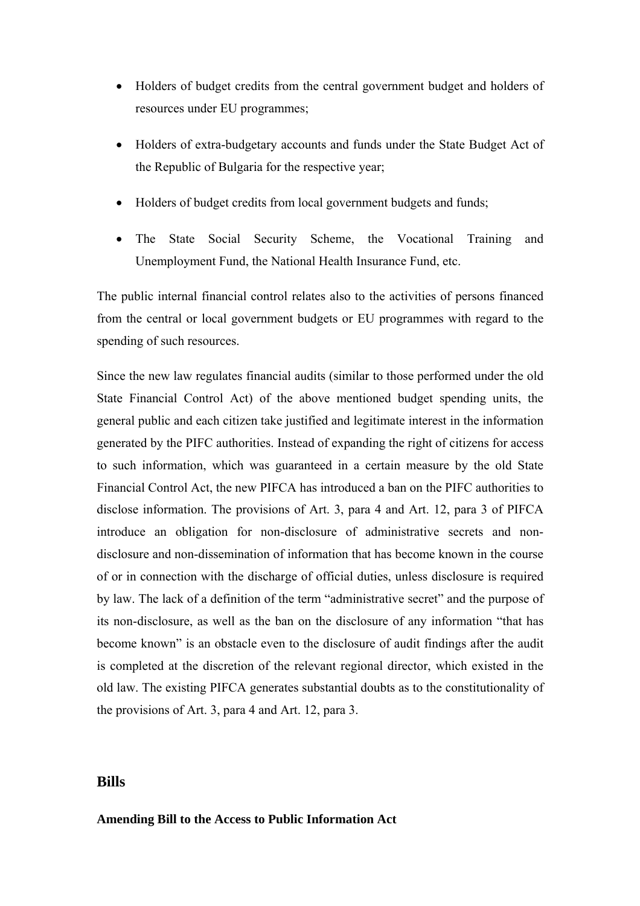- Holders of budget credits from the central government budget and holders of resources under EU programmes;
- Holders of extra-budgetary accounts and funds under the State Budget Act of the Republic of Bulgaria for the respective year;
- Holders of budget credits from local government budgets and funds;
- The State Social Security Scheme, the Vocational Training and Unemployment Fund, the National Health Insurance Fund, etc.

The public internal financial control relates also to the activities of persons financed from the central or local government budgets or EU programmes with regard to the spending of such resources.

Since the new law regulates financial audits (similar to those performed under the old State Financial Control Act) of the above mentioned budget spending units, the general public and each citizen take justified and legitimate interest in the information generated by the PIFC authorities. Instead of expanding the right of citizens for access to such information, which was guaranteed in a certain measure by the old State Financial Control Act, the new PIFCA has introduced a ban on the PIFC authorities to disclose information. The provisions of Art. 3, para 4 and Art. 12, para 3 of PIFCA introduce an obligation for non-disclosure of administrative secrets and non-disclosure and non-dissemination of information that has become known in the course of or in connection with the discharge of official duties, unless disclosure is required by law. The lack of a definition of the term "administrative secret" and the purpose of its non-disclosure, as well as the ban on the disclosure of any information "that has become known" is an obstacle even to the disclosure of audit findings after the audit is completed at the discretion of the relevant regional director, which existed in the old law. The existing PIFCA generates substantial doubts as to the constitutionality of the provisions of Art. 3, para 4 and Art. 12, para 3.

## Bills

**Amending Bill to the Access to Public Information Act**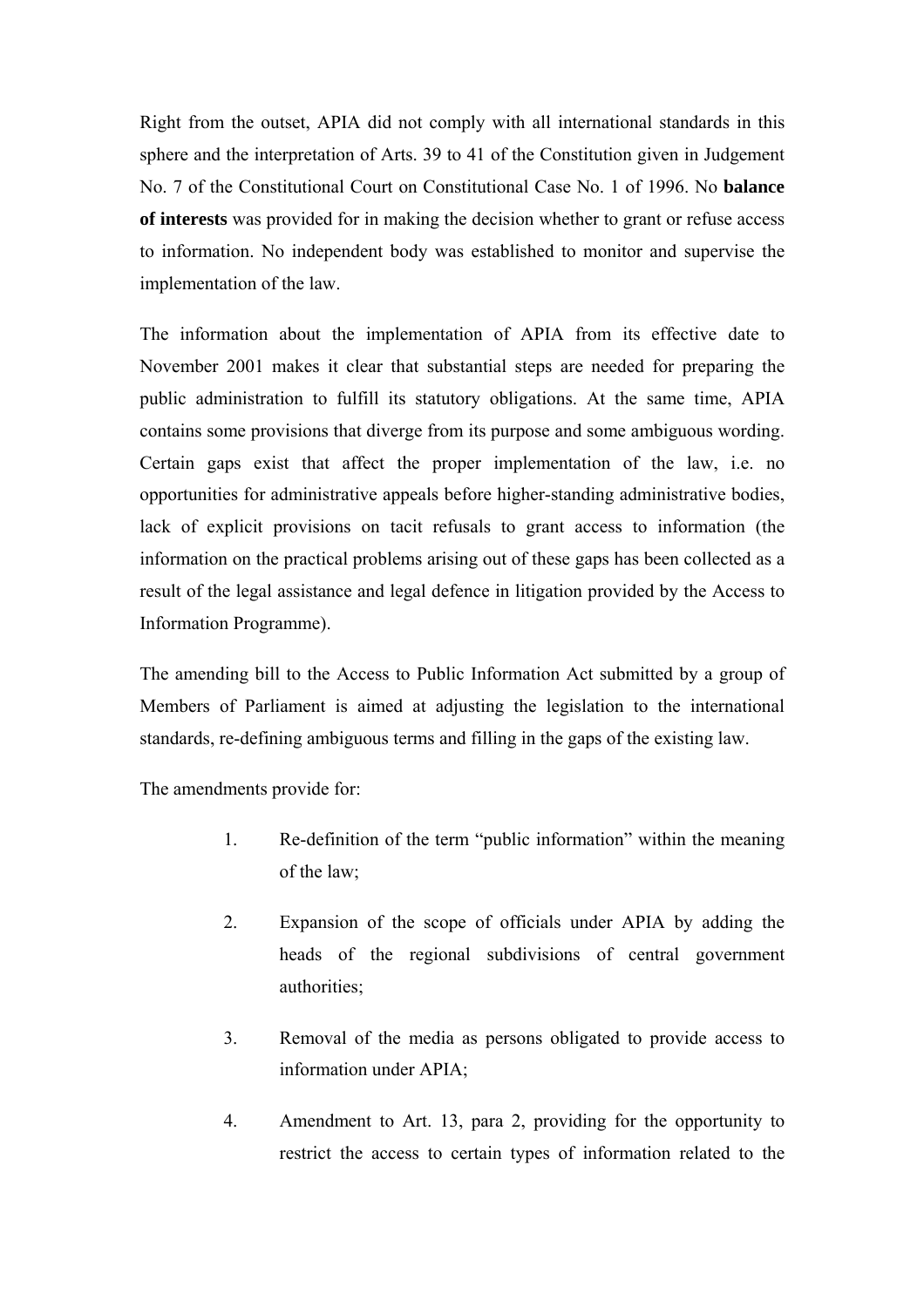Right from the outset, APIA did not comply with all international standards in this sphere and the interpretation of Arts. 39 to 41 of the Constitution given in Judgement No. 7 of the Constitutional Court on Constitutional Case No. 1 of 1996. No **balance of interests** was provided for in making the decision whether to grant or refuse access to information. No independent body was established to monitor and supervise the implementation of the law.

The information about the implementation of APIA from its effective date to November 2001 makes it clear that substantial steps are needed for preparing the public administration to fulfill its statutory obligations. At the same time, APIA contains some provisions that diverge from its purpose and some ambiguous wording. Certain gaps exist that affect the proper implementation of the law, i.e. no opportunities for administrative appeals before higher-standing administrative bodies, lack of explicit provisions on tacit refusals to grant access to information (the information on the practical problems arising out of these gaps has been collected as a result of the legal assistance and legal defence in litigation provided by the Access to Information Programme).

The amending bill to the Access to Public Information Act submitted by a group of Members of Parliament is aimed at adjusting the legislation to the international standards, re-defining ambiguous terms and filling in the gaps of the existing law.

The amendments provide for:

1. Re-definition of the term "public information" within the meaning of the law;
2. Expansion of the scope of officials under APIA by adding the heads of the regional subdivisions of central government authorities;
3. Removal of the media as persons obligated to provide access to information under APIA;
4. Amendment to Art. 13, para 2, providing for the opportunity to restrict the access to certain types of information related to the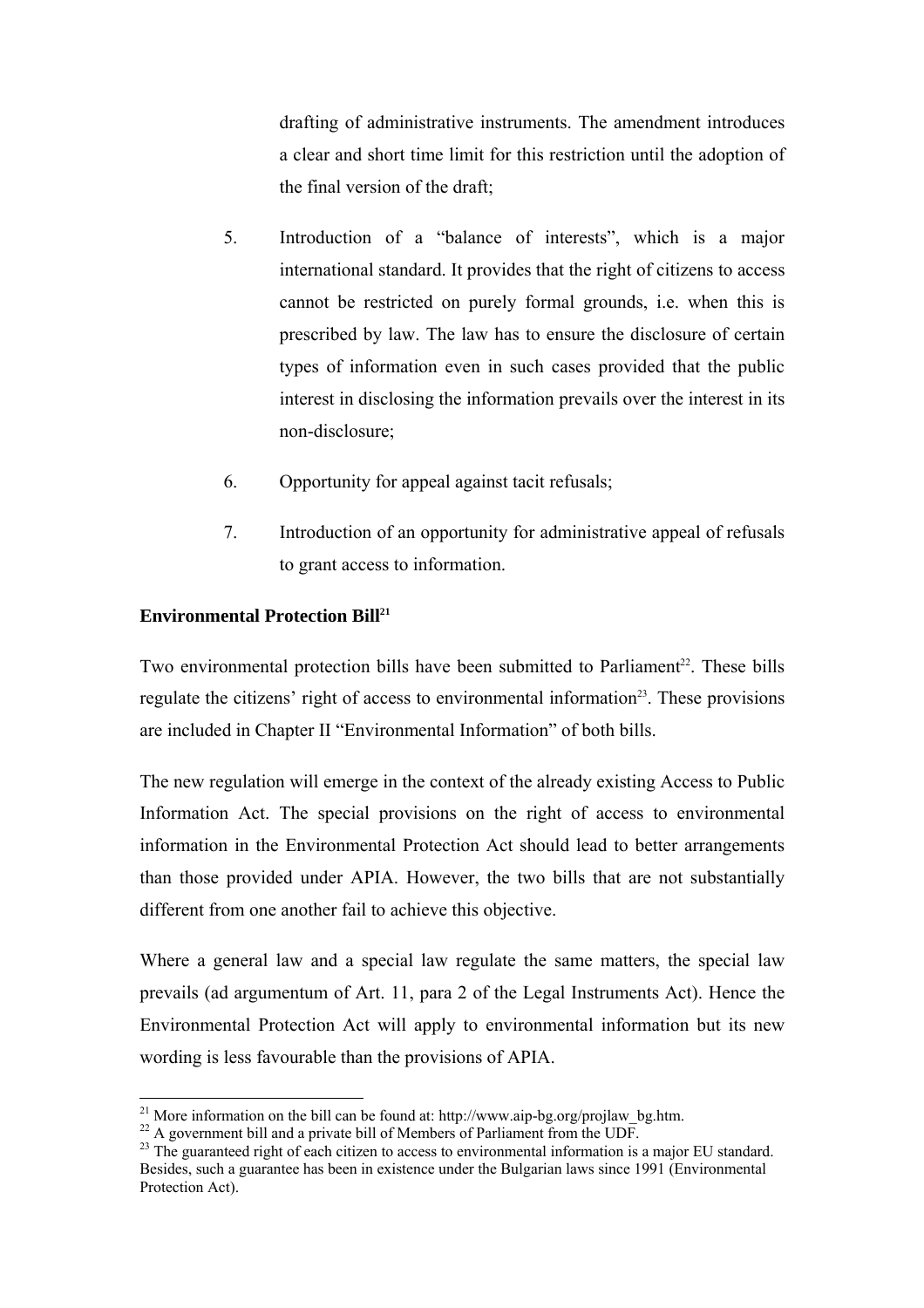drafting of administrative instruments. The amendment introduces a clear and short time limit for this restriction until the adoption of the final version of the draft;

5. Introduction of a "balance of interests", which is a major international standard. It provides that the right of citizens to access cannot be restricted on purely formal grounds, i.e. when this is prescribed by law. The law has to ensure the disclosure of certain types of information even in such cases provided that the public interest in disclosing the information prevails over the interest in its non-disclosure;

6. Opportunity for appeal against tacit refusals;

7. Introduction of an opportunity for administrative appeal of refusals to grant access to information.

**Environmental Protection Bill**[21]

Two environmental protection bills have been submitted to Parliament[22]. These bills regulate the citizens' right of access to environmental information[23]. These provisions are included in Chapter II "Environmental Information" of both bills.

The new regulation will emerge in the context of the already existing Access to Public Information Act. The special provisions on the right of access to environmental information in the Environmental Protection Act should lead to better arrangements than those provided under APIA. However, the two bills that are not substantially different from one another fail to achieve this objective.

Where a general law and a special law regulate the same matters, the special law prevails (ad argumentum of Art. 11, para 2 of the Legal Instruments Act). Hence the Environmental Protection Act will apply to environmental information but its new wording is less favourable than the provisions of APIA.

---

[21] More information on the bill can be found at: http://www.aip-bg.org/projlaw_bg.htm.

[22] A government bill and a private bill of Members of Parliament from the UDF.

[23] The guaranteed right of each citizen to access to environmental information is a major EU standard. Besides, such a guarantee has been in existence under the Bulgarian laws since 1991 (Environmental Protection Act).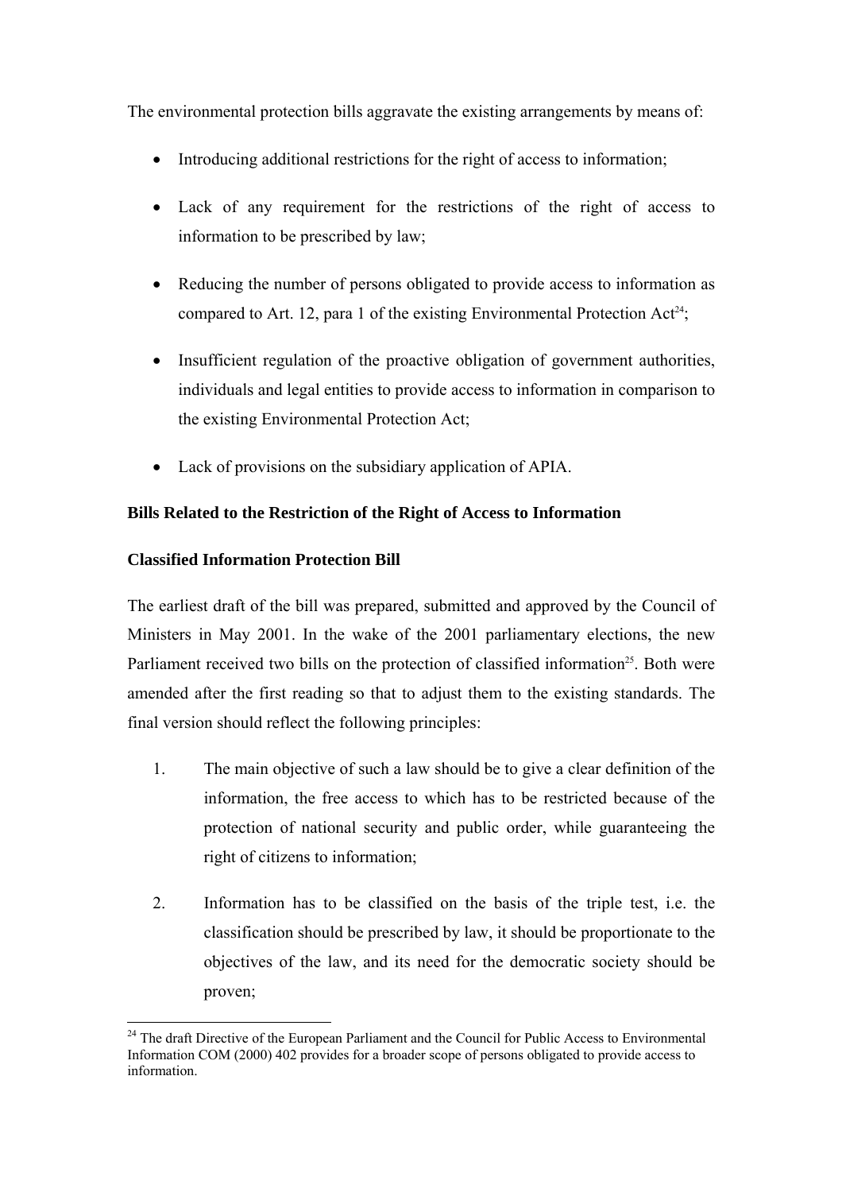The environmental protection bills aggravate the existing arrangements by means of:

- Introducing additional restrictions for the right of access to information;
- Lack of any requirement for the restrictions of the right of access to information to be prescribed by law;
- Reducing the number of persons obligated to provide access to information as compared to Art. 12, para 1 of the existing Environmental Protection Act[24];
- Insufficient regulation of the proactive obligation of government authorities, individuals and legal entities to provide access to information in comparison to the existing Environmental Protection Act;
- Lack of provisions on the subsidiary application of APIA.

**Bills Related to the Restriction of the Right of Access to Information**

**Classified Information Protection Bill**

The earliest draft of the bill was prepared, submitted and approved by the Council of Ministers in May 2001. In the wake of the 2001 parliamentary elections, the new Parliament received two bills on the protection of classified information[25]. Both were amended after the first reading so that to adjust them to the existing standards. The final version should reflect the following principles:

1. The main objective of such a law should be to give a clear definition of the information, the free access to which has to be restricted because of the protection of national security and public order, while guaranteeing the right of citizens to information;
2. Information has to be classified on the basis of the triple test, i.e. the classification should be prescribed by law, it should be proportionate to the objectives of the law, and its need for the democratic society should be proven;

[24] The draft Directive of the European Parliament and the Council for Public Access to Environmental Information COM (2000) 402 provides for a broader scope of persons obligated to provide access to information.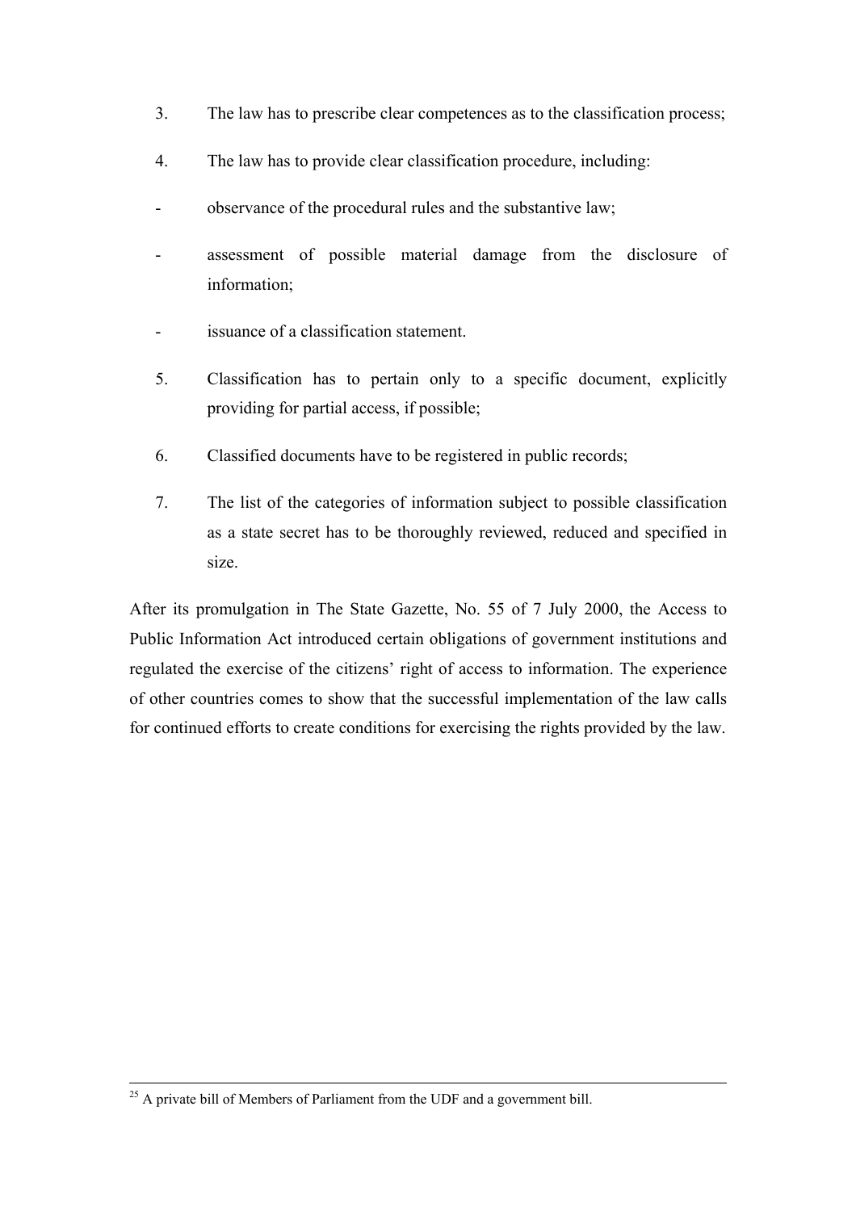3. The law has to prescribe clear competences as to the classification process;

4. The law has to provide clear classification procedure, including:

   - observance of the procedural rules and the substantive law;

   - assessment of possible material damage from the disclosure of information;

   - issuance of a classification statement.

5. Classification has to pertain only to a specific document, explicitly providing for partial access, if possible;

6. Classified documents have to be registered in public records;

7. The list of the categories of information subject to possible classification as a state secret has to be thoroughly reviewed, reduced and specified in size.

After its promulgation in The State Gazette, No. 55 of 7 July 2000, the Access to Public Information Act introduced certain obligations of government institutions and regulated the exercise of the citizens' right of access to information. The experience of other countries comes to show that the successful implementation of the law calls for continued efforts to create conditions for exercising the rights provided by the law.

---

[25] A private bill of Members of Parliament from the UDF and a government bill.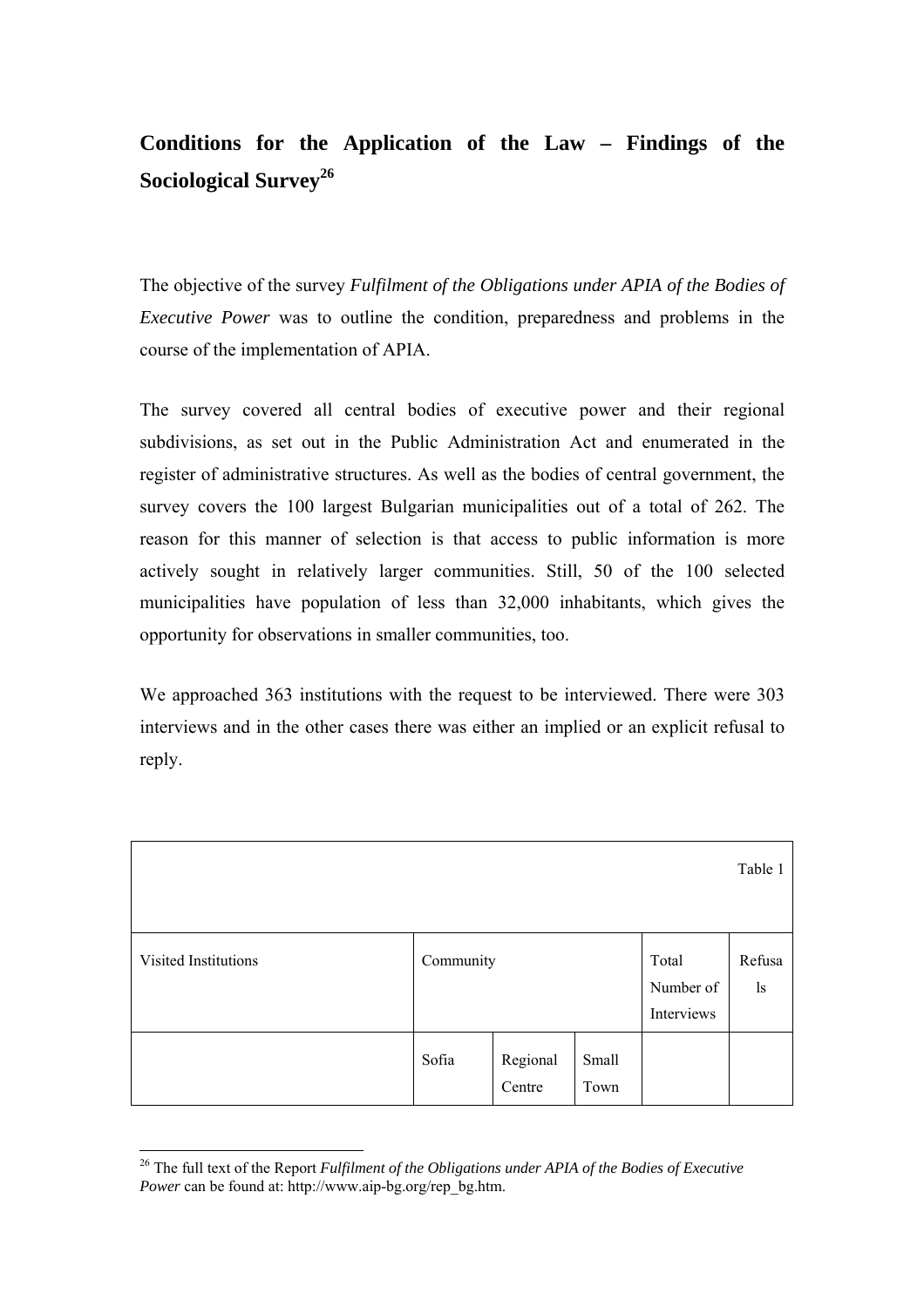## Conditions for the Application of the Law – Findings of the Sociological Survey[26]

The objective of the survey *Fulfilment of the Obligations under APIA of the Bodies of Executive Power* was to outline the condition, preparedness and problems in the course of the implementation of APIA.

The survey covered all central bodies of executive power and their regional subdivisions, as set out in the Public Administration Act and enumerated in the register of administrative structures. As well as the bodies of central government, the survey covers the 100 largest Bulgarian municipalities out of a total of 262. The reason for this manner of selection is that access to public information is more actively sought in relatively larger communities. Still, 50 of the 100 selected municipalities have population of less than 32,000 inhabitants, which gives the opportunity for observations in smaller communities, too.

We approached 363 institutions with the request to be interviewed. There were 303 interviews and in the other cases there was either an implied or an explicit refusal to reply.

Table 1

| Visited Institutions | Community | | | Total Number of Interviews | Refusals |
|---|---|---|---|---|---|
| | Sofia | Regional Centre | Small Town | | |

[26] The full text of the Report *Fulfilment of the Obligations under APIA of the Bodies of Executive Power* can be found at: http://www.aip-bg.org/rep_bg.htm.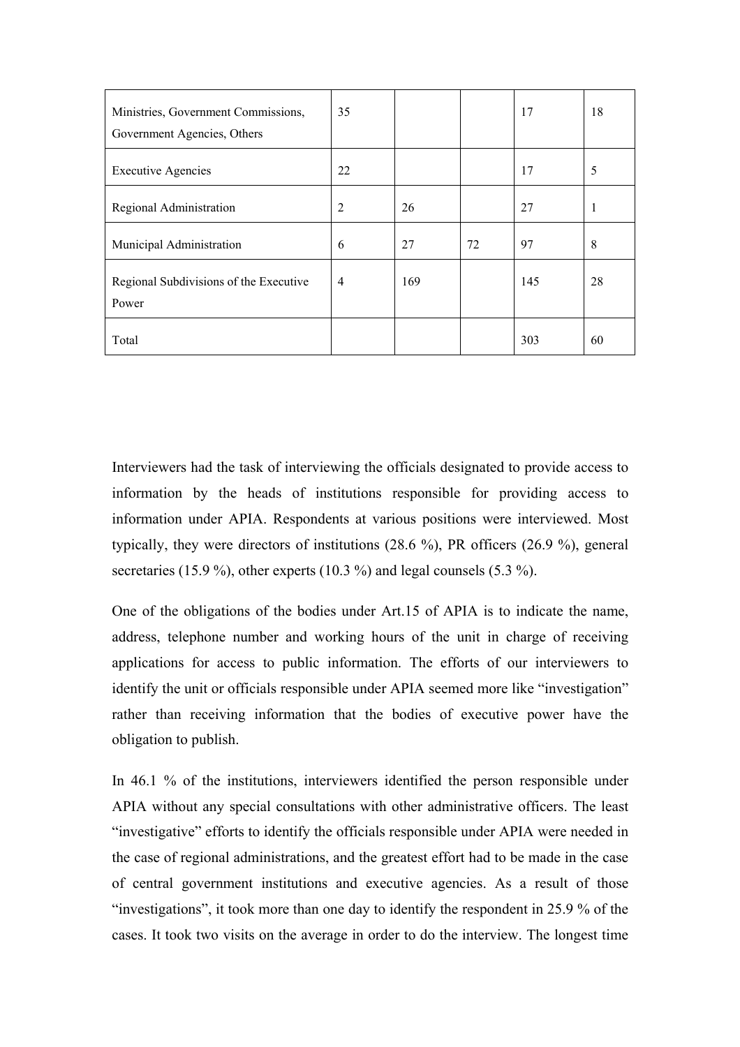| | | | | | |
|---|---|---|---|---|---|
| Ministries, Government Commissions, Government Agencies, Others | 35 | | | 17 | 18 |
| Executive Agencies | 22 | | | 17 | 5 |
| Regional Administration | 2 | 26 | | 27 | 1 |
| Municipal Administration | 6 | 27 | 72 | 97 | 8 |
| Regional Subdivisions of the Executive Power | 4 | 169 | | 145 | 28 |
| Total | | | | 303 | 60 |

Interviewers had the task of interviewing the officials designated to provide access to information by the heads of institutions responsible for providing access to information under APIA. Respondents at various positions were interviewed. Most typically, they were directors of institutions (28.6 %), PR officers (26.9 %), general secretaries (15.9 %), other experts (10.3 %) and legal counsels (5.3 %).

One of the obligations of the bodies under Art.15 of APIA is to indicate the name, address, telephone number and working hours of the unit in charge of receiving applications for access to public information. The efforts of our interviewers to identify the unit or officials responsible under APIA seemed more like "investigation" rather than receiving information that the bodies of executive power have the obligation to publish.

In 46.1 % of the institutions, interviewers identified the person responsible under APIA without any special consultations with other administrative officers. The least "investigative" efforts to identify the officials responsible under APIA were needed in the case of regional administrations, and the greatest effort had to be made in the case of central government institutions and executive agencies. As a result of those "investigations", it took more than one day to identify the respondent in 25.9 % of the cases. It took two visits on the average in order to do the interview. The longest time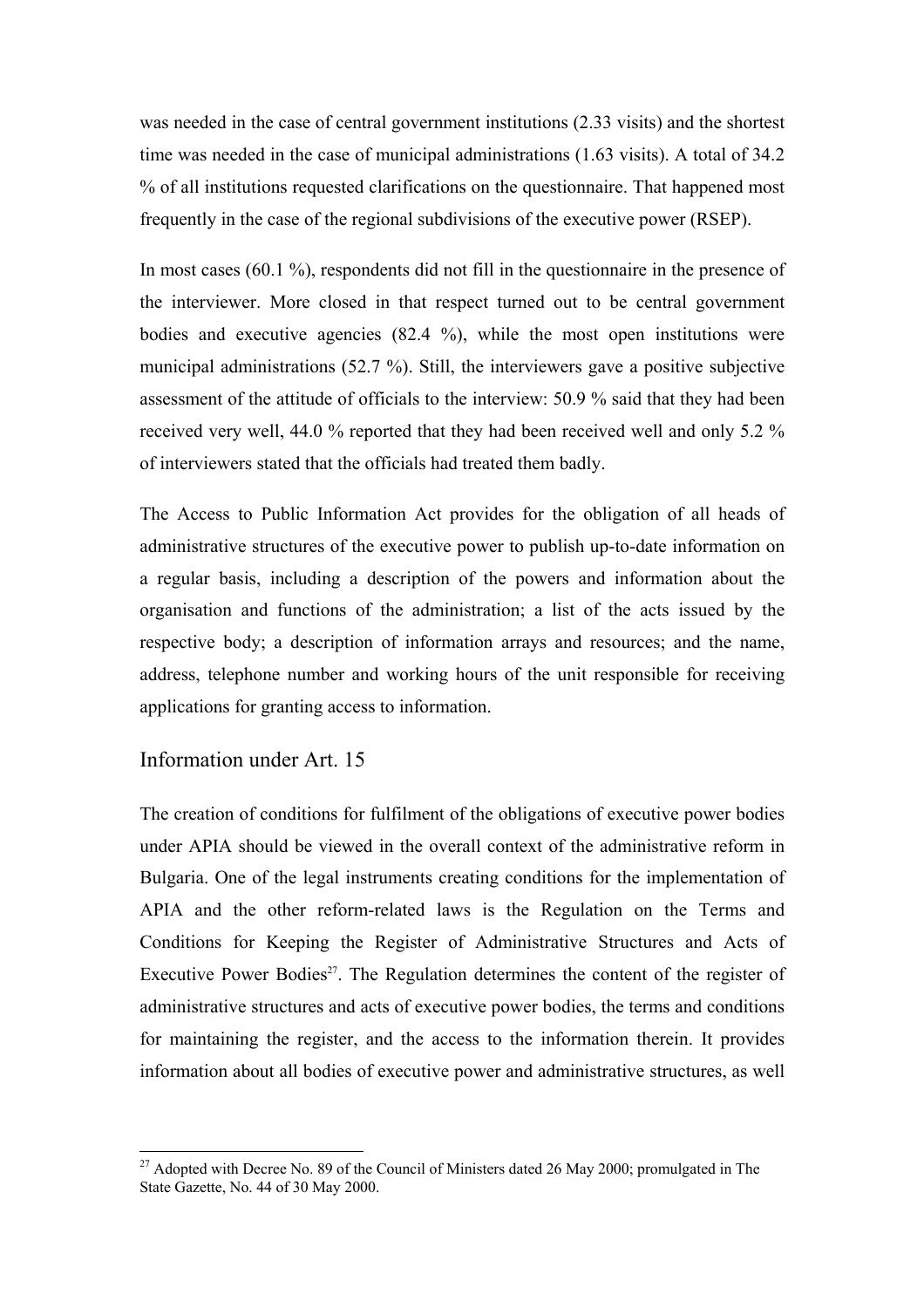was needed in the case of central government institutions (2.33 visits) and the shortest time was needed in the case of municipal administrations (1.63 visits). A total of 34.2 % of all institutions requested clarifications on the questionnaire. That happened most frequently in the case of the regional subdivisions of the executive power (RSEP).

In most cases (60.1 %), respondents did not fill in the questionnaire in the presence of the interviewer. More closed in that respect turned out to be central government bodies and executive agencies (82.4 %), while the most open institutions were municipal administrations (52.7 %). Still, the interviewers gave a positive subjective assessment of the attitude of officials to the interview: 50.9 % said that they had been received very well, 44.0 % reported that they had been received well and only 5.2 % of interviewers stated that the officials had treated them badly.

The Access to Public Information Act provides for the obligation of all heads of administrative structures of the executive power to publish up-to-date information on a regular basis, including a description of the powers and information about the organisation and functions of the administration; a list of the acts issued by the respective body; a description of information arrays and resources; and the name, address, telephone number and working hours of the unit responsible for receiving applications for granting access to information.

## Information under Art. 15

The creation of conditions for fulfilment of the obligations of executive power bodies under APIA should be viewed in the overall context of the administrative reform in Bulgaria. One of the legal instruments creating conditions for the implementation of APIA and the other reform-related laws is the Regulation on the Terms and Conditions for Keeping the Register of Administrative Structures and Acts of Executive Power Bodies[27]. The Regulation determines the content of the register of administrative structures and acts of executive power bodies, the terms and conditions for maintaining the register, and the access to the information therein. It provides information about all bodies of executive power and administrative structures, as well

[27] Adopted with Decree No. 89 of the Council of Ministers dated 26 May 2000; promulgated in The State Gazette, No. 44 of 30 May 2000.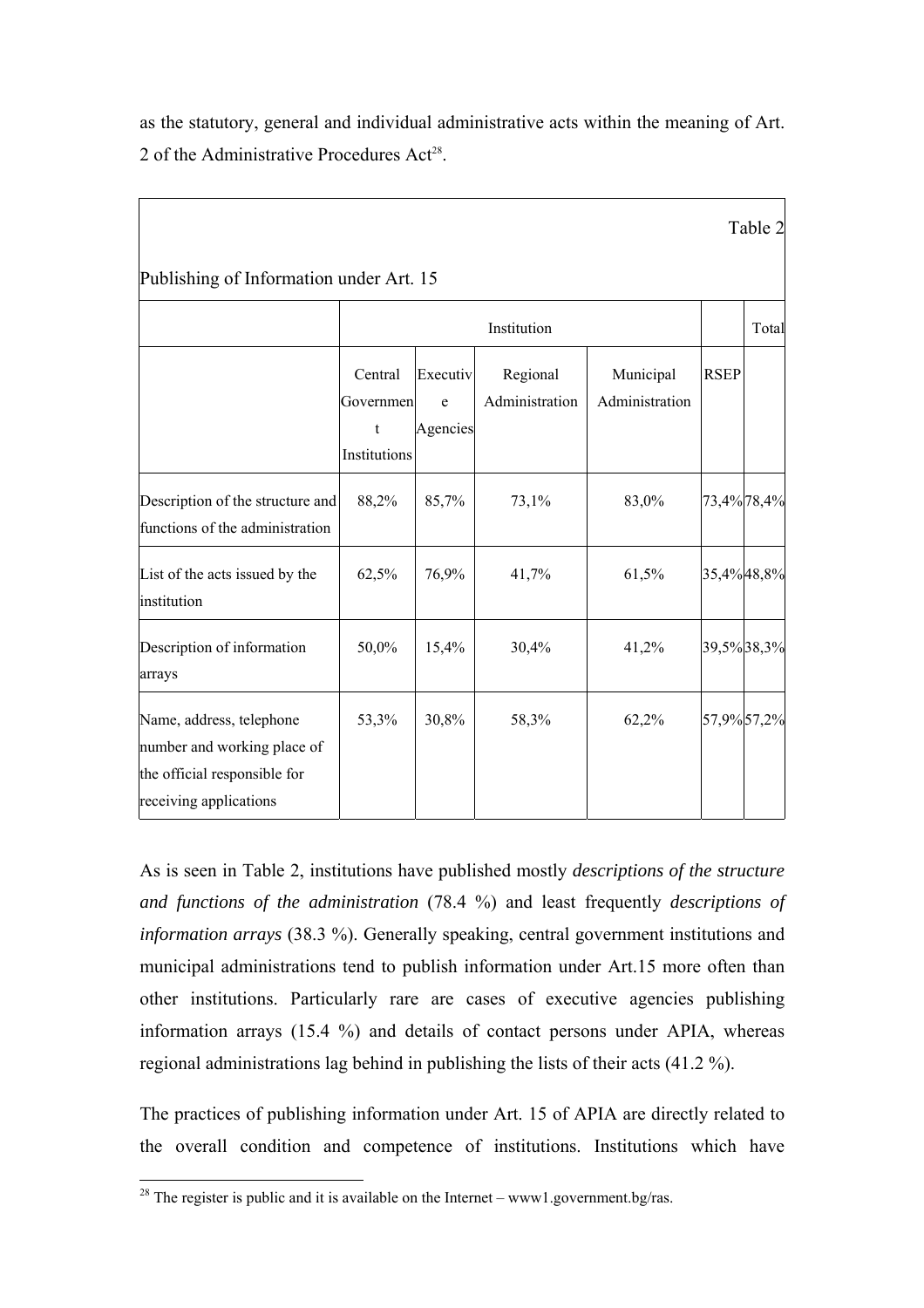as the statutory, general and individual administrative acts within the meaning of Art. 2 of the Administrative Procedures Act[28].

Table 2

Publishing of Information under Art. 15

| | Institution | | | | | Total |
|---|---|---|---|---|---|---|
| | Central Government Institutions | Executive Agencies | Regional Administration | Municipal Administration | RSEP | |
| Description of the structure and functions of the administration | 88,2% | 85,7% | 73,1% | 83,0% | 73,4% | 78,4% |
| List of the acts issued by the institution | 62,5% | 76,9% | 41,7% | 61,5% | 35,4% | 48,8% |
| Description of information arrays | 50,0% | 15,4% | 30,4% | 41,2% | 39,5% | 38,3% |
| Name, address, telephone number and working place of the official responsible for receiving applications | 53,3% | 30,8% | 58,3% | 62,2% | 57,9% | 57,2% |

As is seen in Table 2, institutions have published mostly *descriptions of the structure and functions of the administration* (78.4 %) and least frequently *descriptions of information arrays* (38.3 %). Generally speaking, central government institutions and municipal administrations tend to publish information under Art.15 more often than other institutions. Particularly rare are cases of executive agencies publishing information arrays (15.4 %) and details of contact persons under APIA, whereas regional administrations lag behind in publishing the lists of their acts (41.2 %).

The practices of publishing information under Art. 15 of APIA are directly related to the overall condition and competence of institutions. Institutions which have

[28] The register is public and it is available on the Internet – www1.government.bg/ras.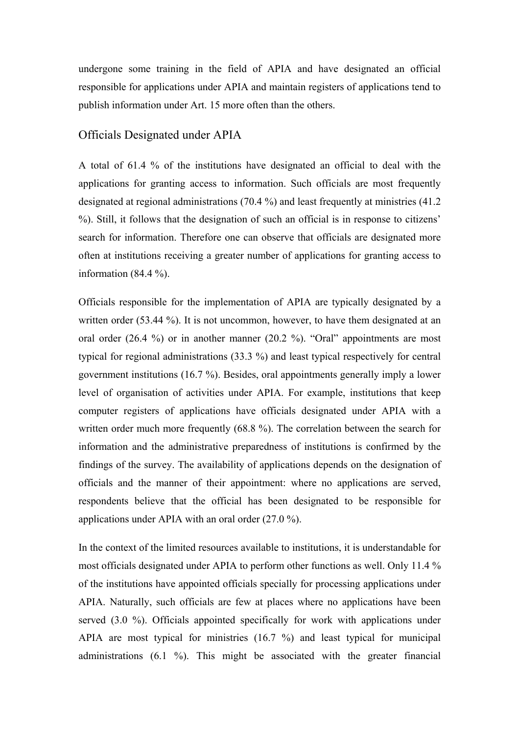undergone some training in the field of APIA and have designated an official responsible for applications under APIA and maintain registers of applications tend to publish information under Art. 15 more often than the others.

## Officials Designated under APIA

A total of 61.4 % of the institutions have designated an official to deal with the applications for granting access to information. Such officials are most frequently designated at regional administrations (70.4 %) and least frequently at ministries (41.2 %). Still, it follows that the designation of such an official is in response to citizens' search for information. Therefore one can observe that officials are designated more often at institutions receiving a greater number of applications for granting access to information (84.4 %).

Officials responsible for the implementation of APIA are typically designated by a written order (53.44 %). It is not uncommon, however, to have them designated at an oral order (26.4 %) or in another manner (20.2 %). "Oral" appointments are most typical for regional administrations (33.3 %) and least typical respectively for central government institutions (16.7 %). Besides, oral appointments generally imply a lower level of organisation of activities under APIA. For example, institutions that keep computer registers of applications have officials designated under APIA with a written order much more frequently (68.8 %). The correlation between the search for information and the administrative preparedness of institutions is confirmed by the findings of the survey. The availability of applications depends on the designation of officials and the manner of their appointment: where no applications are served, respondents believe that the official has been designated to be responsible for applications under APIA with an oral order (27.0 %).

In the context of the limited resources available to institutions, it is understandable for most officials designated under APIA to perform other functions as well. Only 11.4 % of the institutions have appointed officials specially for processing applications under APIA. Naturally, such officials are few at places where no applications have been served (3.0 %). Officials appointed specifically for work with applications under APIA are most typical for ministries (16.7 %) and least typical for municipal administrations (6.1 %). This might be associated with the greater financial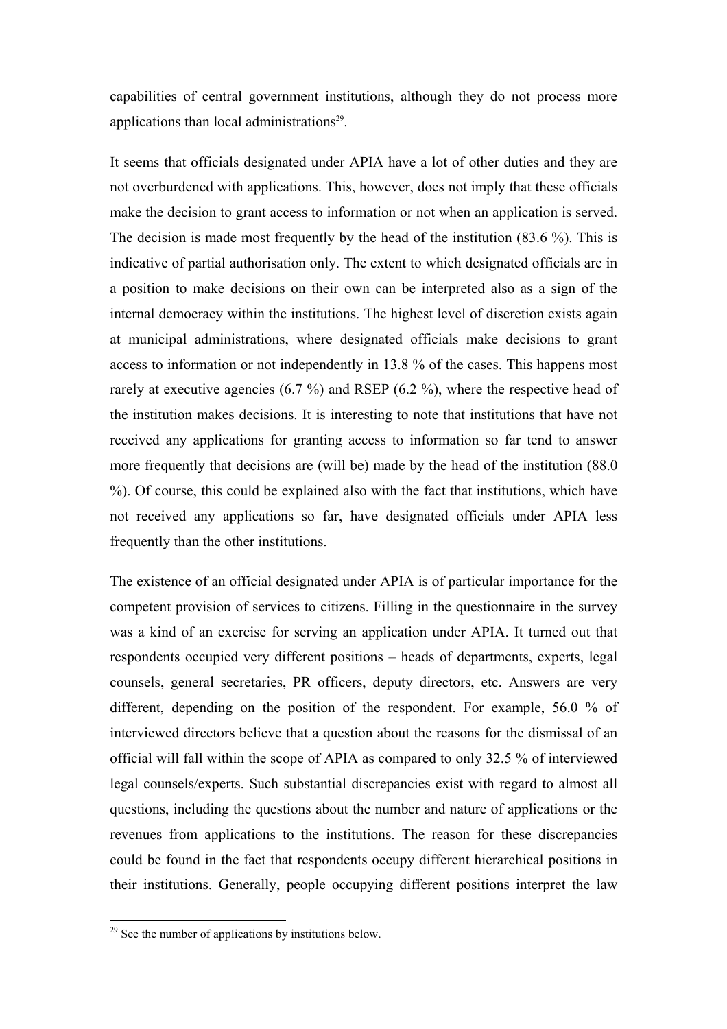capabilities of central government institutions, although they do not process more applications than local administrations[29].

It seems that officials designated under APIA have a lot of other duties and they are not overburdened with applications. This, however, does not imply that these officials make the decision to grant access to information or not when an application is served. The decision is made most frequently by the head of the institution (83.6 %). This is indicative of partial authorisation only. The extent to which designated officials are in a position to make decisions on their own can be interpreted also as a sign of the internal democracy within the institutions. The highest level of discretion exists again at municipal administrations, where designated officials make decisions to grant access to information or not independently in 13.8 % of the cases. This happens most rarely at executive agencies (6.7 %) and RSEP (6.2 %), where the respective head of the institution makes decisions. It is interesting to note that institutions that have not received any applications for granting access to information so far tend to answer more frequently that decisions are (will be) made by the head of the institution (88.0 %). Of course, this could be explained also with the fact that institutions, which have not received any applications so far, have designated officials under APIA less frequently than the other institutions.

The existence of an official designated under APIA is of particular importance for the competent provision of services to citizens. Filling in the questionnaire in the survey was a kind of an exercise for serving an application under APIA. It turned out that respondents occupied very different positions – heads of departments, experts, legal counsels, general secretaries, PR officers, deputy directors, etc. Answers are very different, depending on the position of the respondent. For example, 56.0 % of interviewed directors believe that a question about the reasons for the dismissal of an official will fall within the scope of APIA as compared to only 32.5 % of interviewed legal counsels/experts. Such substantial discrepancies exist with regard to almost all questions, including the questions about the number and nature of applications or the revenues from applications to the institutions. The reason for these discrepancies could be found in the fact that respondents occupy different hierarchical positions in their institutions. Generally, people occupying different positions interpret the law

[29] See the number of applications by institutions below.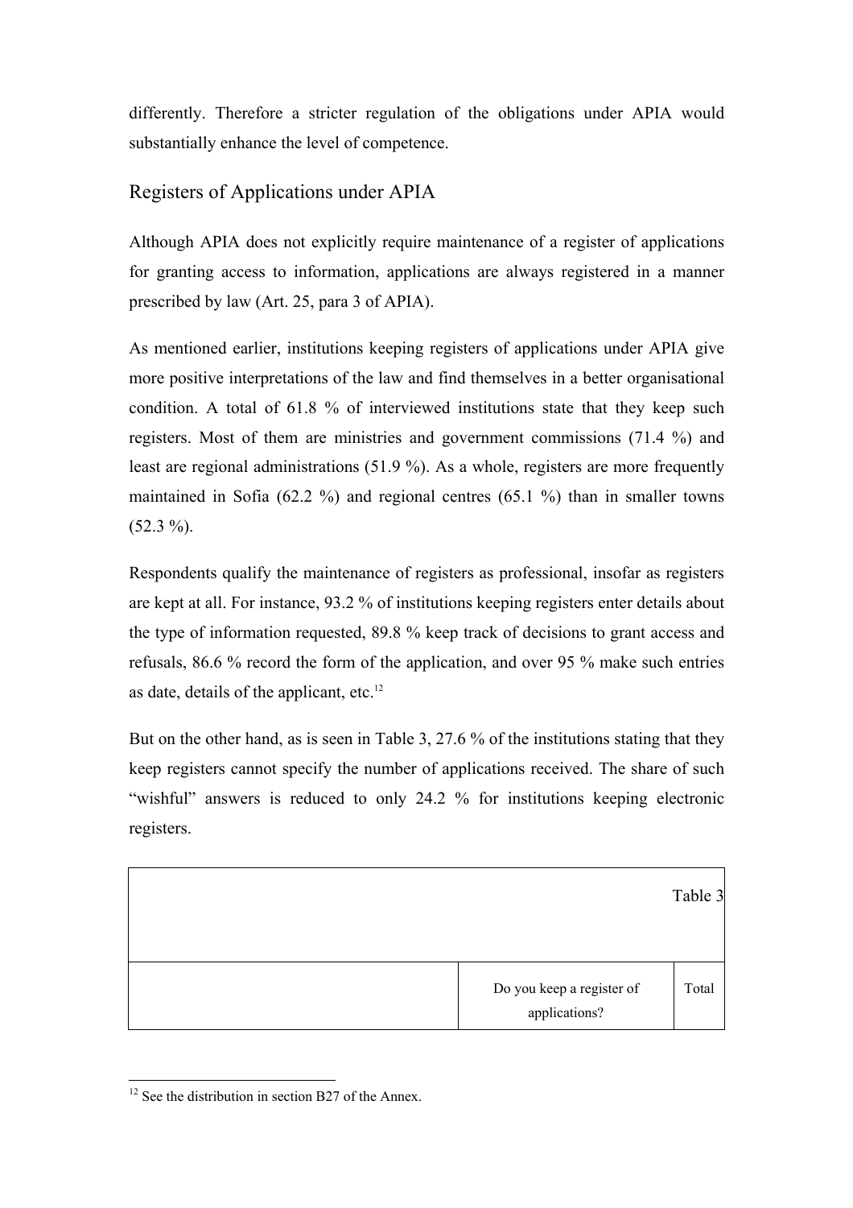differently. Therefore a stricter regulation of the obligations under APIA would substantially enhance the level of competence.

## Registers of Applications under APIA

Although APIA does not explicitly require maintenance of a register of applications for granting access to information, applications are always registered in a manner prescribed by law (Art. 25, para 3 of APIA).

As mentioned earlier, institutions keeping registers of applications under APIA give more positive interpretations of the law and find themselves in a better organisational condition. A total of 61.8 % of interviewed institutions state that they keep such registers. Most of them are ministries and government commissions (71.4 %) and least are regional administrations (51.9 %). As a whole, registers are more frequently maintained in Sofia (62.2 %) and regional centres (65.1 %) than in smaller towns (52.3 %).

Respondents qualify the maintenance of registers as professional, insofar as registers are kept at all. For instance, 93.2 % of institutions keeping registers enter details about the type of information requested, 89.8 % keep track of decisions to grant access and refusals, 86.6 % record the form of the application, and over 95 % make such entries as date, details of the applicant, etc.[12]

But on the other hand, as is seen in Table 3, 27.6 % of the institutions stating that they keep registers cannot specify the number of applications received. The share of such "wishful" answers is reduced to only 24.2 % for institutions keeping electronic registers.

Table 3

| | Do you keep a register of applications? | Total |
|---|---|---|

[12] See the distribution in section B27 of the Annex.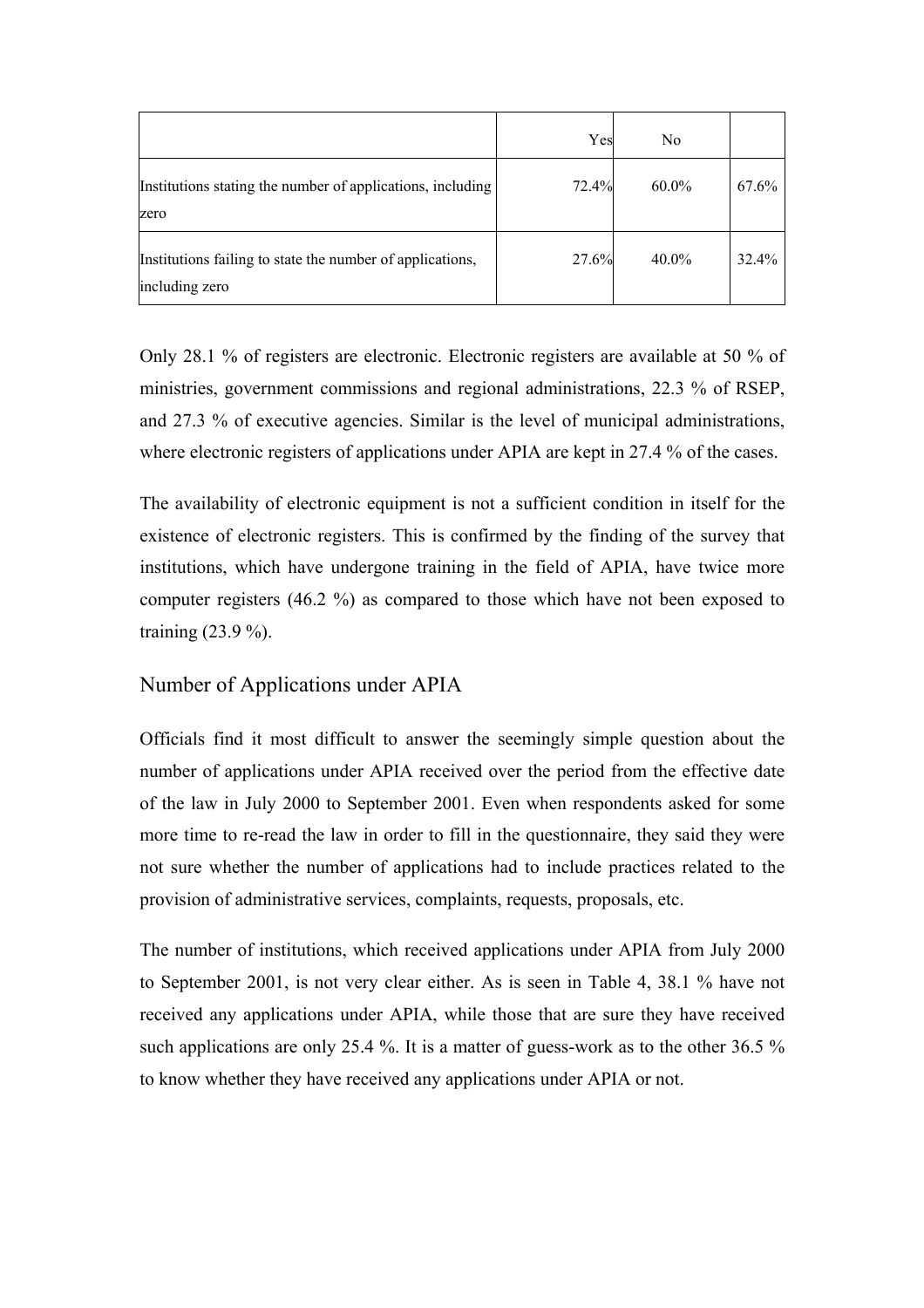| | Yes | No | |
|---|---|---|---|
| Institutions stating the number of applications, including zero | 72.4% | 60.0% | 67.6% |
| Institutions failing to state the number of applications, including zero | 27.6% | 40.0% | 32.4% |

Only 28.1 % of registers are electronic. Electronic registers are available at 50 % of ministries, government commissions and regional administrations, 22.3 % of RSEP, and 27.3 % of executive agencies. Similar is the level of municipal administrations, where electronic registers of applications under APIA are kept in 27.4 % of the cases.

The availability of electronic equipment is not a sufficient condition in itself for the existence of electronic registers. This is confirmed by the finding of the survey that institutions, which have undergone training in the field of APIA, have twice more computer registers (46.2 %) as compared to those which have not been exposed to training (23.9 %).

## Number of Applications under APIA

Officials find it most difficult to answer the seemingly simple question about the number of applications under APIA received over the period from the effective date of the law in July 2000 to September 2001. Even when respondents asked for some more time to re-read the law in order to fill in the questionnaire, they said they were not sure whether the number of applications had to include practices related to the provision of administrative services, complaints, requests, proposals, etc.

The number of institutions, which received applications under APIA from July 2000 to September 2001, is not very clear either. As is seen in Table 4, 38.1 % have not received any applications under APIA, while those that are sure they have received such applications are only 25.4 %. It is a matter of guess-work as to the other 36.5 % to know whether they have received any applications under APIA or not.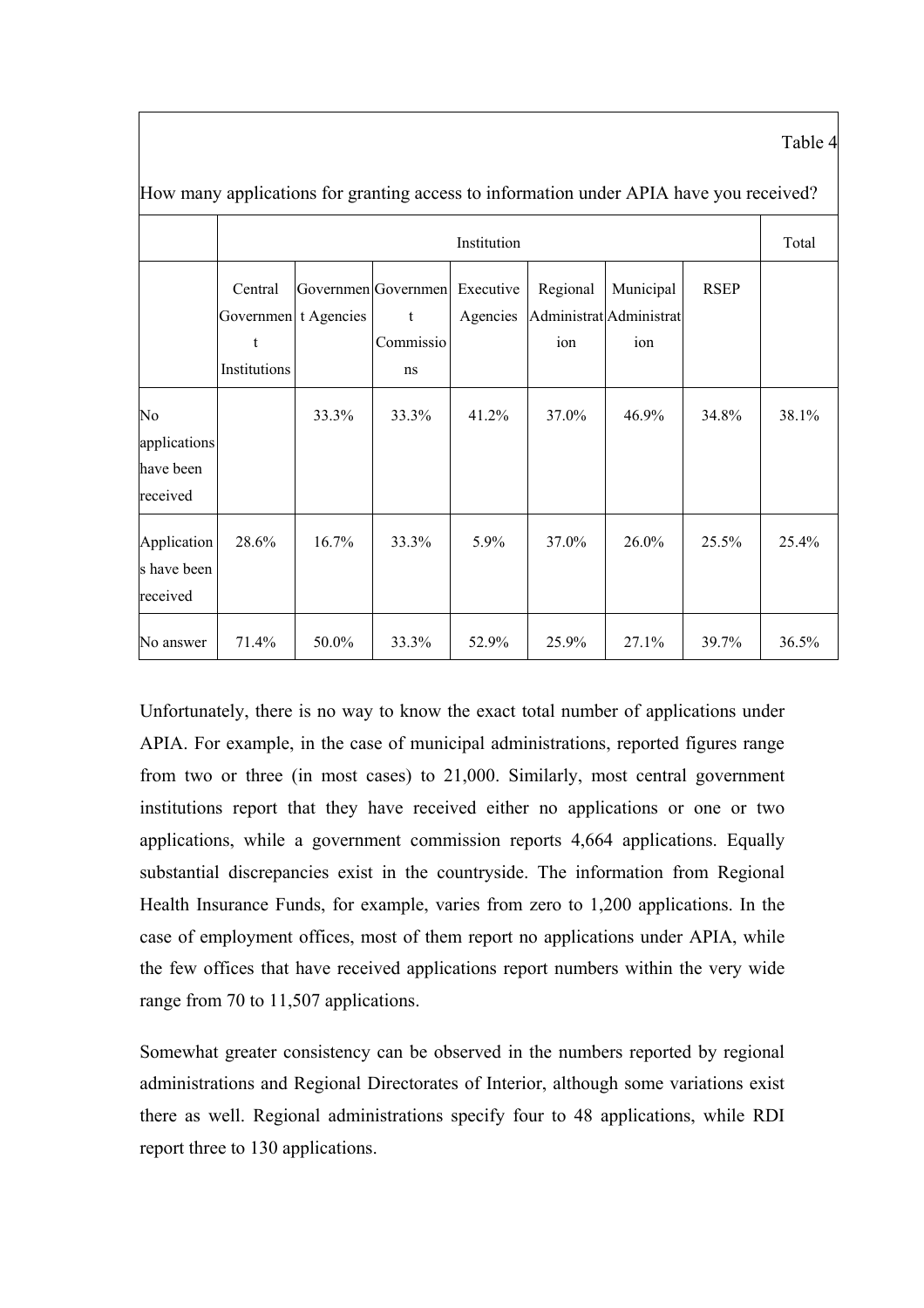Table 4

How many applications for granting access to information under APIA have you received?

| | Institution | | | | | | | Total |
|---|---|---|---|---|---|---|---|---|
| | Central Government Institutions | Government Agencies | Government Commissions | Executive Agencies | Regional Administration | Municipal Administration | RSEP | |
| No applications have been received | | 33.3% | 33.3% | 41.2% | 37.0% | 46.9% | 34.8% | 38.1% |
| Applications have been received | 28.6% | 16.7% | 33.3% | 5.9% | 37.0% | 26.0% | 25.5% | 25.4% |
| No answer | 71.4% | 50.0% | 33.3% | 52.9% | 25.9% | 27.1% | 39.7% | 36.5% |

Unfortunately, there is no way to know the exact total number of applications under APIA. For example, in the case of municipal administrations, reported figures range from two or three (in most cases) to 21,000. Similarly, most central government institutions report that they have received either no applications or one or two applications, while a government commission reports 4,664 applications. Equally substantial discrepancies exist in the countryside. The information from Regional Health Insurance Funds, for example, varies from zero to 1,200 applications. In the case of employment offices, most of them report no applications under APIA, while the few offices that have received applications report numbers within the very wide range from 70 to 11,507 applications.

Somewhat greater consistency can be observed in the numbers reported by regional administrations and Regional Directorates of Interior, although some variations exist there as well. Regional administrations specify four to 48 applications, while RDI report three to 130 applications.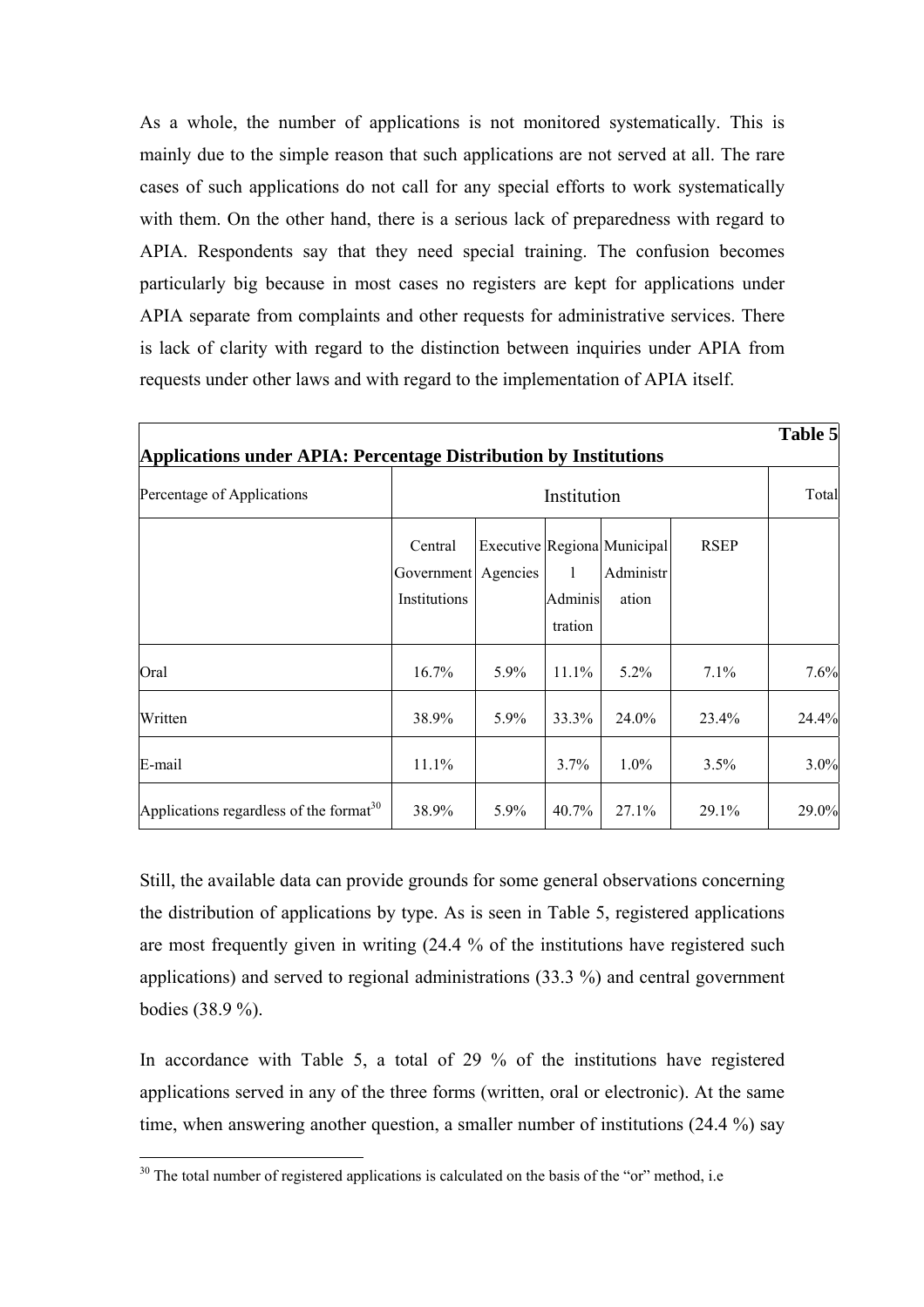As a whole, the number of applications is not monitored systematically. This is mainly due to the simple reason that such applications are not served at all. The rare cases of such applications do not call for any special efforts to work systematically with them. On the other hand, there is a serious lack of preparedness with regard to APIA. Respondents say that they need special training. The confusion becomes particularly big because in most cases no registers are kept for applications under APIA separate from complaints and other requests for administrative services. There is lack of clarity with regard to the distinction between inquiries under APIA from requests under other laws and with regard to the implementation of APIA itself.

**Table 5**

**Applications under APIA: Percentage Distribution by Institutions**

| Percentage of Applications | Institution | | | | | Total |
|---|---|---|---|---|---|---|
| | Central Government Institutions | Executive Agencies | Regional Administration | Municipal Administration | RSEP | |
| Oral | 16.7% | 5.9% | 11.1% | 5.2% | 7.1% | 7.6% |
| Written | 38.9% | 5.9% | 33.3% | 24.0% | 23.4% | 24.4% |
| E-mail | 11.1% | | 3.7% | 1.0% | 3.5% | 3.0% |
| Applications regardless of the format[30] | 38.9% | 5.9% | 40.7% | 27.1% | 29.1% | 29.0% |

Still, the available data can provide grounds for some general observations concerning the distribution of applications by type. As is seen in Table 5, registered applications are most frequently given in writing (24.4 % of the institutions have registered such applications) and served to regional administrations (33.3 %) and central government bodies (38.9 %).

In accordance with Table 5, a total of 29 % of the institutions have registered applications served in any of the three forms (written, oral or electronic). At the same time, when answering another question, a smaller number of institutions (24.4 %) say

[30] The total number of registered applications is calculated on the basis of the "or" method, i.e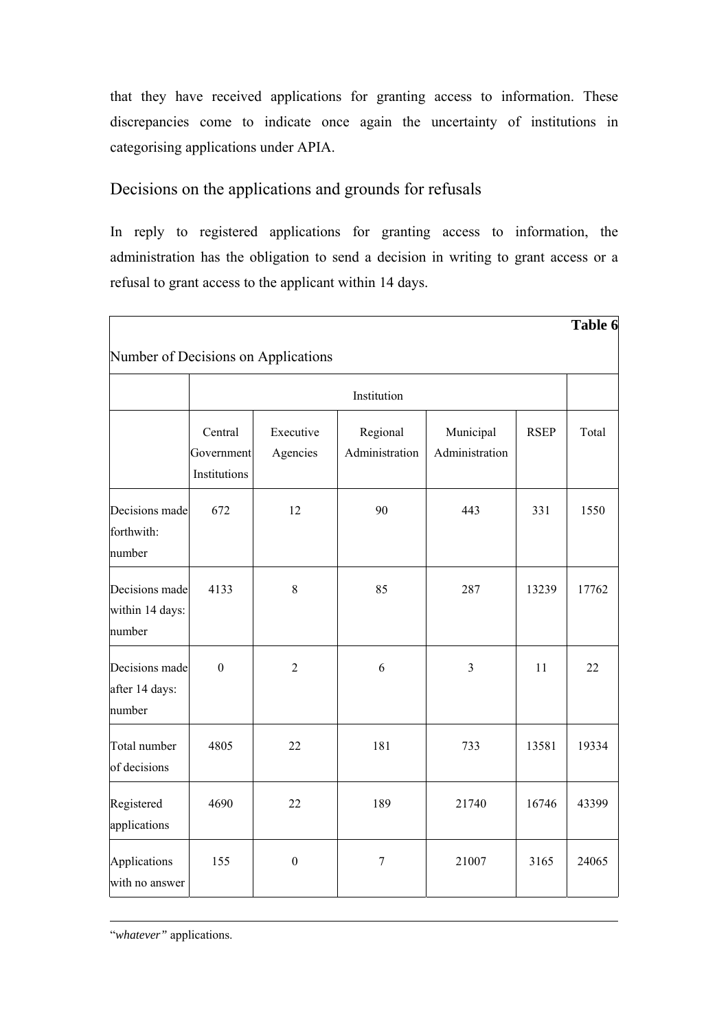that they have received applications for granting access to information. These discrepancies come to indicate once again the uncertainty of institutions in categorising applications under APIA.

## Decisions on the applications and grounds for refusals

In reply to registered applications for granting access to information, the administration has the obligation to send a decision in writing to grant access or a refusal to grant access to the applicant within 14 days.

**Table 6**

Number of Decisions on Applications

| | Institution | | | | | |
|---|---|---|---|---|---|---|
| | Central Government Institutions | Executive Agencies | Regional Administration | Municipal Administration | RSEP | Total |
| Decisions made forthwith: number | 672 | 12 | 90 | 443 | 331 | 1550 |
| Decisions made within 14 days: number | 4133 | 8 | 85 | 287 | 13239 | 17762 |
| Decisions made after 14 days: number | 0 | 2 | 6 | 3 | 11 | 22 |
| Total number of decisions | 4805 | 22 | 181 | 733 | 13581 | 19334 |
| Registered applications | 4690 | 22 | 189 | 21740 | 16746 | 43399 |
| Applications with no answer | 155 | 0 | 7 | 21007 | 3165 | 24065 |

---

"*whatever"* applications.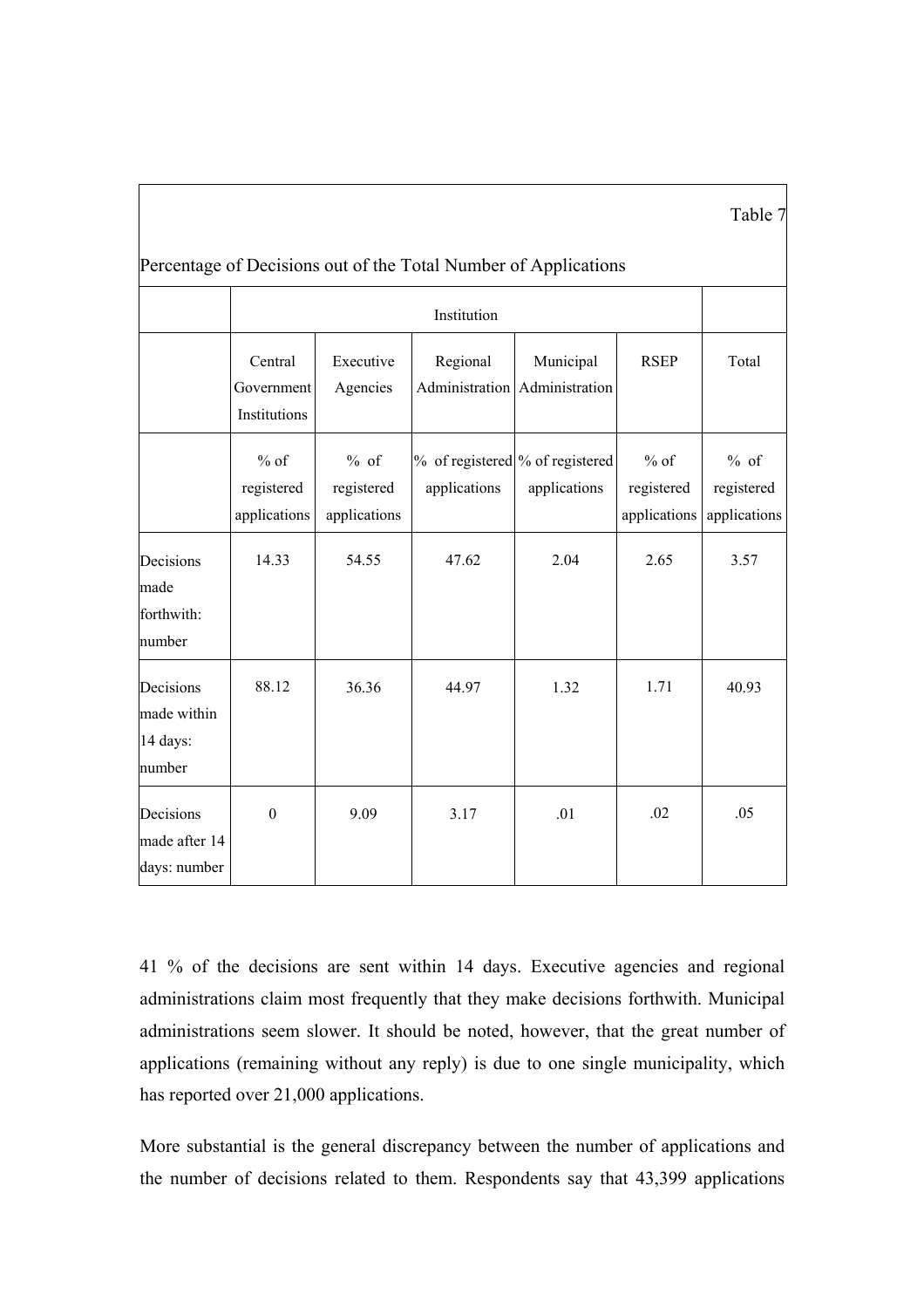Table 7

Percentage of Decisions out of the Total Number of Applications

| | Institution | | | | | |
|---|---|---|---|---|---|---|
| | Central Government Institutions | Executive Agencies | Regional Administration | Municipal Administration | RSEP | Total |
| | % of registered applications | % of registered applications | % of registered applications | % of registered applications | % of registered applications | % of registered applications |
| Decisions made forthwith: number | 14.33 | 54.55 | 47.62 | 2.04 | 2.65 | 3.57 |
| Decisions made within 14 days: number | 88.12 | 36.36 | 44.97 | 1.32 | 1.71 | 40.93 |
| Decisions made after 14 days: number | 0 | 9.09 | 3.17 | .01 | .02 | .05 |

41 % of the decisions are sent within 14 days. Executive agencies and regional administrations claim most frequently that they make decisions forthwith. Municipal administrations seem slower. It should be noted, however, that the great number of applications (remaining without any reply) is due to one single municipality, which has reported over 21,000 applications.

More substantial is the general discrepancy between the number of applications and the number of decisions related to them. Respondents say that 43,399 applications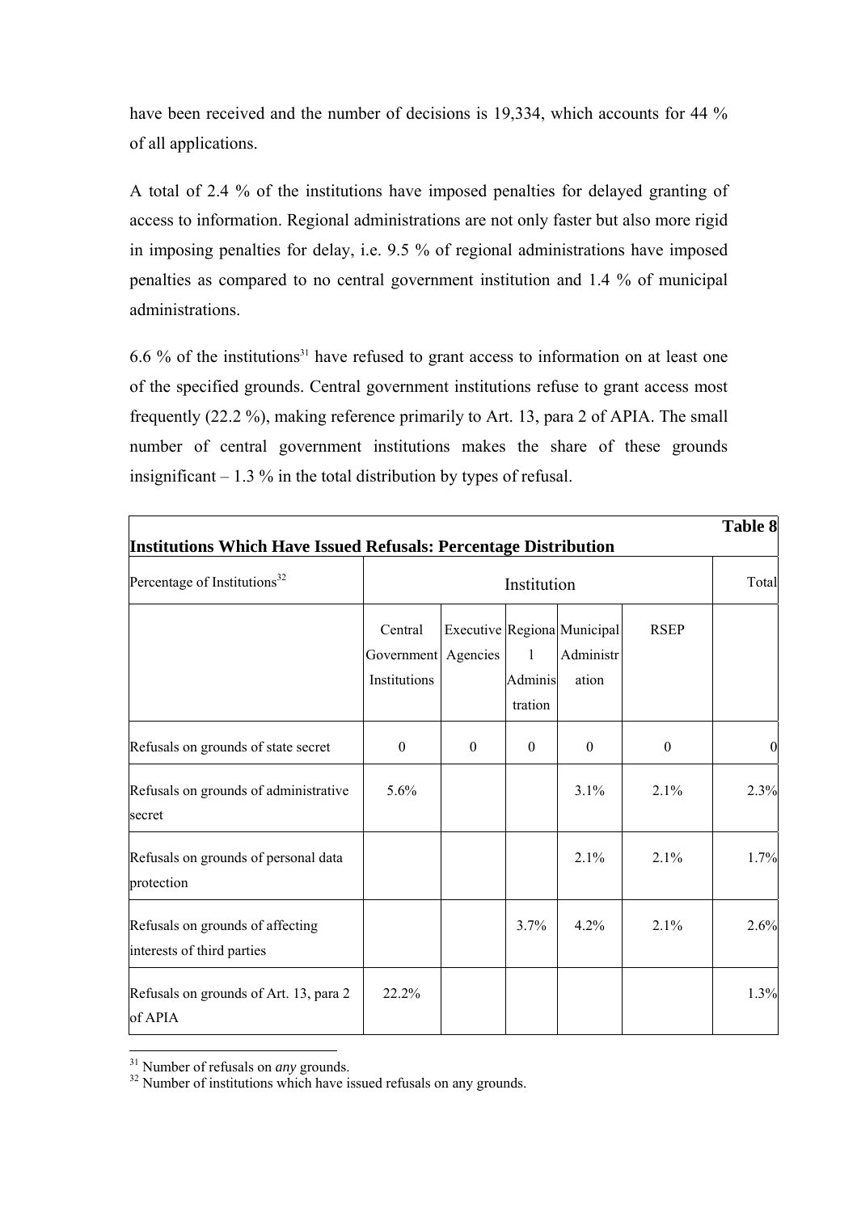have been received and the number of decisions is 19,334, which accounts for 44 % of all applications.

A total of 2.4 % of the institutions have imposed penalties for delayed granting of access to information. Regional administrations are not only faster but also more rigid in imposing penalties for delay, i.e. 9.5 % of regional administrations have imposed penalties as compared to no central government institution and 1.4 % of municipal administrations.

6.6 % of the institutions[31] have refused to grant access to information on at least one of the specified grounds. Central government institutions refuse to grant access most frequently (22.2 %), making reference primarily to Art. 13, para 2 of APIA. The small number of central government institutions makes the share of these grounds insignificant – 1.3 % in the total distribution by types of refusal.

**Table 8**

**Institutions Which Have Issued Refusals: Percentage Distribution**

| Percentage of Institutions[32] | Institution | | | | | Total |
|---|---|---|---|---|---|---|
| | Central Government Institutions | Executive Agencies | Regional Administration | Municipal Administration | RSEP | |
| Refusals on grounds of state secret | 0 | 0 | 0 | 0 | 0 | 0 |
| Refusals on grounds of administrative secret | 5.6% | | | 3.1% | 2.1% | 2.3% |
| Refusals on grounds of personal data protection | | | | 2.1% | 2.1% | 1.7% |
| Refusals on grounds of affecting interests of third parties | | | 3.7% | 4.2% | 2.1% | 2.6% |
| Refusals on grounds of Art. 13, para 2 of APIA | 22.2% | | | | | 1.3% |

[31] Number of refusals on *any* grounds.
[32] Number of institutions which have issued refusals on any grounds.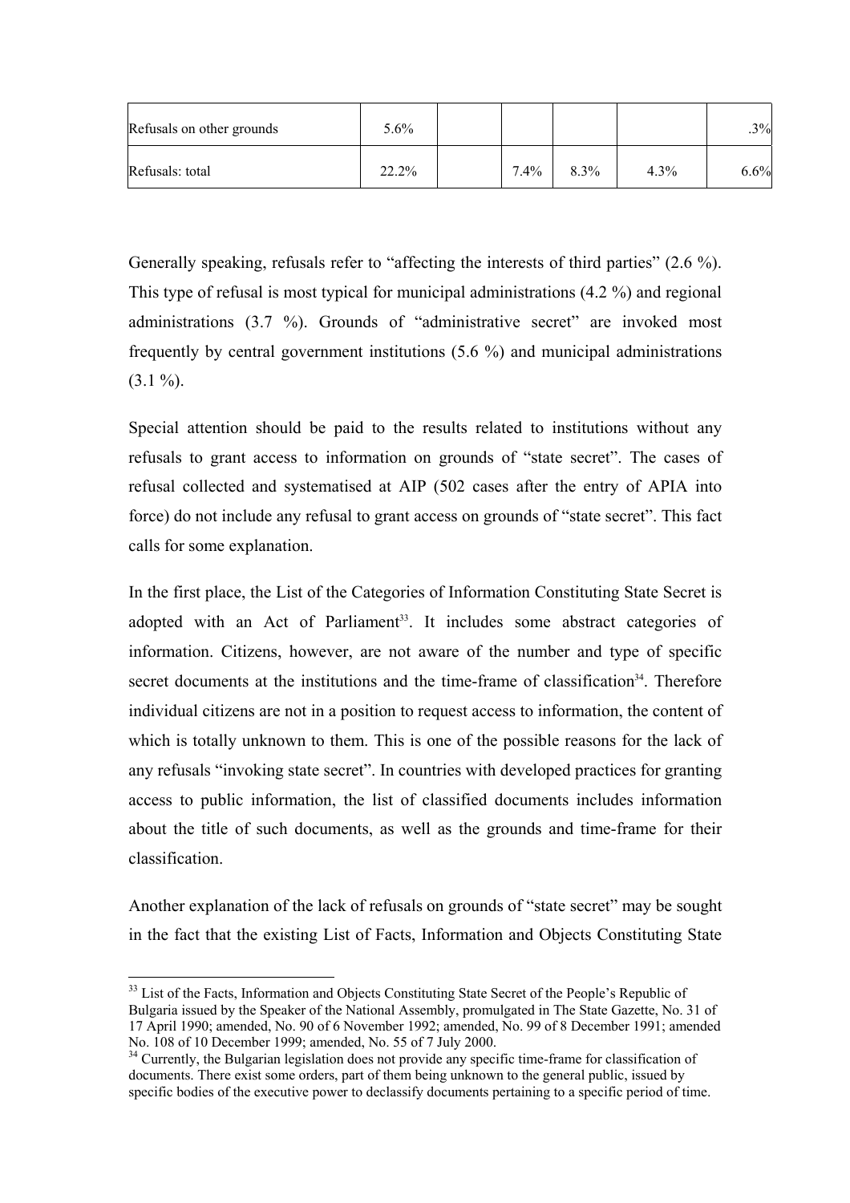| Refusals on other grounds | 5.6% | | | | | .3% |
|---|---|---|---|---|---|---|
| Refusals: total | 22.2% | | 7.4% | 8.3% | 4.3% | 6.6% |

Generally speaking, refusals refer to "affecting the interests of third parties" (2.6 %). This type of refusal is most typical for municipal administrations (4.2 %) and regional administrations (3.7 %). Grounds of "administrative secret" are invoked most frequently by central government institutions (5.6 %) and municipal administrations (3.1 %).

Special attention should be paid to the results related to institutions without any refusals to grant access to information on grounds of "state secret". The cases of refusal collected and systematised at AIP (502 cases after the entry of APIA into force) do not include any refusal to grant access on grounds of "state secret". This fact calls for some explanation.

In the first place, the List of the Categories of Information Constituting State Secret is adopted with an Act of Parliament[33]. It includes some abstract categories of information. Citizens, however, are not aware of the number and type of specific secret documents at the institutions and the time-frame of classification[34]. Therefore individual citizens are not in a position to request access to information, the content of which is totally unknown to them. This is one of the possible reasons for the lack of any refusals "invoking state secret". In countries with developed practices for granting access to public information, the list of classified documents includes information about the title of such documents, as well as the grounds and time-frame for their classification.

Another explanation of the lack of refusals on grounds of "state secret" may be sought in the fact that the existing List of Facts, Information and Objects Constituting State

---

[33] List of the Facts, Information and Objects Constituting State Secret of the People's Republic of Bulgaria issued by the Speaker of the National Assembly, promulgated in The State Gazette, No. 31 of 17 April 1990; amended, No. 90 of 6 November 1992; amended, No. 99 of 8 December 1991; amended No. 108 of 10 December 1999; amended, No. 55 of 7 July 2000.

[34] Currently, the Bulgarian legislation does not provide any specific time-frame for classification of documents. There exist some orders, part of them being unknown to the general public, issued by specific bodies of the executive power to declassify documents pertaining to a specific period of time.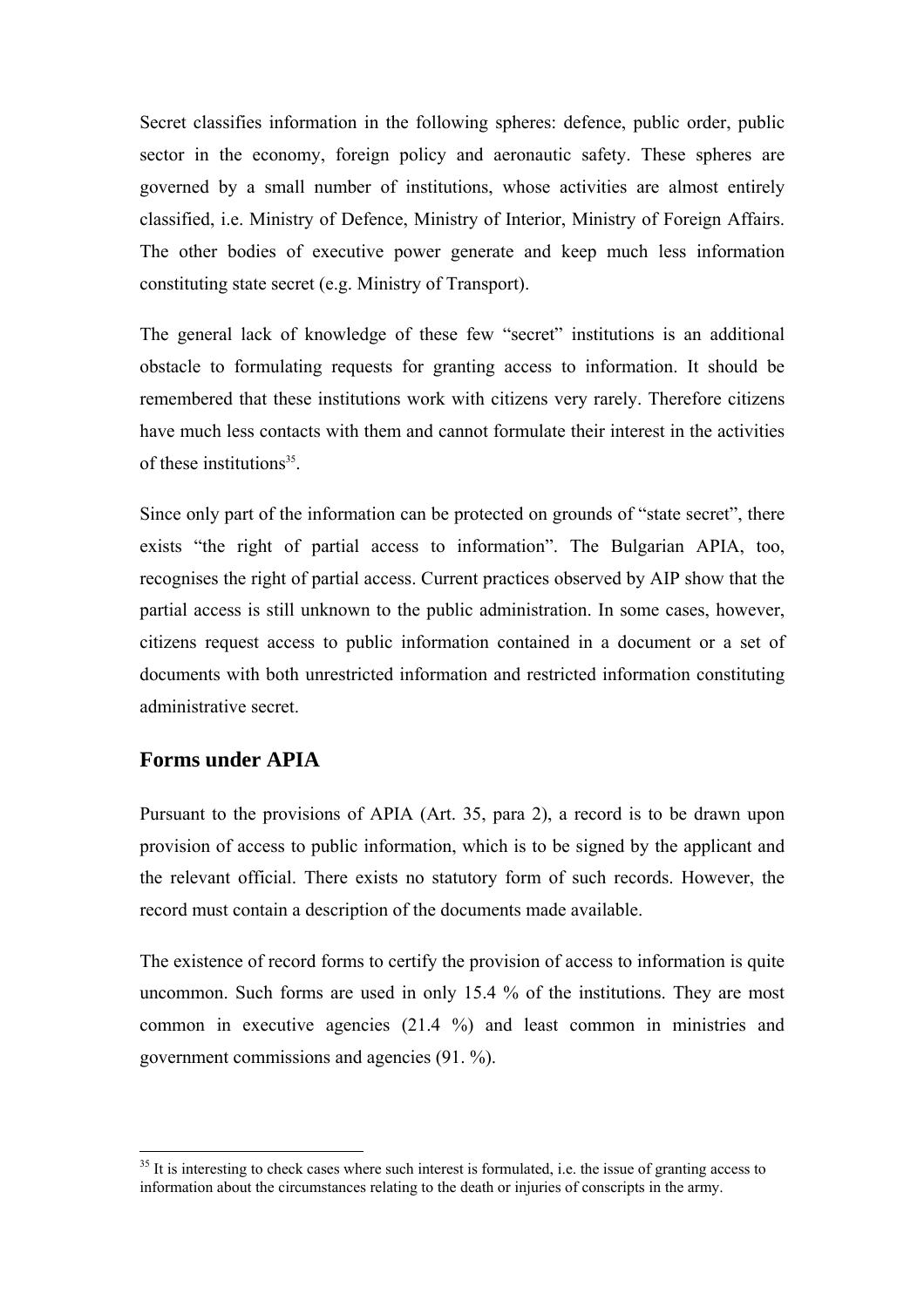Secret classifies information in the following spheres: defence, public order, public sector in the economy, foreign policy and aeronautic safety. These spheres are governed by a small number of institutions, whose activities are almost entirely classified, i.e. Ministry of Defence, Ministry of Interior, Ministry of Foreign Affairs. The other bodies of executive power generate and keep much less information constituting state secret (e.g. Ministry of Transport).

The general lack of knowledge of these few "secret" institutions is an additional obstacle to formulating requests for granting access to information. It should be remembered that these institutions work with citizens very rarely. Therefore citizens have much less contacts with them and cannot formulate their interest in the activities of these institutions[35].

Since only part of the information can be protected on grounds of "state secret", there exists "the right of partial access to information". The Bulgarian APIA, too, recognises the right of partial access. Current practices observed by AIP show that the partial access is still unknown to the public administration. In some cases, however, citizens request access to public information contained in a document or a set of documents with both unrestricted information and restricted information constituting administrative secret.

## Forms under APIA

Pursuant to the provisions of APIA (Art. 35, para 2), a record is to be drawn upon provision of access to public information, which is to be signed by the applicant and the relevant official. There exists no statutory form of such records. However, the record must contain a description of the documents made available.

The existence of record forms to certify the provision of access to information is quite uncommon. Such forms are used in only 15.4 % of the institutions. They are most common in executive agencies (21.4 %) and least common in ministries and government commissions and agencies (91. %).

---

[35] It is interesting to check cases where such interest is formulated, i.e. the issue of granting access to information about the circumstances relating to the death or injuries of conscripts in the army.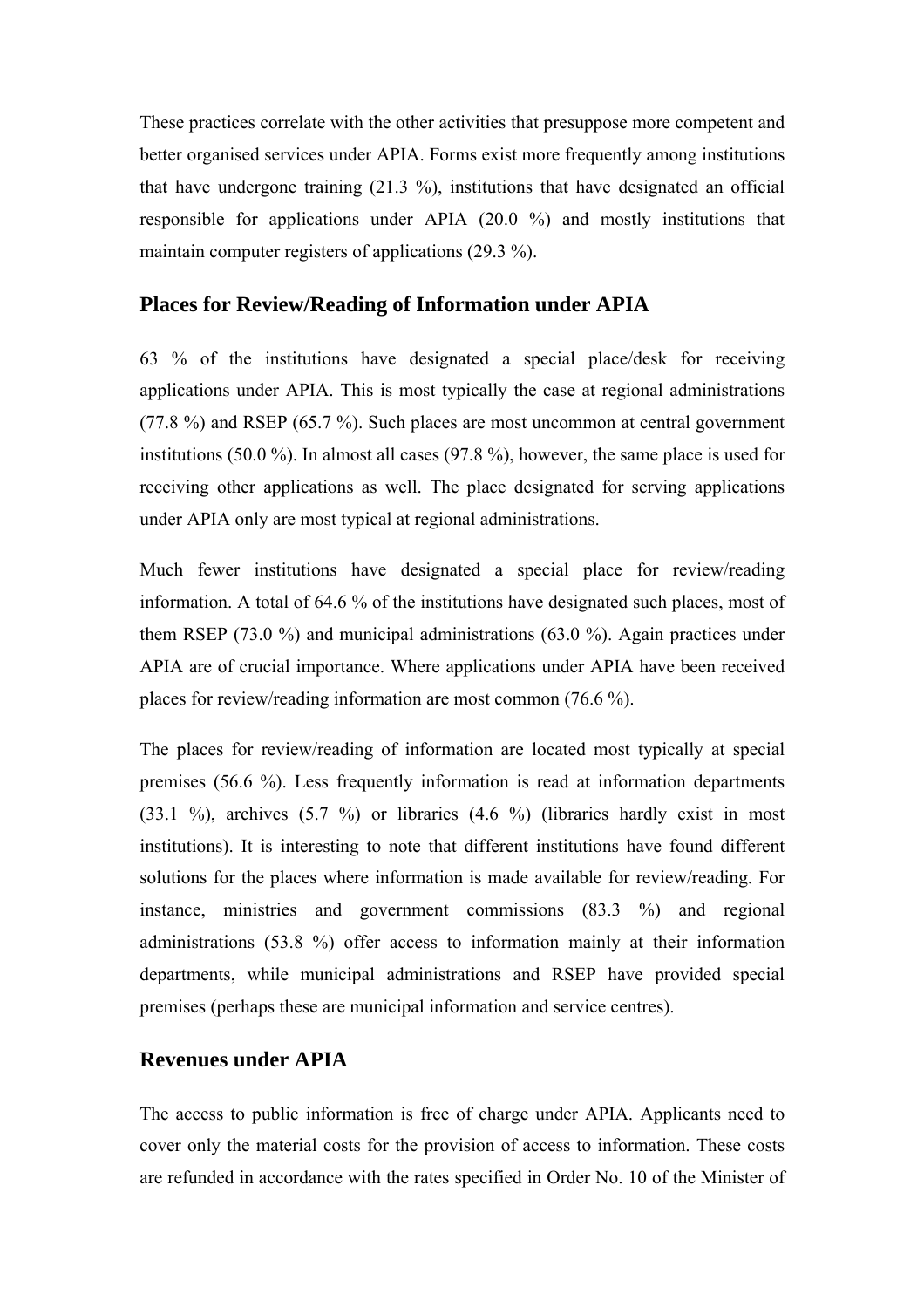These practices correlate with the other activities that presuppose more competent and better organised services under APIA. Forms exist more frequently among institutions that have undergone training (21.3 %), institutions that have designated an official responsible for applications under APIA (20.0 %) and mostly institutions that maintain computer registers of applications (29.3 %).

## Places for Review/Reading of Information under APIA

63 % of the institutions have designated a special place/desk for receiving applications under APIA. This is most typically the case at regional administrations (77.8 %) and RSEP (65.7 %). Such places are most uncommon at central government institutions (50.0 %). In almost all cases (97.8 %), however, the same place is used for receiving other applications as well. The place designated for serving applications under APIA only are most typical at regional administrations.

Much fewer institutions have designated a special place for review/reading information. A total of 64.6 % of the institutions have designated such places, most of them RSEP (73.0 %) and municipal administrations (63.0 %). Again practices under APIA are of crucial importance. Where applications under APIA have been received places for review/reading information are most common (76.6 %).

The places for review/reading of information are located most typically at special premises (56.6 %). Less frequently information is read at information departments (33.1 %), archives (5.7 %) or libraries (4.6 %) (libraries hardly exist in most institutions). It is interesting to note that different institutions have found different solutions for the places where information is made available for review/reading. For instance, ministries and government commissions (83.3 %) and regional administrations (53.8 %) offer access to information mainly at their information departments, while municipal administrations and RSEP have provided special premises (perhaps these are municipal information and service centres).

## Revenues under APIA

The access to public information is free of charge under APIA. Applicants need to cover only the material costs for the provision of access to information. These costs are refunded in accordance with the rates specified in Order No. 10 of the Minister of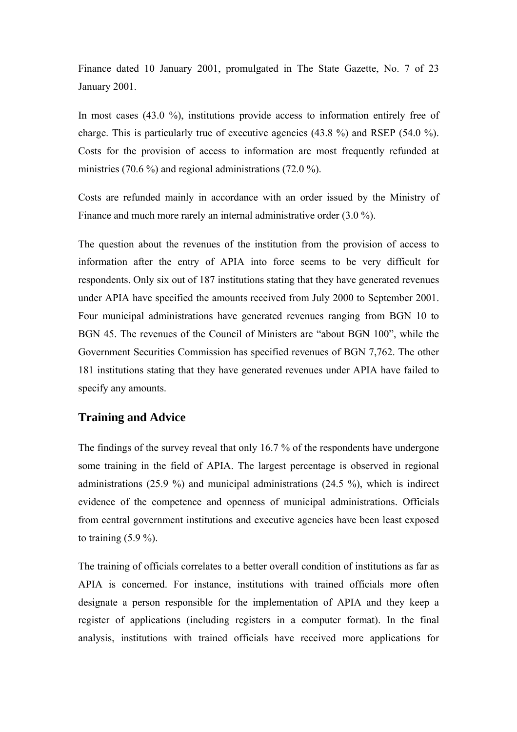Finance dated 10 January 2001, promulgated in The State Gazette, No. 7 of 23 January 2001.

In most cases (43.0 %), institutions provide access to information entirely free of charge. This is particularly true of executive agencies (43.8 %) and RSEP (54.0 %). Costs for the provision of access to information are most frequently refunded at ministries (70.6 %) and regional administrations (72.0 %).

Costs are refunded mainly in accordance with an order issued by the Ministry of Finance and much more rarely an internal administrative order (3.0 %).

The question about the revenues of the institution from the provision of access to information after the entry of APIA into force seems to be very difficult for respondents. Only six out of 187 institutions stating that they have generated revenues under APIA have specified the amounts received from July 2000 to September 2001. Four municipal administrations have generated revenues ranging from BGN 10 to BGN 45. The revenues of the Council of Ministers are "about BGN 100", while the Government Securities Commission has specified revenues of BGN 7,762. The other 181 institutions stating that they have generated revenues under APIA have failed to specify any amounts.

## Training and Advice

The findings of the survey reveal that only 16.7 % of the respondents have undergone some training in the field of APIA. The largest percentage is observed in regional administrations (25.9 %) and municipal administrations (24.5 %), which is indirect evidence of the competence and openness of municipal administrations. Officials from central government institutions and executive agencies have been least exposed to training (5.9 %).

The training of officials correlates to a better overall condition of institutions as far as APIA is concerned. For instance, institutions with trained officials more often designate a person responsible for the implementation of APIA and they keep a register of applications (including registers in a computer format). In the final analysis, institutions with trained officials have received more applications for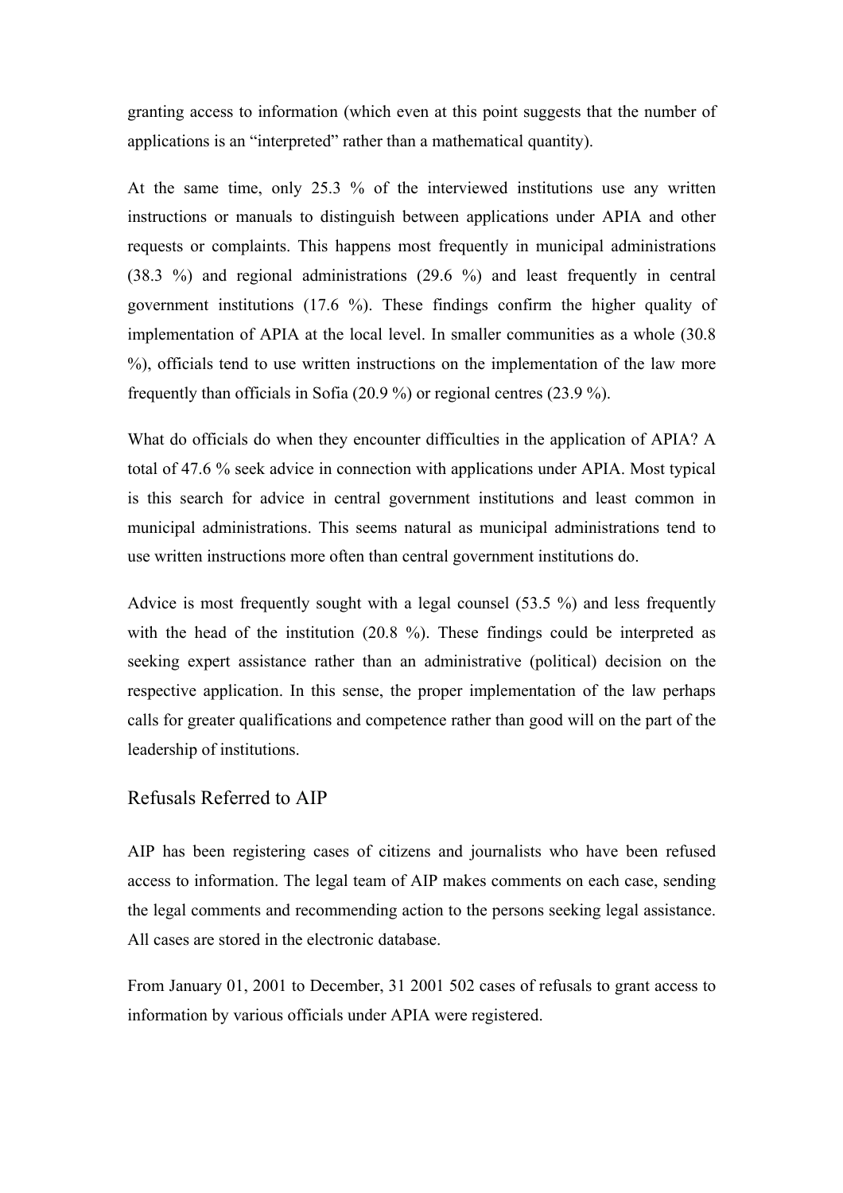granting access to information (which even at this point suggests that the number of applications is an "interpreted" rather than a mathematical quantity).

At the same time, only 25.3 % of the interviewed institutions use any written instructions or manuals to distinguish between applications under APIA and other requests or complaints. This happens most frequently in municipal administrations (38.3 %) and regional administrations (29.6 %) and least frequently in central government institutions (17.6 %). These findings confirm the higher quality of implementation of APIA at the local level. In smaller communities as a whole (30.8 %), officials tend to use written instructions on the implementation of the law more frequently than officials in Sofia (20.9 %) or regional centres (23.9 %).

What do officials do when they encounter difficulties in the application of APIA? A total of 47.6 % seek advice in connection with applications under APIA. Most typical is this search for advice in central government institutions and least common in municipal administrations. This seems natural as municipal administrations tend to use written instructions more often than central government institutions do.

Advice is most frequently sought with a legal counsel (53.5 %) and less frequently with the head of the institution (20.8 %). These findings could be interpreted as seeking expert assistance rather than an administrative (political) decision on the respective application. In this sense, the proper implementation of the law perhaps calls for greater qualifications and competence rather than good will on the part of the leadership of institutions.

## Refusals Referred to AIP

AIP has been registering cases of citizens and journalists who have been refused access to information. The legal team of AIP makes comments on each case, sending the legal comments and recommending action to the persons seeking legal assistance. All cases are stored in the electronic database.

From January 01, 2001 to December, 31 2001 502 cases of refusals to grant access to information by various officials under APIA were registered.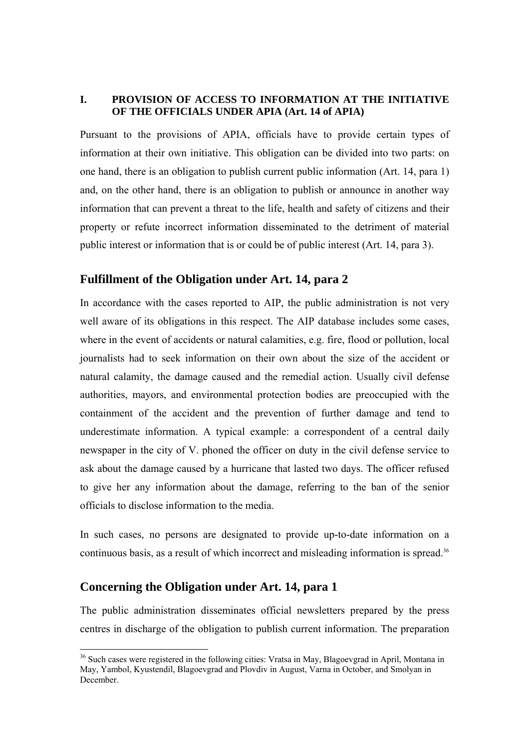## I. PROVISION OF ACCESS TO INFORMATION AT THE INITIATIVE OF THE OFFICIALS UNDER APIA (Art. 14 of APIA)

Pursuant to the provisions of APIA, officials have to provide certain types of information at their own initiative. This obligation can be divided into two parts: on one hand, there is an obligation to publish current public information (Art. 14, para 1) and, on the other hand, there is an obligation to publish or announce in another way information that can prevent a threat to the life, health and safety of citizens and their property or refute incorrect information disseminated to the detriment of material public interest or information that is or could be of public interest (Art. 14, para 3).

### Fulfillment of the Obligation under Art. 14, para 2

In accordance with the cases reported to AIP, the public administration is not very well aware of its obligations in this respect. The AIP database includes some cases, where in the event of accidents or natural calamities, e.g. fire, flood or pollution, local journalists had to seek information on their own about the size of the accident or natural calamity, the damage caused and the remedial action. Usually civil defense authorities, mayors, and environmental protection bodies are preoccupied with the containment of the accident and the prevention of further damage and tend to underestimate information. A typical example: a correspondent of a central daily newspaper in the city of V. phoned the officer on duty in the civil defense service to ask about the damage caused by a hurricane that lasted two days. The officer refused to give her any information about the damage, referring to the ban of the senior officials to disclose information to the media.

In such cases, no persons are designated to provide up-to-date information on a continuous basis, as a result of which incorrect and misleading information is spread.[36]

### Concerning the Obligation under Art. 14, para 1

The public administration disseminates official newsletters prepared by the press centres in discharge of the obligation to publish current information. The preparation

[36] Such cases were registered in the following cities: Vratsa in May, Blagoevgrad in April, Montana in May, Yambol, Kyustendil, Blagoevgrad and Plovdiv in August, Varna in October, and Smolyan in December.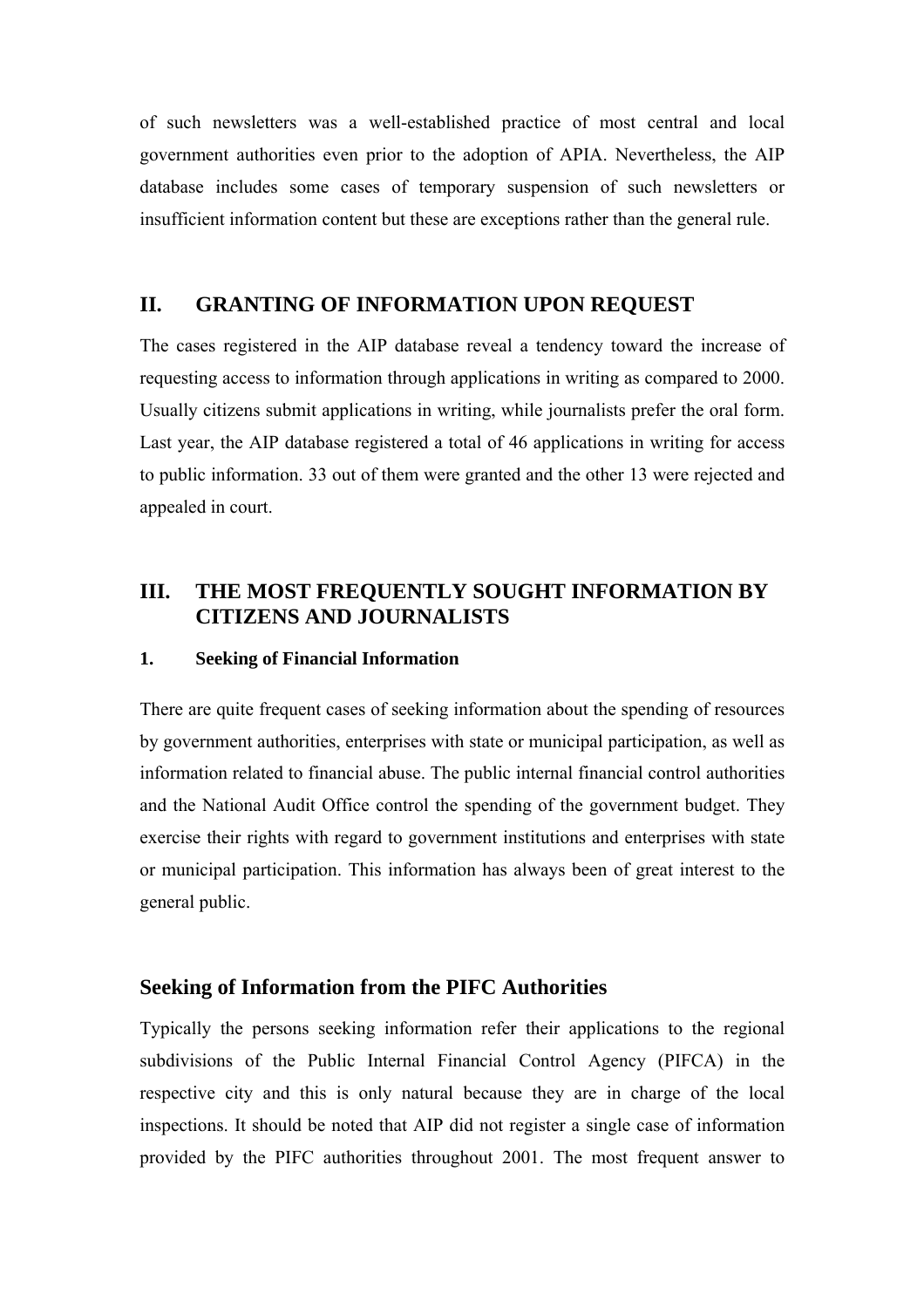of such newsletters was a well-established practice of most central and local government authorities even prior to the adoption of APIA. Nevertheless, the AIP database includes some cases of temporary suspension of such newsletters or insufficient information content but these are exceptions rather than the general rule.

## II. GRANTING OF INFORMATION UPON REQUEST

The cases registered in the AIP database reveal a tendency toward the increase of requesting access to information through applications in writing as compared to 2000. Usually citizens submit applications in writing, while journalists prefer the oral form. Last year, the AIP database registered a total of 46 applications in writing for access to public information. 33 out of them were granted and the other 13 were rejected and appealed in court.

## III. THE MOST FREQUENTLY SOUGHT INFORMATION BY CITIZENS AND JOURNALISTS

### 1. Seeking of Financial Information

There are quite frequent cases of seeking information about the spending of resources by government authorities, enterprises with state or municipal participation, as well as information related to financial abuse. The public internal financial control authorities and the National Audit Office control the spending of the government budget. They exercise their rights with regard to government institutions and enterprises with state or municipal participation. This information has always been of great interest to the general public.

### Seeking of Information from the PIFC Authorities

Typically the persons seeking information refer their applications to the regional subdivisions of the Public Internal Financial Control Agency (PIFCA) in the respective city and this is only natural because they are in charge of the local inspections. It should be noted that AIP did not register a single case of information provided by the PIFC authorities throughout 2001. The most frequent answer to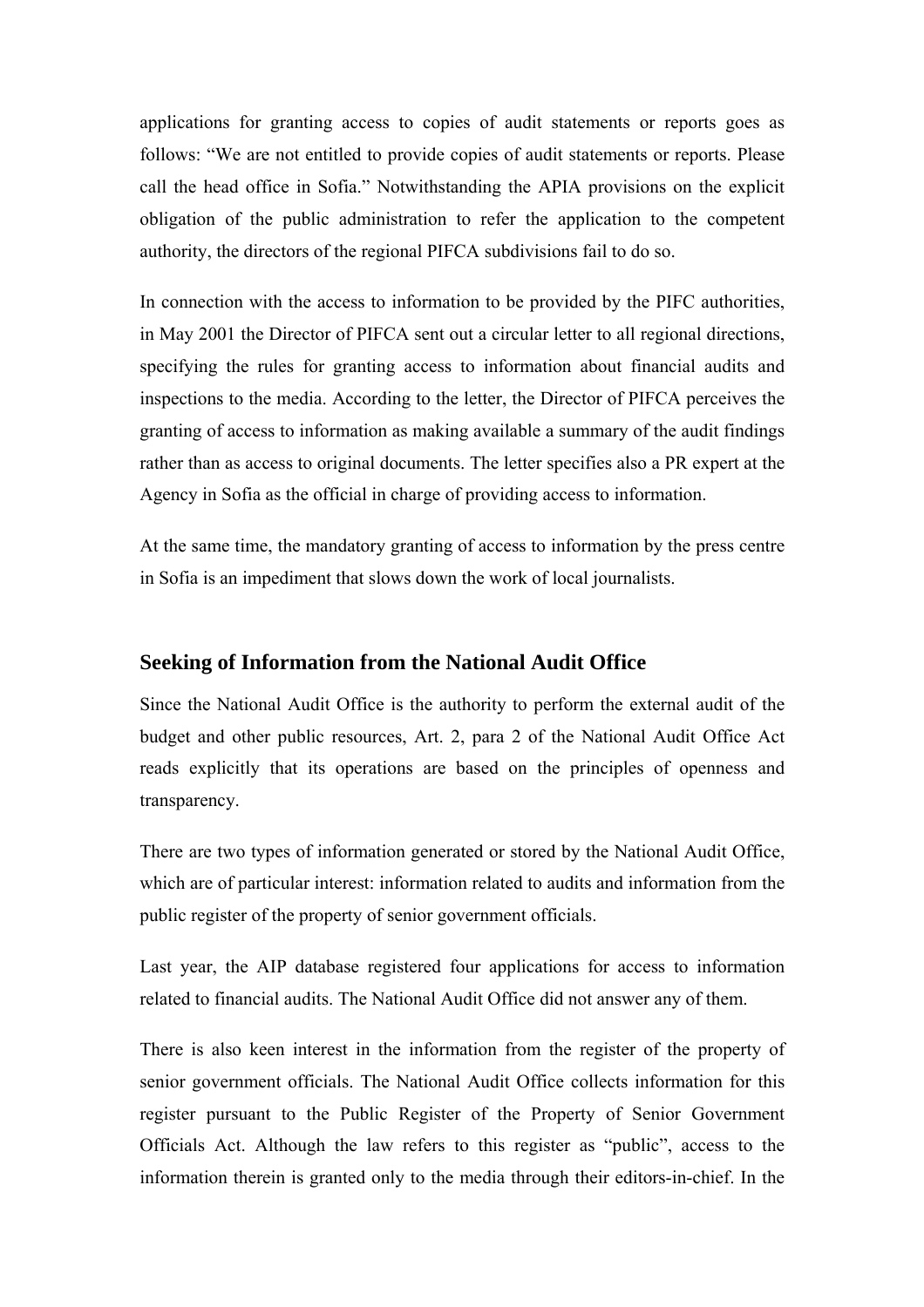applications for granting access to copies of audit statements or reports goes as follows: "We are not entitled to provide copies of audit statements or reports. Please call the head office in Sofia." Notwithstanding the APIA provisions on the explicit obligation of the public administration to refer the application to the competent authority, the directors of the regional PIFCA subdivisions fail to do so.

In connection with the access to information to be provided by the PIFC authorities, in May 2001 the Director of PIFCA sent out a circular letter to all regional directions, specifying the rules for granting access to information about financial audits and inspections to the media. According to the letter, the Director of PIFCA perceives the granting of access to information as making available a summary of the audit findings rather than as access to original documents. The letter specifies also a PR expert at the Agency in Sofia as the official in charge of providing access to information.

At the same time, the mandatory granting of access to information by the press centre in Sofia is an impediment that slows down the work of local journalists.

## Seeking of Information from the National Audit Office

Since the National Audit Office is the authority to perform the external audit of the budget and other public resources, Art. 2, para 2 of the National Audit Office Act reads explicitly that its operations are based on the principles of openness and transparency.

There are two types of information generated or stored by the National Audit Office, which are of particular interest: information related to audits and information from the public register of the property of senior government officials.

Last year, the AIP database registered four applications for access to information related to financial audits. The National Audit Office did not answer any of them.

There is also keen interest in the information from the register of the property of senior government officials. The National Audit Office collects information for this register pursuant to the Public Register of the Property of Senior Government Officials Act. Although the law refers to this register as "public", access to the information therein is granted only to the media through their editors-in-chief. In the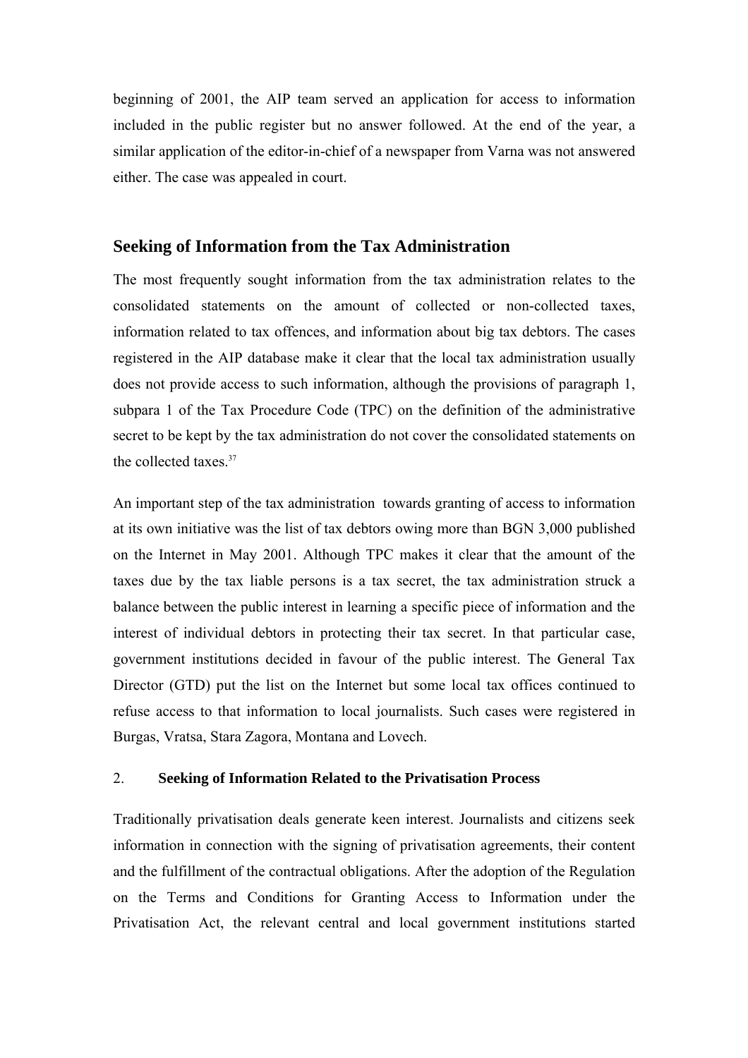beginning of 2001, the AIP team served an application for access to information included in the public register but no answer followed. At the end of the year, a similar application of the editor-in-chief of a newspaper from Varna was not answered either. The case was appealed in court.

## Seeking of Information from the Tax Administration

The most frequently sought information from the tax administration relates to the consolidated statements on the amount of collected or non-collected taxes, information related to tax offences, and information about big tax debtors. The cases registered in the AIP database make it clear that the local tax administration usually does not provide access to such information, although the provisions of paragraph 1, subpara 1 of the Tax Procedure Code (TPC) on the definition of the administrative secret to be kept by the tax administration do not cover the consolidated statements on the collected taxes.[37]

An important step of the tax administration towards granting of access to information at its own initiative was the list of tax debtors owing more than BGN 3,000 published on the Internet in May 2001. Although TPC makes it clear that the amount of the taxes due by the tax liable persons is a tax secret, the tax administration struck a balance between the public interest in learning a specific piece of information and the interest of individual debtors in protecting their tax secret. In that particular case, government institutions decided in favour of the public interest. The General Tax Director (GTD) put the list on the Internet but some local tax offices continued to refuse access to that information to local journalists. Such cases were registered in Burgas, Vratsa, Stara Zagora, Montana and Lovech.

### 2. Seeking of Information Related to the Privatisation Process

Traditionally privatisation deals generate keen interest. Journalists and citizens seek information in connection with the signing of privatisation agreements, their content and the fulfillment of the contractual obligations. After the adoption of the Regulation on the Terms and Conditions for Granting Access to Information under the Privatisation Act, the relevant central and local government institutions started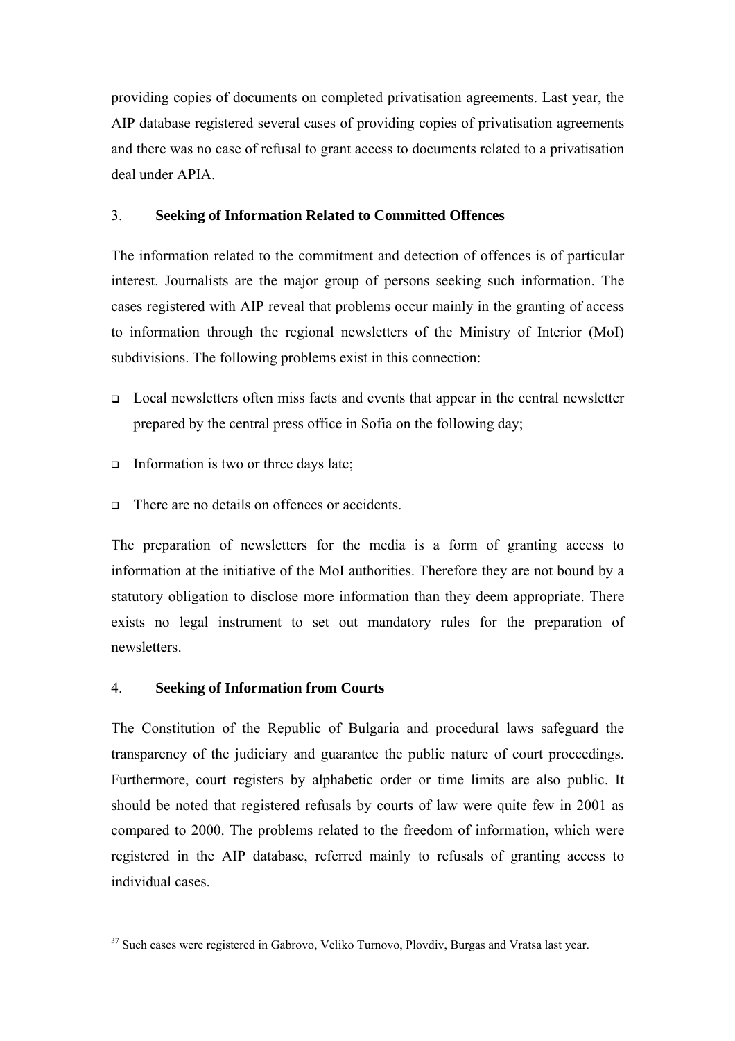providing copies of documents on completed privatisation agreements. Last year, the AIP database registered several cases of providing copies of privatisation agreements and there was no case of refusal to grant access to documents related to a privatisation deal under APIA.

### 3. Seeking of Information Related to Committed Offences

The information related to the commitment and detection of offences is of particular interest. Journalists are the major group of persons seeking such information. The cases registered with AIP reveal that problems occur mainly in the granting of access to information through the regional newsletters of the Ministry of Interior (MoI) subdivisions. The following problems exist in this connection:

- Local newsletters often miss facts and events that appear in the central newsletter prepared by the central press office in Sofia on the following day;
- Information is two or three days late;
- There are no details on offences or accidents.

The preparation of newsletters for the media is a form of granting access to information at the initiative of the MoI authorities. Therefore they are not bound by a statutory obligation to disclose more information than they deem appropriate. There exists no legal instrument to set out mandatory rules for the preparation of newsletters.

### 4. Seeking of Information from Courts

The Constitution of the Republic of Bulgaria and procedural laws safeguard the transparency of the judiciary and guarantee the public nature of court proceedings. Furthermore, court registers by alphabetic order or time limits are also public. It should be noted that registered refusals by courts of law were quite few in 2001 as compared to 2000. The problems related to the freedom of information, which were registered in the AIP database, referred mainly to refusals of granting access to individual cases.

---

[37] Such cases were registered in Gabrovo, Veliko Turnovo, Plovdiv, Burgas and Vratsa last year.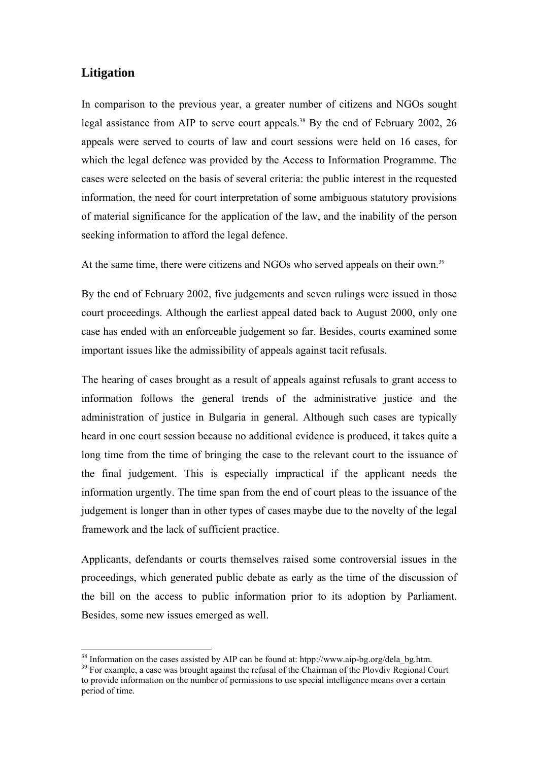## Litigation

In comparison to the previous year, a greater number of citizens and NGOs sought legal assistance from AIP to serve court appeals.[38] By the end of February 2002, 26 appeals were served to courts of law and court sessions were held on 16 cases, for which the legal defence was provided by the Access to Information Programme. The cases were selected on the basis of several criteria: the public interest in the requested information, the need for court interpretation of some ambiguous statutory provisions of material significance for the application of the law, and the inability of the person seeking information to afford the legal defence.

At the same time, there were citizens and NGOs who served appeals on their own.[39]

By the end of February 2002, five judgements and seven rulings were issued in those court proceedings. Although the earliest appeal dated back to August 2000, only one case has ended with an enforceable judgement so far. Besides, courts examined some important issues like the admissibility of appeals against tacit refusals.

The hearing of cases brought as a result of appeals against refusals to grant access to information follows the general trends of the administrative justice and the administration of justice in Bulgaria in general. Although such cases are typically heard in one court session because no additional evidence is produced, it takes quite a long time from the time of bringing the case to the relevant court to the issuance of the final judgement. This is especially impractical if the applicant needs the information urgently. The time span from the end of court pleas to the issuance of the judgement is longer than in other types of cases maybe due to the novelty of the legal framework and the lack of sufficient practice.

Applicants, defendants or courts themselves raised some controversial issues in the proceedings, which generated public debate as early as the time of the discussion of the bill on the access to public information prior to its adoption by Parliament. Besides, some new issues emerged as well.

---

[38] Information on the cases assisted by AIP can be found at: htpp://www.aip-bg.org/dela_bg.htm.

[39] For example, a case was brought against the refusal of the Chairman of the Plovdiv Regional Court to provide information on the number of permissions to use special intelligence means over a certain period of time.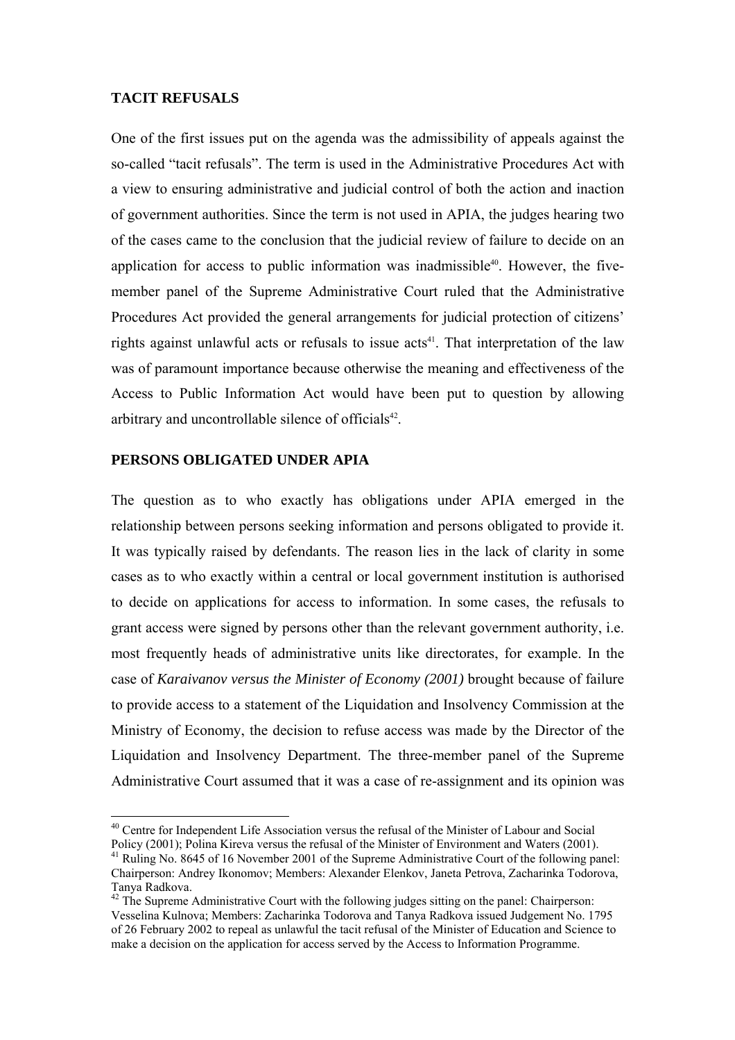## TACIT REFUSALS

One of the first issues put on the agenda was the admissibility of appeals against the so-called "tacit refusals". The term is used in the Administrative Procedures Act with a view to ensuring administrative and judicial control of both the action and inaction of government authorities. Since the term is not used in APIA, the judges hearing two of the cases came to the conclusion that the judicial review of failure to decide on an application for access to public information was inadmissible[40]. However, the five-member panel of the Supreme Administrative Court ruled that the Administrative Procedures Act provided the general arrangements for judicial protection of citizens' rights against unlawful acts or refusals to issue acts[41]. That interpretation of the law was of paramount importance because otherwise the meaning and effectiveness of the Access to Public Information Act would have been put to question by allowing arbitrary and uncontrollable silence of officials[42].

## PERSONS OBLIGATED UNDER APIA

The question as to who exactly has obligations under APIA emerged in the relationship between persons seeking information and persons obligated to provide it. It was typically raised by defendants. The reason lies in the lack of clarity in some cases as to who exactly within a central or local government institution is authorised to decide on applications for access to information. In some cases, the refusals to grant access were signed by persons other than the relevant government authority, i.e. most frequently heads of administrative units like directorates, for example. In the case of *Karaivanov versus the Minister of Economy (2001)* brought because of failure to provide access to a statement of the Liquidation and Insolvency Commission at the Ministry of Economy, the decision to refuse access was made by the Director of the Liquidation and Insolvency Department. The three-member panel of the Supreme Administrative Court assumed that it was a case of re-assignment and its opinion was

---

[40] Centre for Independent Life Association versus the refusal of the Minister of Labour and Social Policy (2001); Polina Kireva versus the refusal of the Minister of Environment and Waters (2001).

[41] Ruling No. 8645 of 16 November 2001 of the Supreme Administrative Court of the following panel: Chairperson: Andrey Ikonomov; Members: Alexander Elenkov, Janeta Petrova, Zacharinka Todorova, Tanya Radkova.

[42] The Supreme Administrative Court with the following judges sitting on the panel: Chairperson: Vesselina Kulnova; Members: Zacharinka Todorova and Tanya Radkova issued Judgement No. 1795 of 26 February 2002 to repeal as unlawful the tacit refusal of the Minister of Education and Science to make a decision on the application for access served by the Access to Information Programme.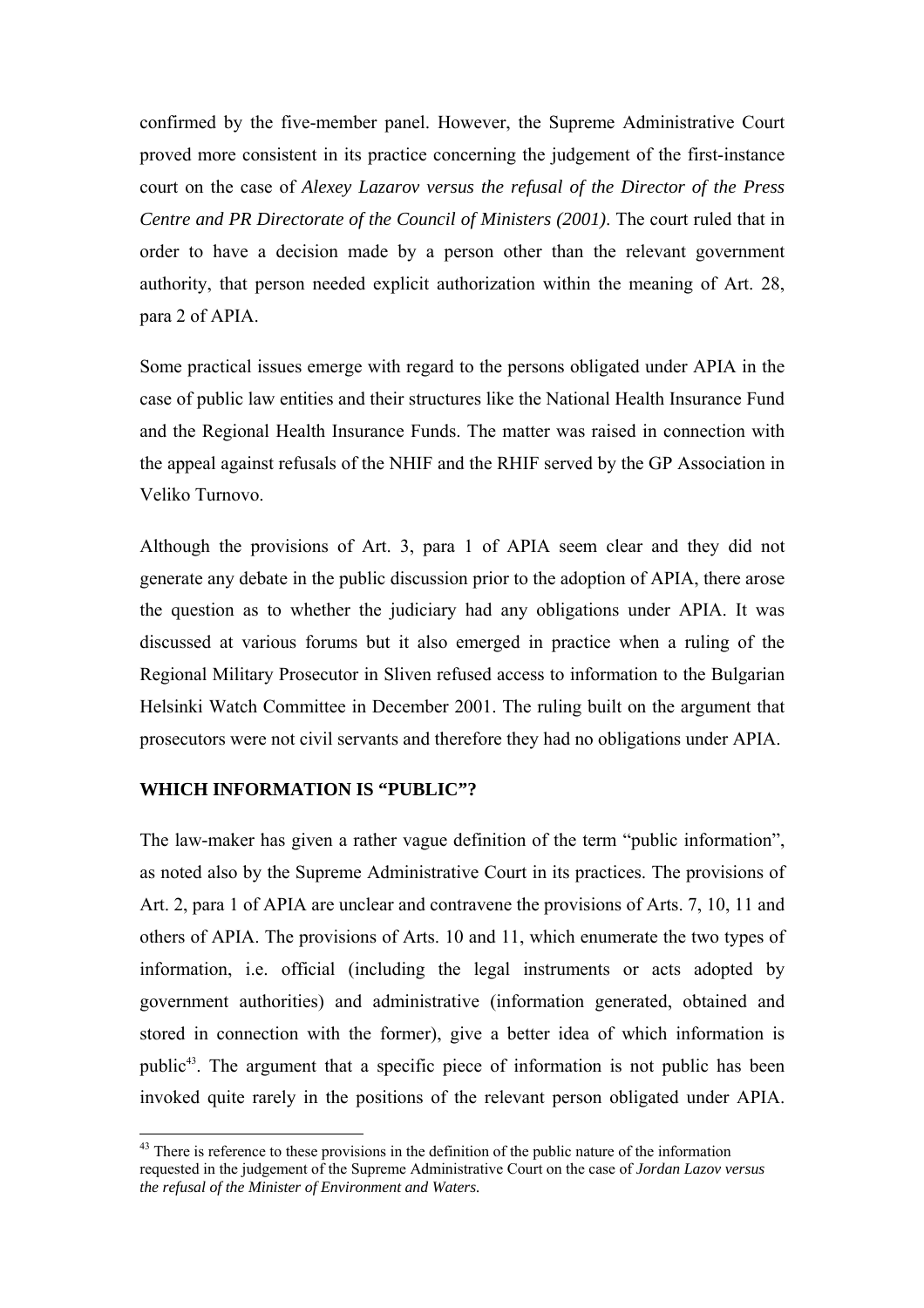confirmed by the five-member panel. However, the Supreme Administrative Court proved more consistent in its practice concerning the judgement of the first-instance court on the case of *Alexey Lazarov versus the refusal of the Director of the Press Centre and PR Directorate of the Council of Ministers (2001)*. The court ruled that in order to have a decision made by a person other than the relevant government authority, that person needed explicit authorization within the meaning of Art. 28, para 2 of APIA.

Some practical issues emerge with regard to the persons obligated under APIA in the case of public law entities and their structures like the National Health Insurance Fund and the Regional Health Insurance Funds. The matter was raised in connection with the appeal against refusals of the NHIF and the RHIF served by the GP Association in Veliko Turnovo.

Although the provisions of Art. 3, para 1 of APIA seem clear and they did not generate any debate in the public discussion prior to the adoption of APIA, there arose the question as to whether the judiciary had any obligations under APIA. It was discussed at various forums but it also emerged in practice when a ruling of the Regional Military Prosecutor in Sliven refused access to information to the Bulgarian Helsinki Watch Committee in December 2001. The ruling built on the argument that prosecutors were not civil servants and therefore they had no obligations under APIA.

## WHICH INFORMATION IS "PUBLIC"?

The law-maker has given a rather vague definition of the term "public information", as noted also by the Supreme Administrative Court in its practices. The provisions of Art. 2, para 1 of APIA are unclear and contravene the provisions of Arts. 7, 10, 11 and others of APIA. The provisions of Arts. 10 and 11, which enumerate the two types of information, i.e. official (including the legal instruments or acts adopted by government authorities) and administrative (information generated, obtained and stored in connection with the former), give a better idea of which information is public[43]. The argument that a specific piece of information is not public has been invoked quite rarely in the positions of the relevant person obligated under APIA.

[43] There is reference to these provisions in the definition of the public nature of the information requested in the judgement of the Supreme Administrative Court on the case of *Jordan Lazov versus the refusal of the Minister of Environment and Waters.*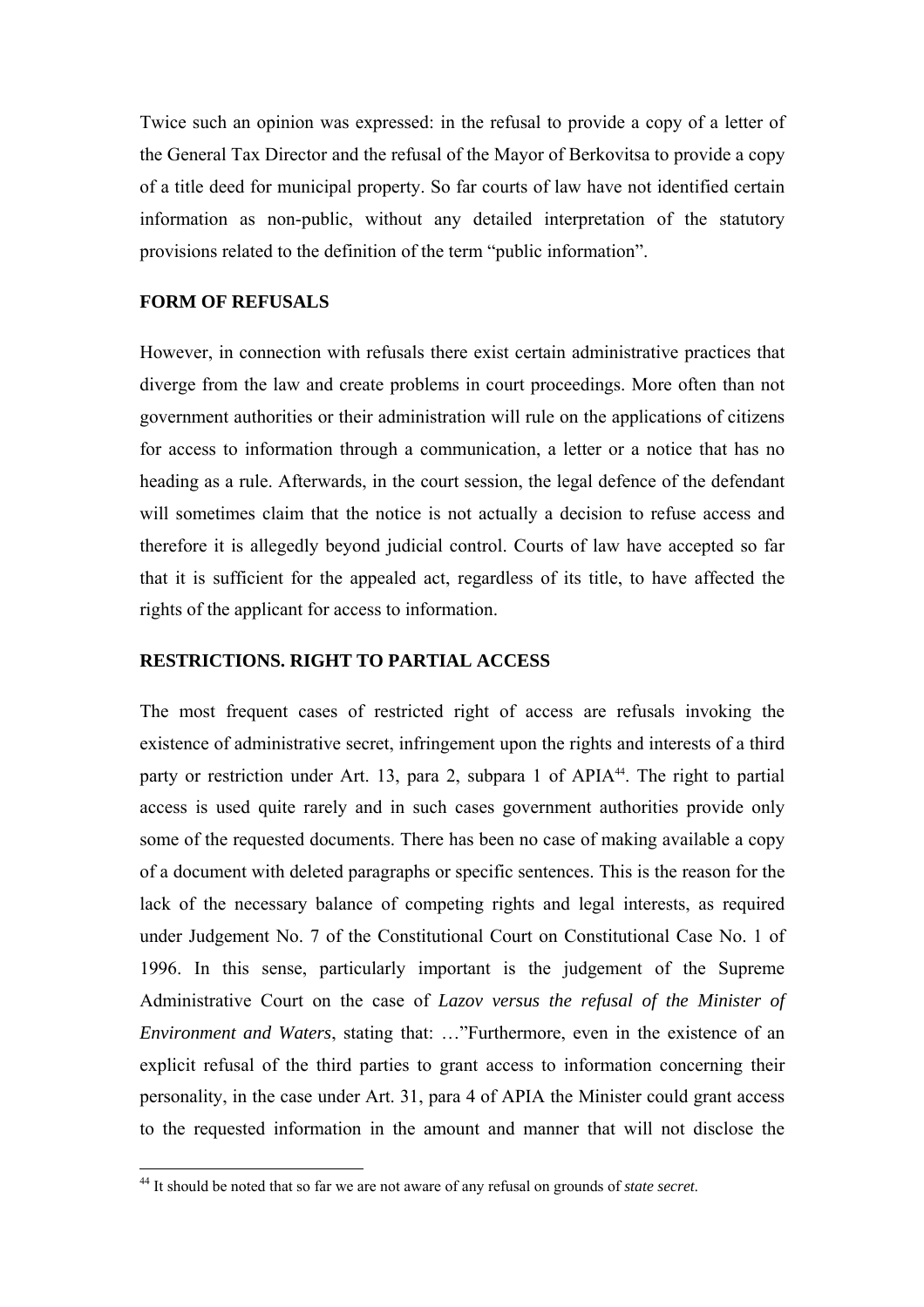Twice such an opinion was expressed: in the refusal to provide a copy of a letter of the General Tax Director and the refusal of the Mayor of Berkovitsa to provide a copy of a title deed for municipal property. So far courts of law have not identified certain information as non-public, without any detailed interpretation of the statutory provisions related to the definition of the term "public information".

## FORM OF REFUSALS

However, in connection with refusals there exist certain administrative practices that diverge from the law and create problems in court proceedings. More often than not government authorities or their administration will rule on the applications of citizens for access to information through a communication, a letter or a notice that has no heading as a rule. Afterwards, in the court session, the legal defence of the defendant will sometimes claim that the notice is not actually a decision to refuse access and therefore it is allegedly beyond judicial control. Courts of law have accepted so far that it is sufficient for the appealed act, regardless of its title, to have affected the rights of the applicant for access to information.

## RESTRICTIONS. RIGHT TO PARTIAL ACCESS

The most frequent cases of restricted right of access are refusals invoking the existence of administrative secret, infringement upon the rights and interests of a third party or restriction under Art. 13, para 2, subpara 1 of APIA[44]. The right to partial access is used quite rarely and in such cases government authorities provide only some of the requested documents. There has been no case of making available a copy of a document with deleted paragraphs or specific sentences. This is the reason for the lack of the necessary balance of competing rights and legal interests, as required under Judgement No. 7 of the Constitutional Court on Constitutional Case No. 1 of 1996. In this sense, particularly important is the judgement of the Supreme Administrative Court on the case of *Lazov versus the refusal of the Minister of Environment and Waters*, stating that: …"Furthermore, even in the existence of an explicit refusal of the third parties to grant access to information concerning their personality, in the case under Art. 31, para 4 of APIA the Minister could grant access to the requested information in the amount and manner that will not disclose the

[44] It should be noted that so far we are not aware of any refusal on grounds of *state secret*.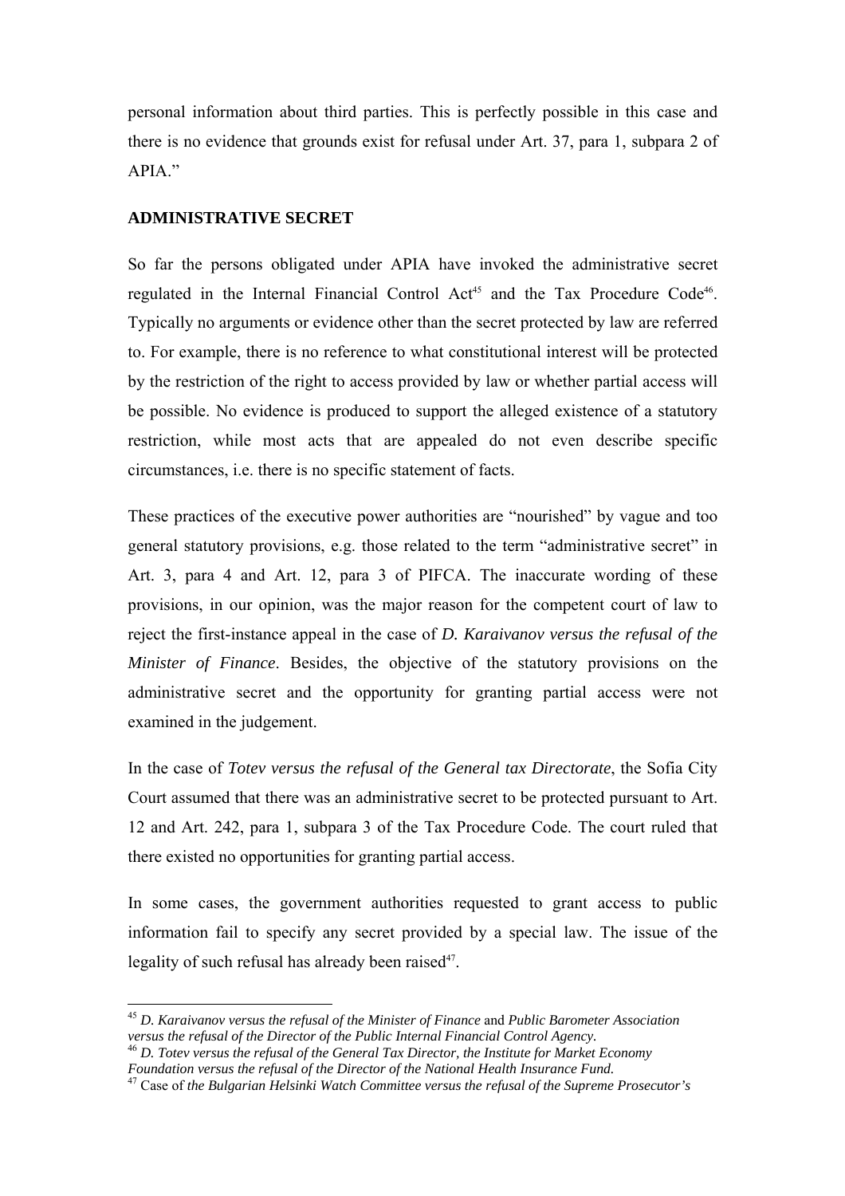personal information about third parties. This is perfectly possible in this case and there is no evidence that grounds exist for refusal under Art. 37, para 1, subpara 2 of APIA."

## ADMINISTRATIVE SECRET

So far the persons obligated under APIA have invoked the administrative secret regulated in the Internal Financial Control Act[45] and the Tax Procedure Code[46]. Typically no arguments or evidence other than the secret protected by law are referred to. For example, there is no reference to what constitutional interest will be protected by the restriction of the right to access provided by law or whether partial access will be possible. No evidence is produced to support the alleged existence of a statutory restriction, while most acts that are appealed do not even describe specific circumstances, i.e. there is no specific statement of facts.

These practices of the executive power authorities are "nourished" by vague and too general statutory provisions, e.g. those related to the term "administrative secret" in Art. 3, para 4 and Art. 12, para 3 of PIFCA. The inaccurate wording of these provisions, in our opinion, was the major reason for the competent court of law to reject the first-instance appeal in the case of *D. Karaivanov versus the refusal of the Minister of Finance*. Besides, the objective of the statutory provisions on the administrative secret and the opportunity for granting partial access were not examined in the judgement.

In the case of *Totev versus the refusal of the General tax Directorate*, the Sofia City Court assumed that there was an administrative secret to be protected pursuant to Art. 12 and Art. 242, para 1, subpara 3 of the Tax Procedure Code. The court ruled that there existed no opportunities for granting partial access.

In some cases, the government authorities requested to grant access to public information fail to specify any secret provided by a special law. The issue of the legality of such refusal has already been raised[47].

---

[45] *D. Karaivanov versus the refusal of the Minister of Finance* and *Public Barometer Association versus the refusal of the Director of the Public Internal Financial Control Agency.*

[46] *D. Totev versus the refusal of the General Tax Director, the Institute for Market Economy Foundation versus the refusal of the Director of the National Health Insurance Fund.*

[47] Case of *the Bulgarian Helsinki Watch Committee versus the refusal of the Supreme Prosecutor's*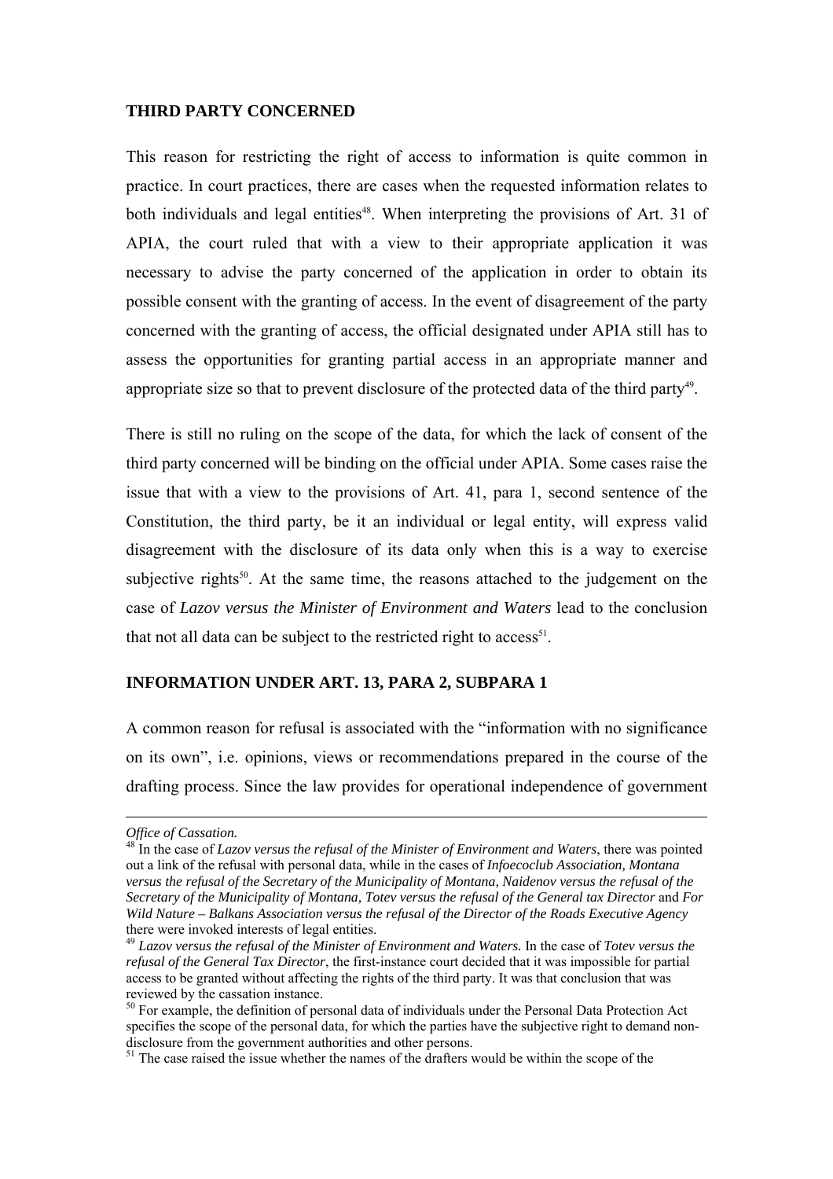**THIRD PARTY CONCERNED**

This reason for restricting the right of access to information is quite common in practice. In court practices, there are cases when the requested information relates to both individuals and legal entities[48]. When interpreting the provisions of Art. 31 of APIA, the court ruled that with a view to their appropriate application it was necessary to advise the party concerned of the application in order to obtain its possible consent with the granting of access. In the event of disagreement of the party concerned with the granting of access, the official designated under APIA still has to assess the opportunities for granting partial access in an appropriate manner and appropriate size so that to prevent disclosure of the protected data of the third party[49].

There is still no ruling on the scope of the data, for which the lack of consent of the third party concerned will be binding on the official under APIA. Some cases raise the issue that with a view to the provisions of Art. 41, para 1, second sentence of the Constitution, the third party, be it an individual or legal entity, will express valid disagreement with the disclosure of its data only when this is a way to exercise subjective rights[50]. At the same time, the reasons attached to the judgement on the case of *Lazov versus the Minister of Environment and Waters* lead to the conclusion that not all data can be subject to the restricted right to access[51].

**INFORMATION UNDER ART. 13, PARA 2, SUBPARA 1**

A common reason for refusal is associated with the "information with no significance on its own", i.e. opinions, views or recommendations prepared in the course of the drafting process. Since the law provides for operational independence of government

---

*Office of Cassation.*

[48] In the case of *Lazov versus the refusal of the Minister of Environment and Waters*, there was pointed out a link of the refusal with personal data, while in the cases of *Infoecoclub Association, Montana versus the refusal of the Secretary of the Municipality of Montana, Naidenov versus the refusal of the Secretary of the Municipality of Montana, Totev versus the refusal of the General tax Director* and *For Wild Nature – Balkans Association versus the refusal of the Director of the Roads Executive Agency* there were invoked interests of legal entities.

[49] *Lazov versus the refusal of the Minister of Environment and Waters.* In the case of *Totev versus the refusal of the General Tax Director*, the first-instance court decided that it was impossible for partial access to be granted without affecting the rights of the third party. It was that conclusion that was reviewed by the cassation instance.

[50] For example, the definition of personal data of individuals under the Personal Data Protection Act specifies the scope of the personal data, for which the parties have the subjective right to demand non-disclosure from the government authorities and other persons.

[51] The case raised the issue whether the names of the drafters would be within the scope of the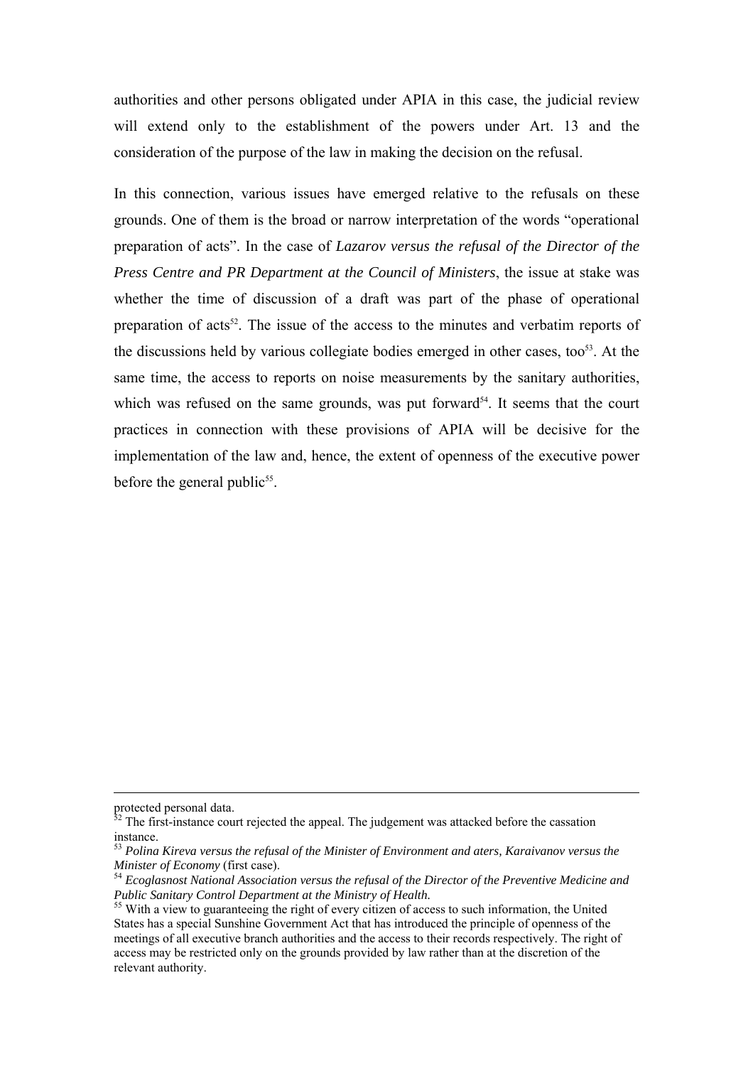authorities and other persons obligated under APIA in this case, the judicial review will extend only to the establishment of the powers under Art. 13 and the consideration of the purpose of the law in making the decision on the refusal.

In this connection, various issues have emerged relative to the refusals on these grounds. One of them is the broad or narrow interpretation of the words "operational preparation of acts". In the case of *Lazarov versus the refusal of the Director of the Press Centre and PR Department at the Council of Ministers*, the issue at stake was whether the time of discussion of a draft was part of the phase of operational preparation of acts[52]. The issue of the access to the minutes and verbatim reports of the discussions held by various collegiate bodies emerged in other cases, too[53]. At the same time, the access to reports on noise measurements by the sanitary authorities, which was refused on the same grounds, was put forward[54]. It seems that the court practices in connection with these provisions of APIA will be decisive for the implementation of the law and, hence, the extent of openness of the executive power before the general public[55].

---

protected personal data.

[52] The first-instance court rejected the appeal. The judgement was attacked before the cassation instance.

[53] *Polina Kireva versus the refusal of the Minister of Environment and aters, Karaivanov versus the Minister of Economy* (first case).

[54] *Ecoglasnost National Association versus the refusal of the Director of the Preventive Medicine and Public Sanitary Control Department at the Ministry of Health.*

[55] With a view to guaranteeing the right of every citizen of access to such information, the United States has a special Sunshine Government Act that has introduced the principle of openness of the meetings of all executive branch authorities and the access to their records respectively. The right of access may be restricted only on the grounds provided by law rather than at the discretion of the relevant authority.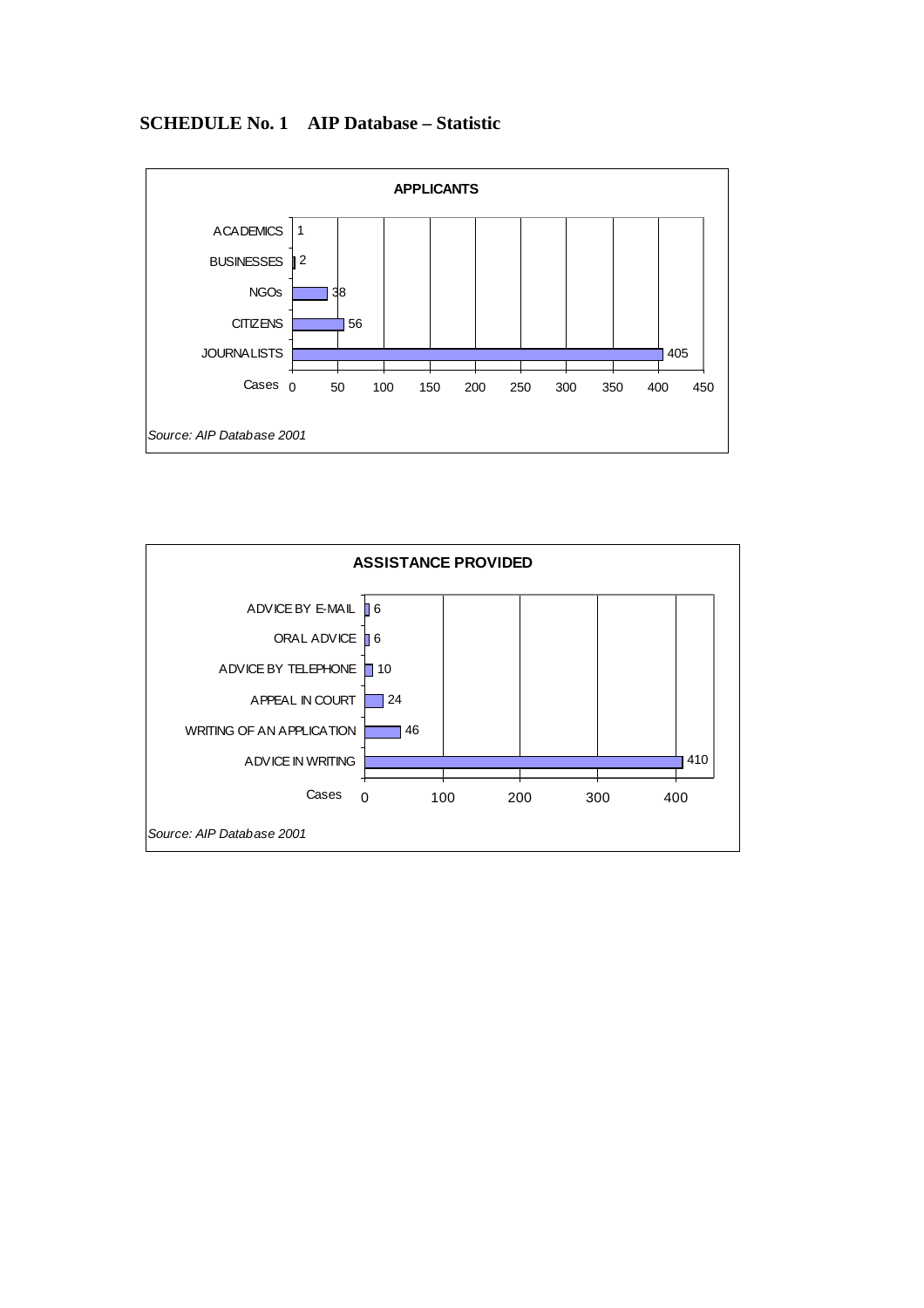## SCHEDULE No. 1 AIP Database – Statistic

**APPLICANTS**

| Applicants | Cases |
|---|---|
| ACADEMICS | 1 |
| BUSINESSES | 2 |
| NGOs | 38 |
| CITIZENS | 56 |
| JOURNALISTS | 405 |

*Source: AIP Database 2001*

**ASSISTANCE PROVIDED**

| Assistance provided | Cases |
|---|---|
| ADVICE BY E-MAIL | 6 |
| ORAL ADVICE | 6 |
| ADVICE BY TELEPHONE | 10 |
| APPEAL IN COURT | 24 |
| WRITING OF AN APPLICATION | 46 |
| ADVICE IN WRITING | 410 |

*Source: AIP Database 2001*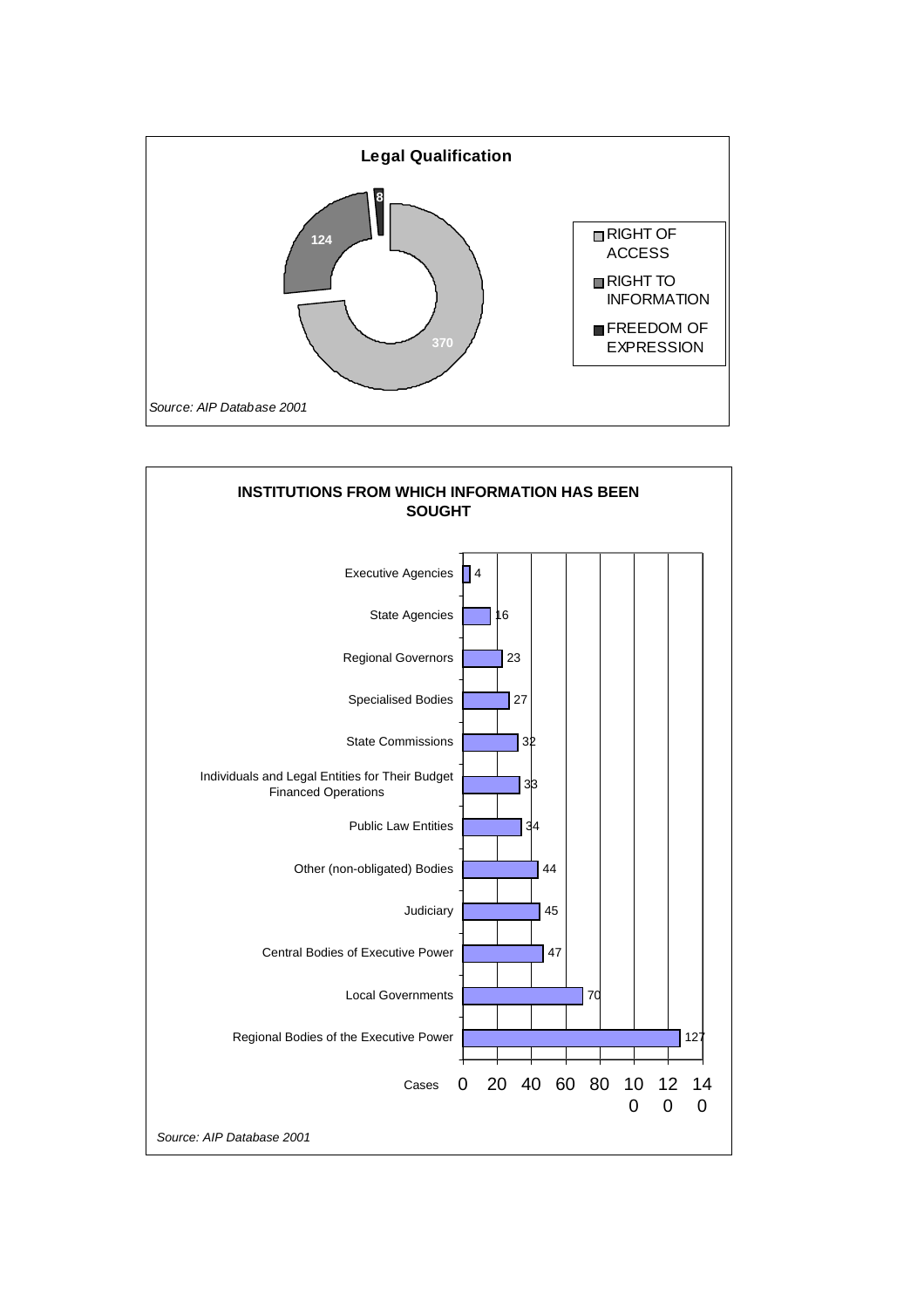**Legal Qualification**

| Legal Qualification | Cases |
| --- | --- |
| RIGHT OF ACCESS | 370 |
| RIGHT TO INFORMATION | 124 |
| FREEDOM OF EXPRESSION | 8 |

*Source: AIP Database 2001*

**INSTITUTIONS FROM WHICH INFORMATION HAS BEEN SOUGHT**

| Institution | Cases |
| --- | --- |
| Executive Agencies | 4 |
| State Agencies | 16 |
| Regional Governors | 23 |
| Specialised Bodies | 27 |
| State Commissions | 32 |
| Individuals and Legal Entities for Their Budget Financed Operations | 33 |
| Public Law Entities | 34 |
| Other (non-obligated) Bodies | 44 |
| Judiciary | 45 |
| Central Bodies of Executive Power | 47 |
| Local Governments | 70 |
| Regional Bodies of the Executive Power | 127 |

*Source: AIP Database 2001*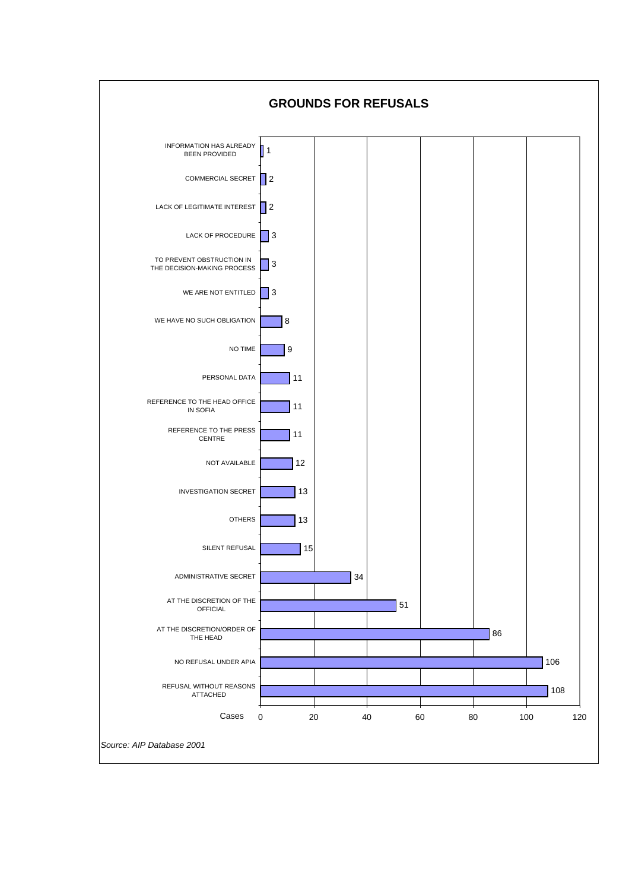## GROUNDS FOR REFUSALS

| Grounds | Cases |
|---|---|
| INFORMATION HAS ALREADY BEEN PROVIDED | 1 |
| COMMERCIAL SECRET | 2 |
| LACK OF LEGITIMATE INTEREST | 2 |
| LACK OF PROCEDURE | 3 |
| TO PREVENT OBSTRUCTION IN THE DECISION-MAKING PROCESS | 3 |
| WE ARE NOT ENTITLED | 3 |
| WE HAVE NO SUCH OBLIGATION | 8 |
| NO TIME | 9 |
| PERSONAL DATA | 11 |
| REFERENCE TO THE HEAD OFFICE IN SOFIA | 11 |
| REFERENCE TO THE PRESS CENTRE | 11 |
| NOT AVAILABLE | 12 |
| INVESTIGATION SECRET | 13 |
| OTHERS | 13 |
| SILENT REFUSAL | 15 |
| ADMINISTRATIVE SECRET | 34 |
| AT THE DISCRETION OF THE OFFICIAL | 51 |
| AT THE DISCRETION/ORDER OF THE HEAD | 86 |
| NO REFUSAL UNDER APIA | 106 |
| REFUSAL WITHOUT REASONS ATTACHED | 108 |

*Source: AIP Database 2001*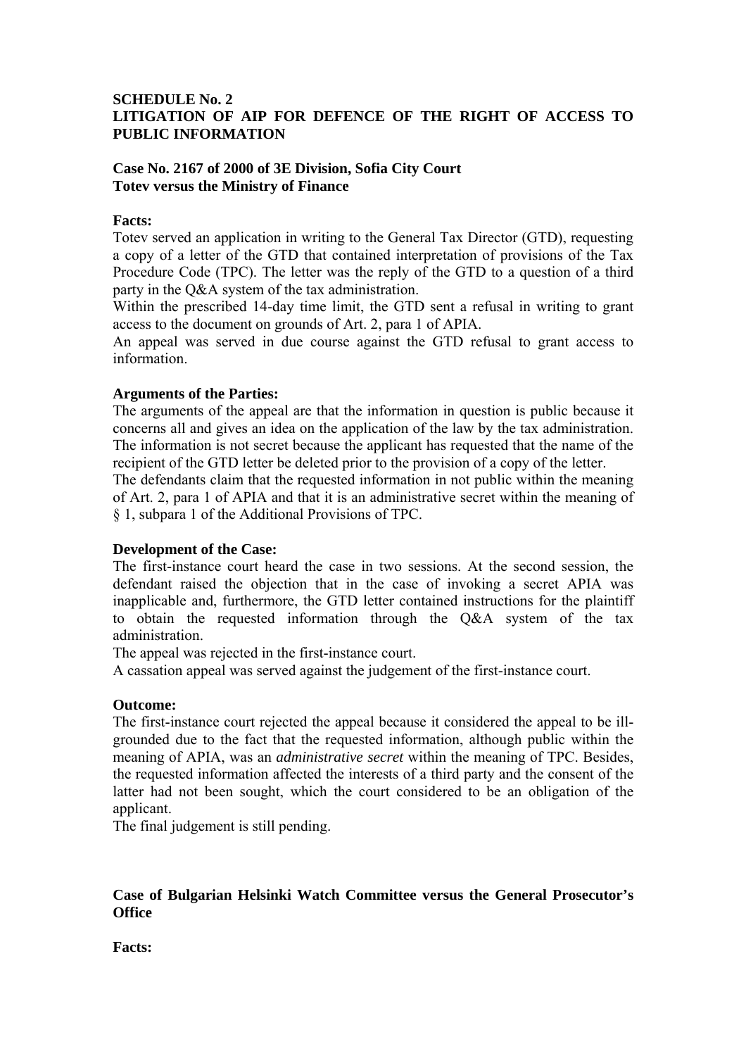**SCHEDULE No. 2**
**LITIGATION OF AIP FOR DEFENCE OF THE RIGHT OF ACCESS TO PUBLIC INFORMATION**

**Case No. 2167 of 2000 of 3E Division, Sofia City Court**
**Totev versus the Ministry of Finance**

**Facts:**
Totev served an application in writing to the General Tax Director (GTD), requesting a copy of a letter of the GTD that contained interpretation of provisions of the Tax Procedure Code (TPC). The letter was the reply of the GTD to a question of a third party in the Q&A system of the tax administration.
Within the prescribed 14-day time limit, the GTD sent a refusal in writing to grant access to the document on grounds of Art. 2, para 1 of APIA.
An appeal was served in due course against the GTD refusal to grant access to information.

**Arguments of the Parties:**
The arguments of the appeal are that the information in question is public because it concerns all and gives an idea on the application of the law by the tax administration. The information is not secret because the applicant has requested that the name of the recipient of the GTD letter be deleted prior to the provision of a copy of the letter.
The defendants claim that the requested information in not public within the meaning of Art. 2, para 1 of APIA and that it is an administrative secret within the meaning of § 1, subpara 1 of the Additional Provisions of TPC.

**Development of the Case:**
The first-instance court heard the case in two sessions. At the second session, the defendant raised the objection that in the case of invoking a secret APIA was inapplicable and, furthermore, the GTD letter contained instructions for the plaintiff to obtain the requested information through the Q&A system of the tax administration.
The appeal was rejected in the first-instance court.
A cassation appeal was served against the judgement of the first-instance court.

**Outcome:**
The first-instance court rejected the appeal because it considered the appeal to be ill-grounded due to the fact that the requested information, although public within the meaning of APIA, was an *administrative secret* within the meaning of TPC. Besides, the requested information affected the interests of a third party and the consent of the latter had not been sought, which the court considered to be an obligation of the applicant.
The final judgement is still pending.

**Case of Bulgarian Helsinki Watch Committee versus the General Prosecutor's Office**

**Facts:**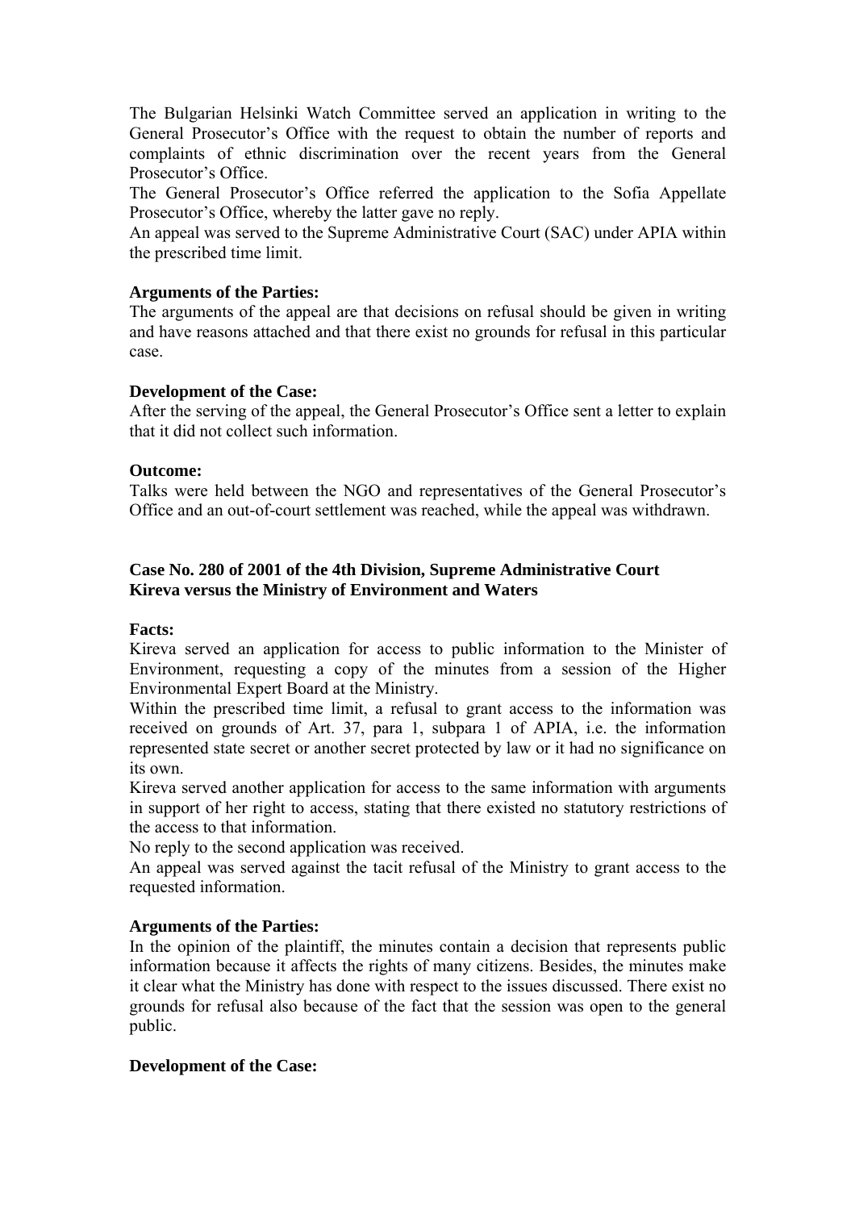The Bulgarian Helsinki Watch Committee served an application in writing to the General Prosecutor's Office with the request to obtain the number of reports and complaints of ethnic discrimination over the recent years from the General Prosecutor's Office.

The General Prosecutor's Office referred the application to the Sofia Appellate Prosecutor's Office, whereby the latter gave no reply.

An appeal was served to the Supreme Administrative Court (SAC) under APIA within the prescribed time limit.

**Arguments of the Parties:**

The arguments of the appeal are that decisions on refusal should be given in writing and have reasons attached and that there exist no grounds for refusal in this particular case.

**Development of the Case:**

After the serving of the appeal, the General Prosecutor's Office sent a letter to explain that it did not collect such information.

**Outcome:**

Talks were held between the NGO and representatives of the General Prosecutor's Office and an out-of-court settlement was reached, while the appeal was withdrawn.

**Case No. 280 of 2001 of the 4th Division, Supreme Administrative Court**
**Kireva versus the Ministry of Environment and Waters**

**Facts:**

Kireva served an application for access to public information to the Minister of Environment, requesting a copy of the minutes from a session of the Higher Environmental Expert Board at the Ministry.

Within the prescribed time limit, a refusal to grant access to the information was received on grounds of Art. 37, para 1, subpara 1 of APIA, i.e. the information represented state secret or another secret protected by law or it had no significance on its own.

Kireva served another application for access to the same information with arguments in support of her right to access, stating that there existed no statutory restrictions of the access to that information.

No reply to the second application was received.

An appeal was served against the tacit refusal of the Ministry to grant access to the requested information.

**Arguments of the Parties:**

In the opinion of the plaintiff, the minutes contain a decision that represents public information because it affects the rights of many citizens. Besides, the minutes make it clear what the Ministry has done with respect to the issues discussed. There exist no grounds for refusal also because of the fact that the session was open to the general public.

**Development of the Case:**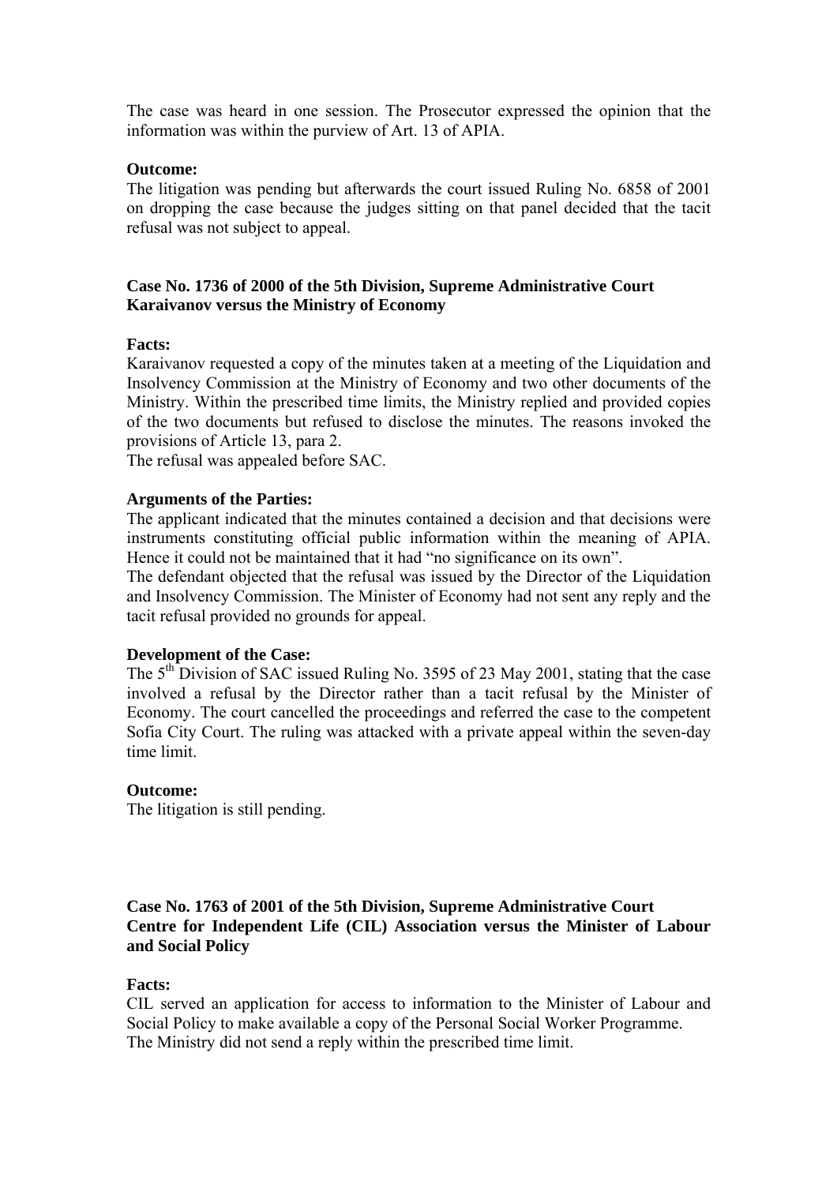The case was heard in one session. The Prosecutor expressed the opinion that the information was within the purview of Art. 13 of APIA.

**Outcome:**
The litigation was pending but afterwards the court issued Ruling No. 6858 of 2001 on dropping the case because the judges sitting on that panel decided that the tacit refusal was not subject to appeal.

**Case No. 1736 of 2000 of the 5th Division, Supreme Administrative Court**
**Karaivanov versus the Ministry of Economy**

**Facts:**
Karaivanov requested a copy of the minutes taken at a meeting of the Liquidation and Insolvency Commission at the Ministry of Economy and two other documents of the Ministry. Within the prescribed time limits, the Ministry replied and provided copies of the two documents but refused to disclose the minutes. The reasons invoked the provisions of Article 13, para 2.
The refusal was appealed before SAC.

**Arguments of the Parties:**
The applicant indicated that the minutes contained a decision and that decisions were instruments constituting official public information within the meaning of APIA. Hence it could not be maintained that it had "no significance on its own".
The defendant objected that the refusal was issued by the Director of the Liquidation and Insolvency Commission. The Minister of Economy had not sent any reply and the tacit refusal provided no grounds for appeal.

**Development of the Case:**
The 5th Division of SAC issued Ruling No. 3595 of 23 May 2001, stating that the case involved a refusal by the Director rather than a tacit refusal by the Minister of Economy. The court cancelled the proceedings and referred the case to the competent Sofia City Court. The ruling was attacked with a private appeal within the seven-day time limit.

**Outcome:**
The litigation is still pending.

**Case No. 1763 of 2001 of the 5th Division, Supreme Administrative Court**
**Centre for Independent Life (CIL) Association versus the Minister of Labour and Social Policy**

**Facts:**
CIL served an application for access to information to the Minister of Labour and Social Policy to make available a copy of the Personal Social Worker Programme.
The Ministry did not send a reply within the prescribed time limit.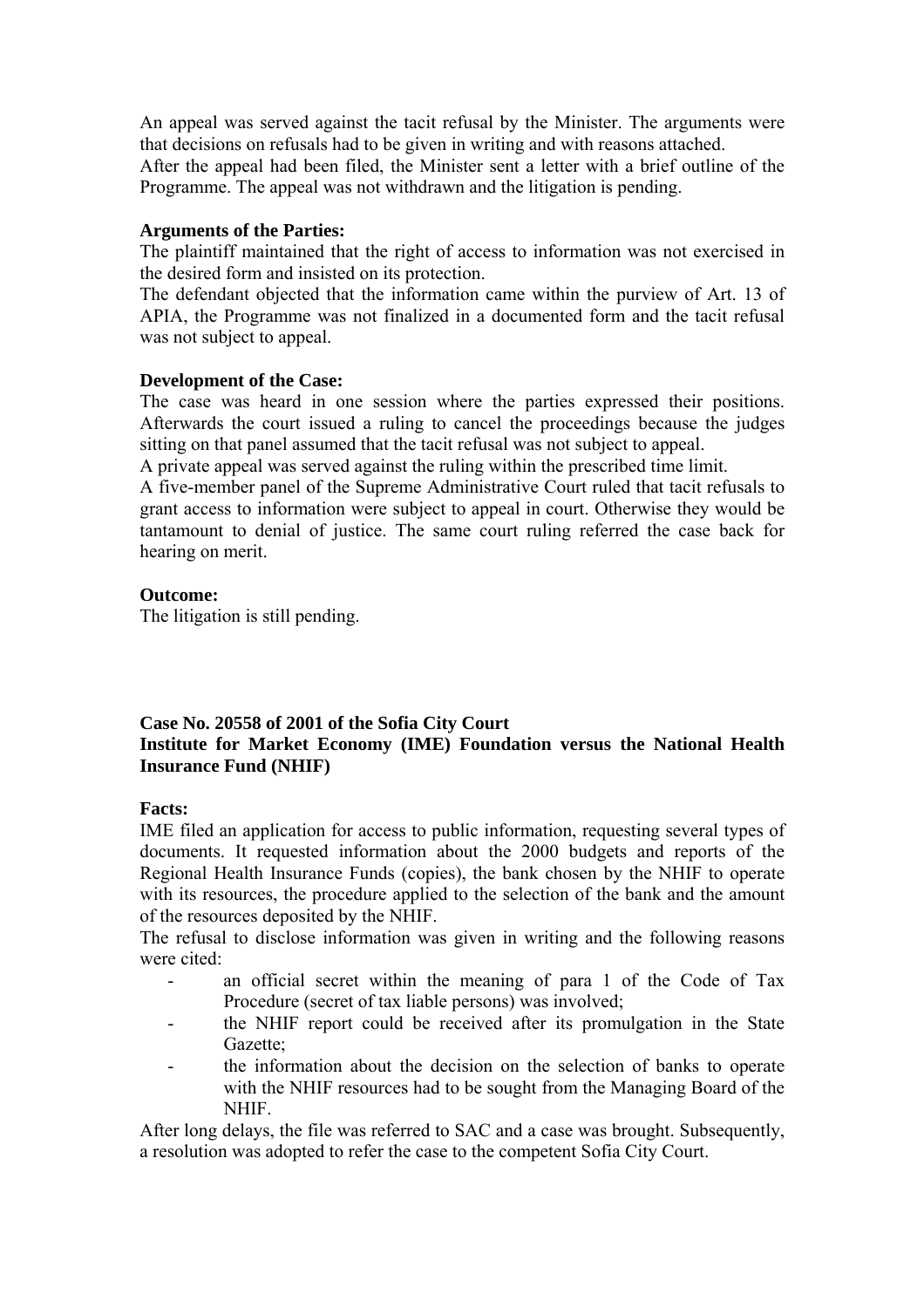An appeal was served against the tacit refusal by the Minister. The arguments were that decisions on refusals had to be given in writing and with reasons attached.
After the appeal had been filed, the Minister sent a letter with a brief outline of the Programme. The appeal was not withdrawn and the litigation is pending.

**Arguments of the Parties:**
The plaintiff maintained that the right of access to information was not exercised in the desired form and insisted on its protection.
The defendant objected that the information came within the purview of Art. 13 of APIA, the Programme was not finalized in a documented form and the tacit refusal was not subject to appeal.

**Development of the Case:**
The case was heard in one session where the parties expressed their positions. Afterwards the court issued a ruling to cancel the proceedings because the judges sitting on that panel assumed that the tacit refusal was not subject to appeal.
A private appeal was served against the ruling within the prescribed time limit.
A five-member panel of the Supreme Administrative Court ruled that tacit refusals to grant access to information were subject to appeal in court. Otherwise they would be tantamount to denial of justice. The same court ruling referred the case back for hearing on merit.

**Outcome:**
The litigation is still pending.

**Case No. 20558 of 2001 of the Sofia City Court**
**Institute for Market Economy (IME) Foundation versus the National Health Insurance Fund (NHIF)**

**Facts:**
IME filed an application for access to public information, requesting several types of documents. It requested information about the 2000 budgets and reports of the Regional Health Insurance Funds (copies), the bank chosen by the NHIF to operate with its resources, the procedure applied to the selection of the bank and the amount of the resources deposited by the NHIF.
The refusal to disclose information was given in writing and the following reasons were cited:

- an official secret within the meaning of para 1 of the Code of Tax Procedure (secret of tax liable persons) was involved;
- the NHIF report could be received after its promulgation in the State Gazette;
- the information about the decision on the selection of banks to operate with the NHIF resources had to be sought from the Managing Board of the NHIF.

After long delays, the file was referred to SAC and a case was brought. Subsequently, a resolution was adopted to refer the case to the competent Sofia City Court.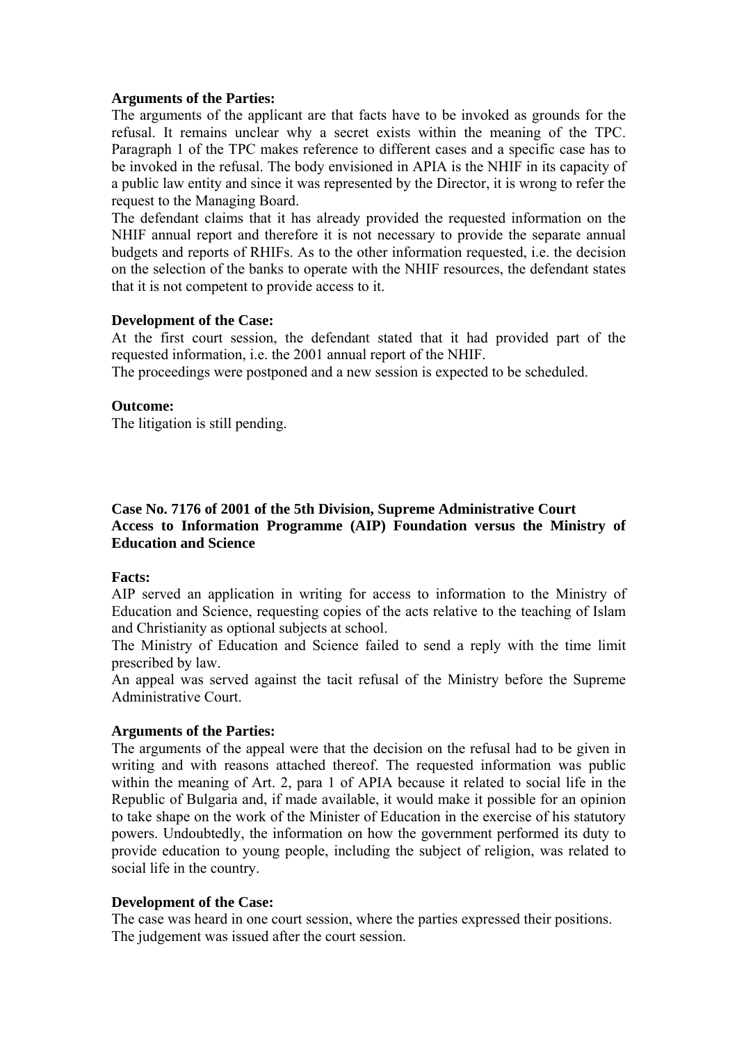**Arguments of the Parties:**

The arguments of the applicant are that facts have to be invoked as grounds for the refusal. It remains unclear why a secret exists within the meaning of the TPC. Paragraph 1 of the TPC makes reference to different cases and a specific case has to be invoked in the refusal. The body envisioned in APIA is the NHIF in its capacity of a public law entity and since it was represented by the Director, it is wrong to refer the request to the Managing Board.

The defendant claims that it has already provided the requested information on the NHIF annual report and therefore it is not necessary to provide the separate annual budgets and reports of RHIFs. As to the other information requested, i.e. the decision on the selection of the banks to operate with the NHIF resources, the defendant states that it is not competent to provide access to it.

**Development of the Case:**

At the first court session, the defendant stated that it had provided part of the requested information, i.e. the 2001 annual report of the NHIF.

The proceedings were postponed and a new session is expected to be scheduled.

**Outcome:**

The litigation is still pending.

**Case No. 7176 of 2001 of the 5th Division, Supreme Administrative Court**
**Access to Information Programme (AIP) Foundation versus the Ministry of Education and Science**

**Facts:**

AIP served an application in writing for access to information to the Ministry of Education and Science, requesting copies of the acts relative to the teaching of Islam and Christianity as optional subjects at school.

The Ministry of Education and Science failed to send a reply with the time limit prescribed by law.

An appeal was served against the tacit refusal of the Ministry before the Supreme Administrative Court.

**Arguments of the Parties:**

The arguments of the appeal were that the decision on the refusal had to be given in writing and with reasons attached thereof. The requested information was public within the meaning of Art. 2, para 1 of APIA because it related to social life in the Republic of Bulgaria and, if made available, it would make it possible for an opinion to take shape on the work of the Minister of Education in the exercise of his statutory powers. Undoubtedly, the information on how the government performed its duty to provide education to young people, including the subject of religion, was related to social life in the country.

**Development of the Case:**

The case was heard in one court session, where the parties expressed their positions.

The judgement was issued after the court session.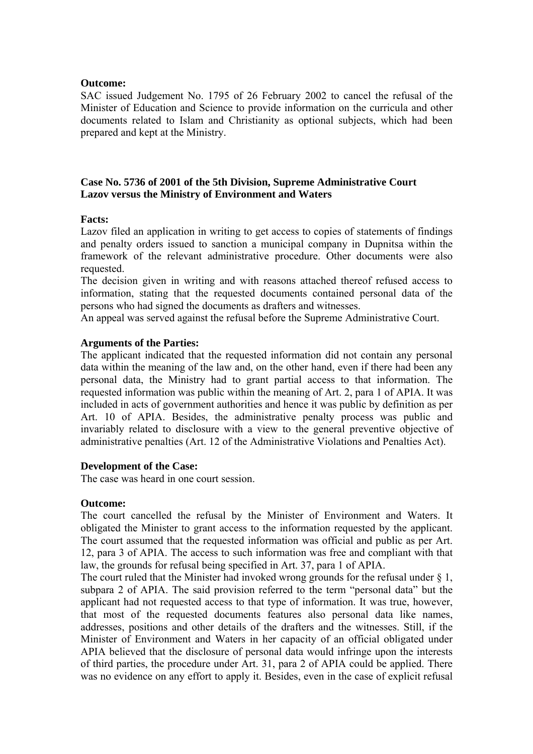**Outcome:**

SAC issued Judgement No. 1795 of 26 February 2002 to cancel the refusal of the Minister of Education and Science to provide information on the curricula and other documents related to Islam and Christianity as optional subjects, which had been prepared and kept at the Ministry.

**Case No. 5736 of 2001 of the 5th Division, Supreme Administrative Court**
**Lazov versus the Ministry of Environment and Waters**

**Facts:**

Lazov filed an application in writing to get access to copies of statements of findings and penalty orders issued to sanction a municipal company in Dupnitsa within the framework of the relevant administrative procedure. Other documents were also requested.

The decision given in writing and with reasons attached thereof refused access to information, stating that the requested documents contained personal data of the persons who had signed the documents as drafters and witnesses.

An appeal was served against the refusal before the Supreme Administrative Court.

**Arguments of the Parties:**

The applicant indicated that the requested information did not contain any personal data within the meaning of the law and, on the other hand, even if there had been any personal data, the Ministry had to grant partial access to that information. The requested information was public within the meaning of Art. 2, para 1 of APIA. It was included in acts of government authorities and hence it was public by definition as per Art. 10 of APIA. Besides, the administrative penalty process was public and invariably related to disclosure with a view to the general preventive objective of administrative penalties (Art. 12 of the Administrative Violations and Penalties Act).

**Development of the Case:**

The case was heard in one court session.

**Outcome:**

The court cancelled the refusal by the Minister of Environment and Waters. It obligated the Minister to grant access to the information requested by the applicant. The court assumed that the requested information was official and public as per Art. 12, para 3 of APIA. The access to such information was free and compliant with that law, the grounds for refusal being specified in Art. 37, para 1 of APIA.

The court ruled that the Minister had invoked wrong grounds for the refusal under § 1, subpara 2 of APIA. The said provision referred to the term "personal data" but the applicant had not requested access to that type of information. It was true, however, that most of the requested documents features also personal data like names, addresses, positions and other details of the drafters and the witnesses. Still, if the Minister of Environment and Waters in her capacity of an official obligated under APIA believed that the disclosure of personal data would infringe upon the interests of third parties, the procedure under Art. 31, para 2 of APIA could be applied. There was no evidence on any effort to apply it. Besides, even in the case of explicit refusal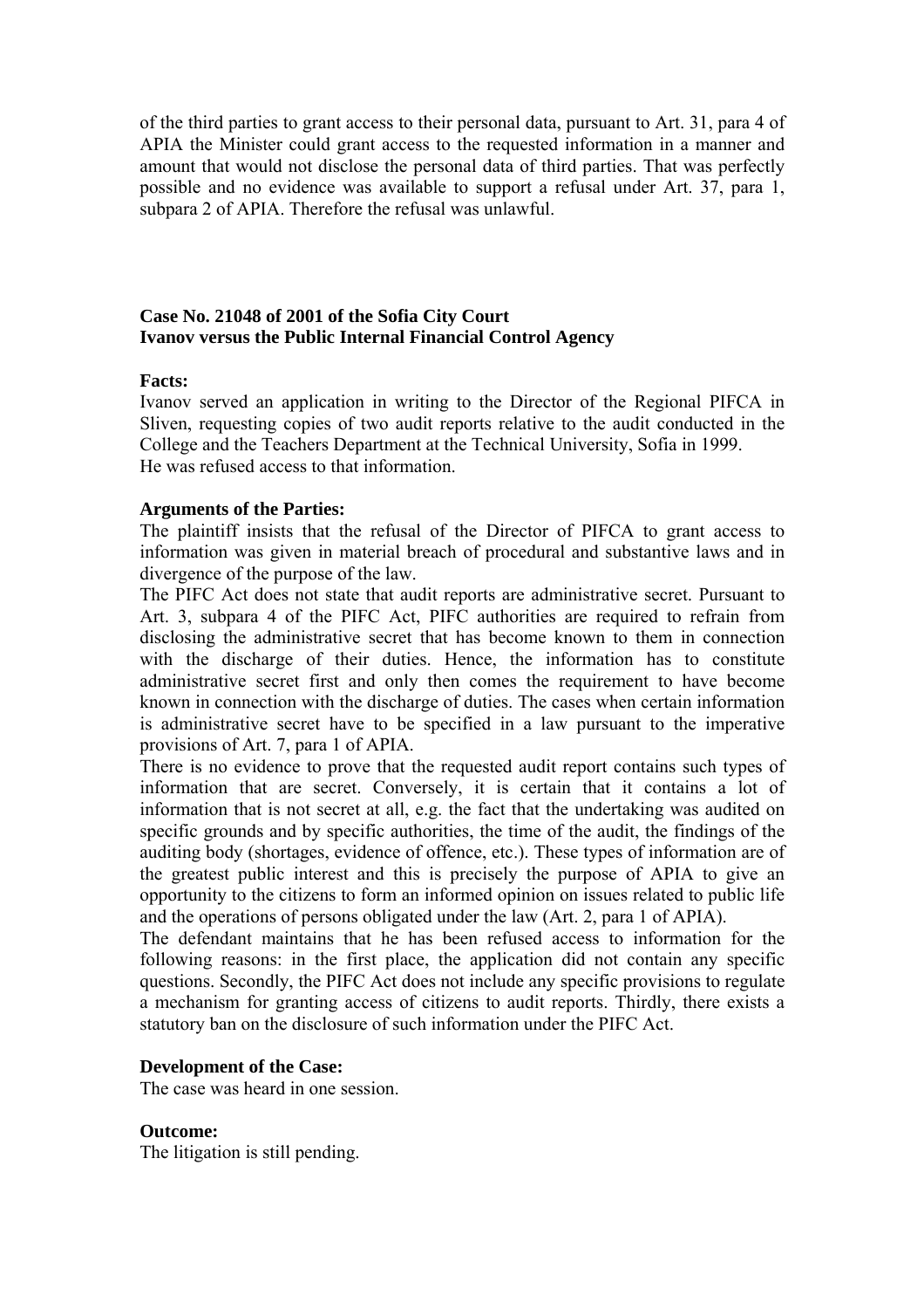of the third parties to grant access to their personal data, pursuant to Art. 31, para 4 of APIA the Minister could grant access to the requested information in a manner and amount that would not disclose the personal data of third parties. That was perfectly possible and no evidence was available to support a refusal under Art. 37, para 1, subpara 2 of APIA. Therefore the refusal was unlawful.

**Case No. 21048 of 2001 of the Sofia City Court**
**Ivanov versus the Public Internal Financial Control Agency**

**Facts:**
Ivanov served an application in writing to the Director of the Regional PIFCA in Sliven, requesting copies of two audit reports relative to the audit conducted in the College and the Teachers Department at the Technical University, Sofia in 1999.
He was refused access to that information.

**Arguments of the Parties:**
The plaintiff insists that the refusal of the Director of PIFCA to grant access to information was given in material breach of procedural and substantive laws and in divergence of the purpose of the law.
The PIFC Act does not state that audit reports are administrative secret. Pursuant to Art. 3, subpara 4 of the PIFC Act, PIFC authorities are required to refrain from disclosing the administrative secret that has become known to them in connection with the discharge of their duties. Hence, the information has to constitute administrative secret first and only then comes the requirement to have become known in connection with the discharge of duties. The cases when certain information is administrative secret have to be specified in a law pursuant to the imperative provisions of Art. 7, para 1 of APIA.
There is no evidence to prove that the requested audit report contains such types of information that are secret. Conversely, it is certain that it contains a lot of information that is not secret at all, e.g. the fact that the undertaking was audited on specific grounds and by specific authorities, the time of the audit, the findings of the auditing body (shortages, evidence of offence, etc.). These types of information are of the greatest public interest and this is precisely the purpose of APIA to give an opportunity to the citizens to form an informed opinion on issues related to public life and the operations of persons obligated under the law (Art. 2, para 1 of APIA).
The defendant maintains that he has been refused access to information for the following reasons: in the first place, the application did not contain any specific questions. Secondly, the PIFC Act does not include any specific provisions to regulate a mechanism for granting access of citizens to audit reports. Thirdly, there exists a statutory ban on the disclosure of such information under the PIFC Act.

**Development of the Case:**
The case was heard in one session.

**Outcome:**
The litigation is still pending.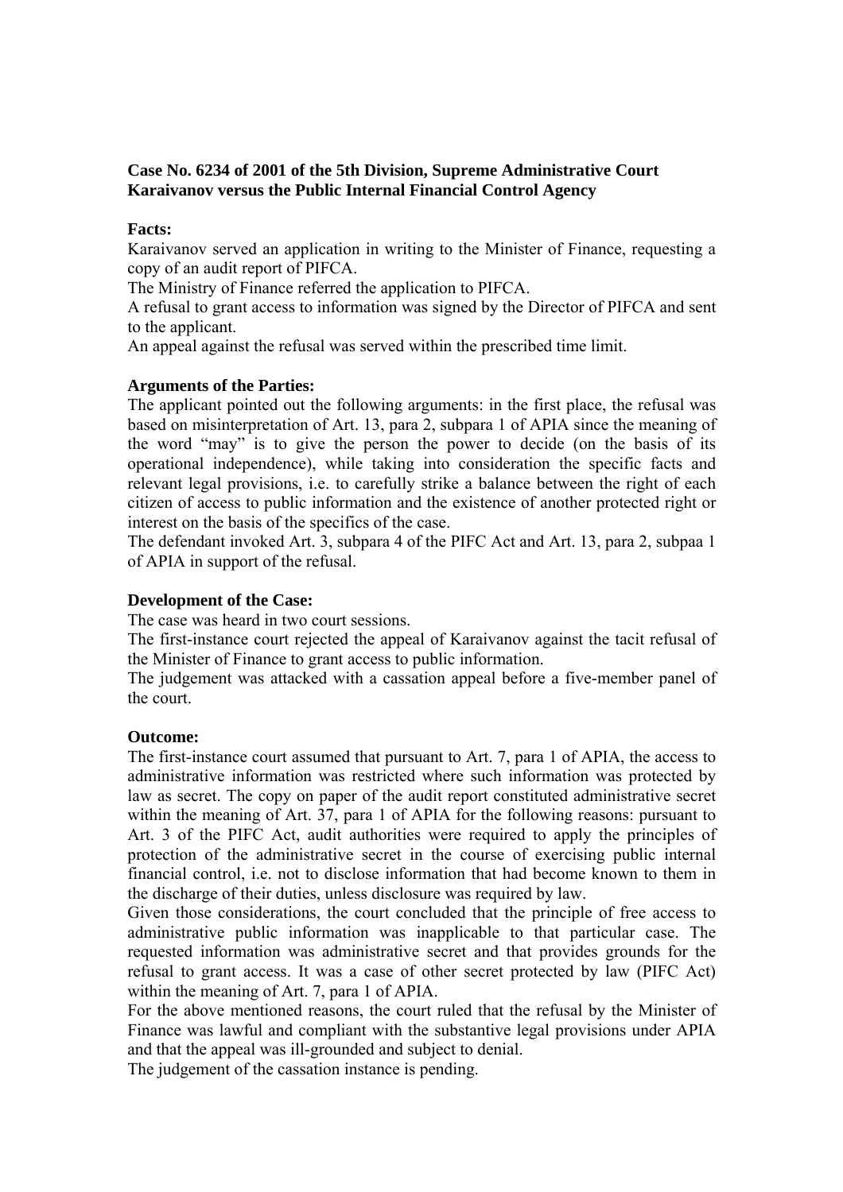**Case No. 6234 of 2001 of the 5th Division, Supreme Administrative Court Karaivanov versus the Public Internal Financial Control Agency**

**Facts:**

Karaivanov served an application in writing to the Minister of Finance, requesting a copy of an audit report of PIFCA.

The Ministry of Finance referred the application to PIFCA.

A refusal to grant access to information was signed by the Director of PIFCA and sent to the applicant.

An appeal against the refusal was served within the prescribed time limit.

**Arguments of the Parties:**

The applicant pointed out the following arguments: in the first place, the refusal was based on misinterpretation of Art. 13, para 2, subpara 1 of APIA since the meaning of the word "may" is to give the person the power to decide (on the basis of its operational independence), while taking into consideration the specific facts and relevant legal provisions, i.e. to carefully strike a balance between the right of each citizen of access to public information and the existence of another protected right or interest on the basis of the specifics of the case.

The defendant invoked Art. 3, subpara 4 of the PIFC Act and Art. 13, para 2, subpaa 1 of APIA in support of the refusal.

**Development of the Case:**

The case was heard in two court sessions.

The first-instance court rejected the appeal of Karaivanov against the tacit refusal of the Minister of Finance to grant access to public information.

The judgement was attacked with a cassation appeal before a five-member panel of the court.

**Outcome:**

The first-instance court assumed that pursuant to Art. 7, para 1 of APIA, the access to administrative information was restricted where such information was protected by law as secret. The copy on paper of the audit report constituted administrative secret within the meaning of Art. 37, para 1 of APIA for the following reasons: pursuant to Art. 3 of the PIFC Act, audit authorities were required to apply the principles of protection of the administrative secret in the course of exercising public internal financial control, i.e. not to disclose information that had become known to them in the discharge of their duties, unless disclosure was required by law.

Given those considerations, the court concluded that the principle of free access to administrative public information was inapplicable to that particular case. The requested information was administrative secret and that provides grounds for the refusal to grant access. It was a case of other secret protected by law (PIFC Act) within the meaning of Art. 7, para 1 of APIA.

For the above mentioned reasons, the court ruled that the refusal by the Minister of Finance was lawful and compliant with the substantive legal provisions under APIA and that the appeal was ill-grounded and subject to denial.

The judgement of the cassation instance is pending.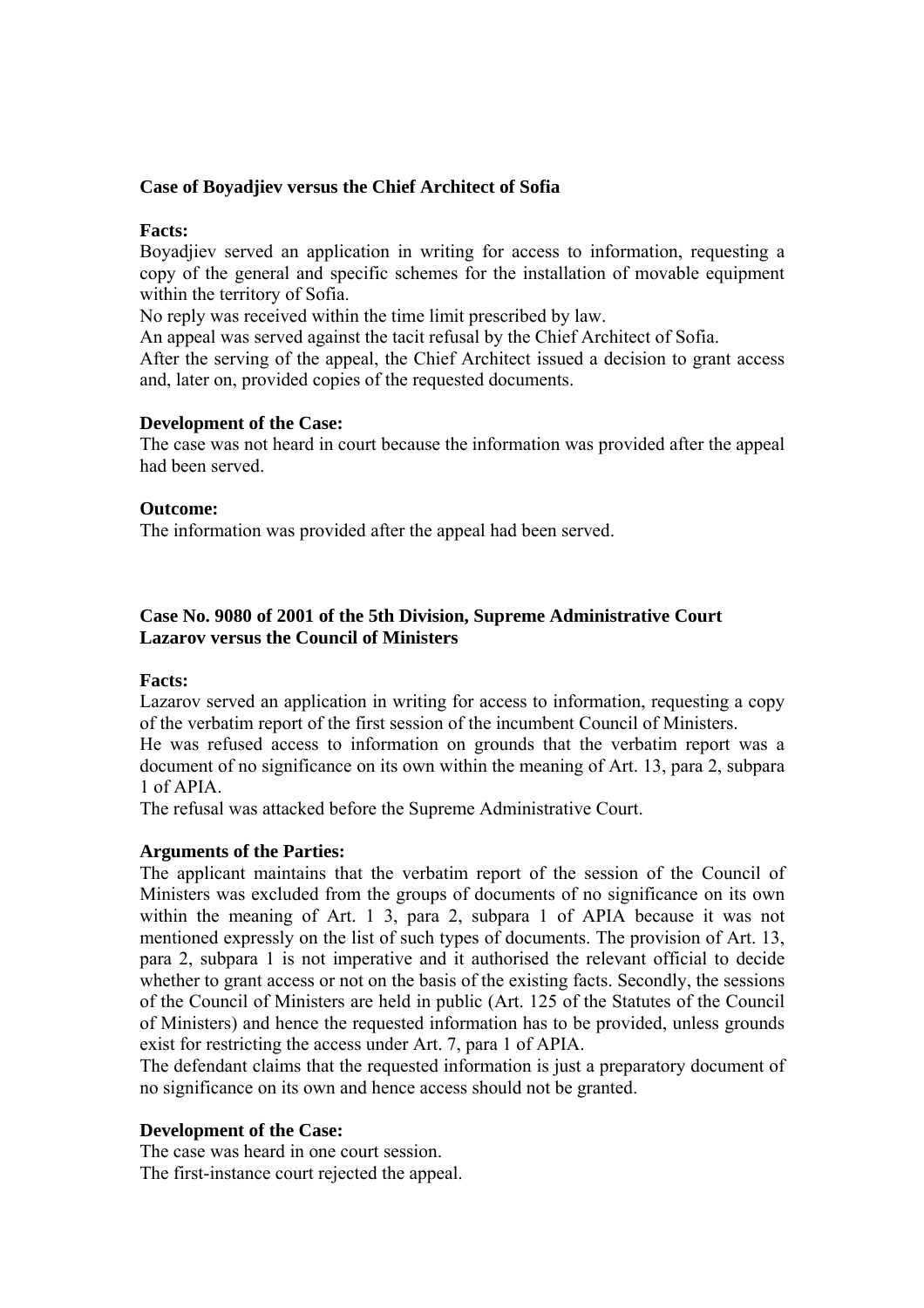### Case of Boyadjiev versus the Chief Architect of Sofia

**Facts:**

Boyadjiev served an application in writing for access to information, requesting a copy of the general and specific schemes for the installation of movable equipment within the territory of Sofia.

No reply was received within the time limit prescribed by law.

An appeal was served against the tacit refusal by the Chief Architect of Sofia.

After the serving of the appeal, the Chief Architect issued a decision to grant access and, later on, provided copies of the requested documents.

**Development of the Case:**

The case was not heard in court because the information was provided after the appeal had been served.

**Outcome:**

The information was provided after the appeal had been served.

### Case No. 9080 of 2001 of the 5th Division, Supreme Administrative Court Lazarov versus the Council of Ministers

**Facts:**

Lazarov served an application in writing for access to information, requesting a copy of the verbatim report of the first session of the incumbent Council of Ministers.

He was refused access to information on grounds that the verbatim report was a document of no significance on its own within the meaning of Art. 13, para 2, subpara 1 of APIA.

The refusal was attacked before the Supreme Administrative Court.

**Arguments of the Parties:**

The applicant maintains that the verbatim report of the session of the Council of Ministers was excluded from the groups of documents of no significance on its own within the meaning of Art. 1 3, para 2, subpara 1 of APIA because it was not mentioned expressly on the list of such types of documents. The provision of Art. 13, para 2, subpara 1 is not imperative and it authorised the relevant official to decide whether to grant access or not on the basis of the existing facts. Secondly, the sessions of the Council of Ministers are held in public (Art. 125 of the Statutes of the Council of Ministers) and hence the requested information has to be provided, unless grounds exist for restricting the access under Art. 7, para 1 of APIA.

The defendant claims that the requested information is just a preparatory document of no significance on its own and hence access should not be granted.

**Development of the Case:**

The case was heard in one court session.

The first-instance court rejected the appeal.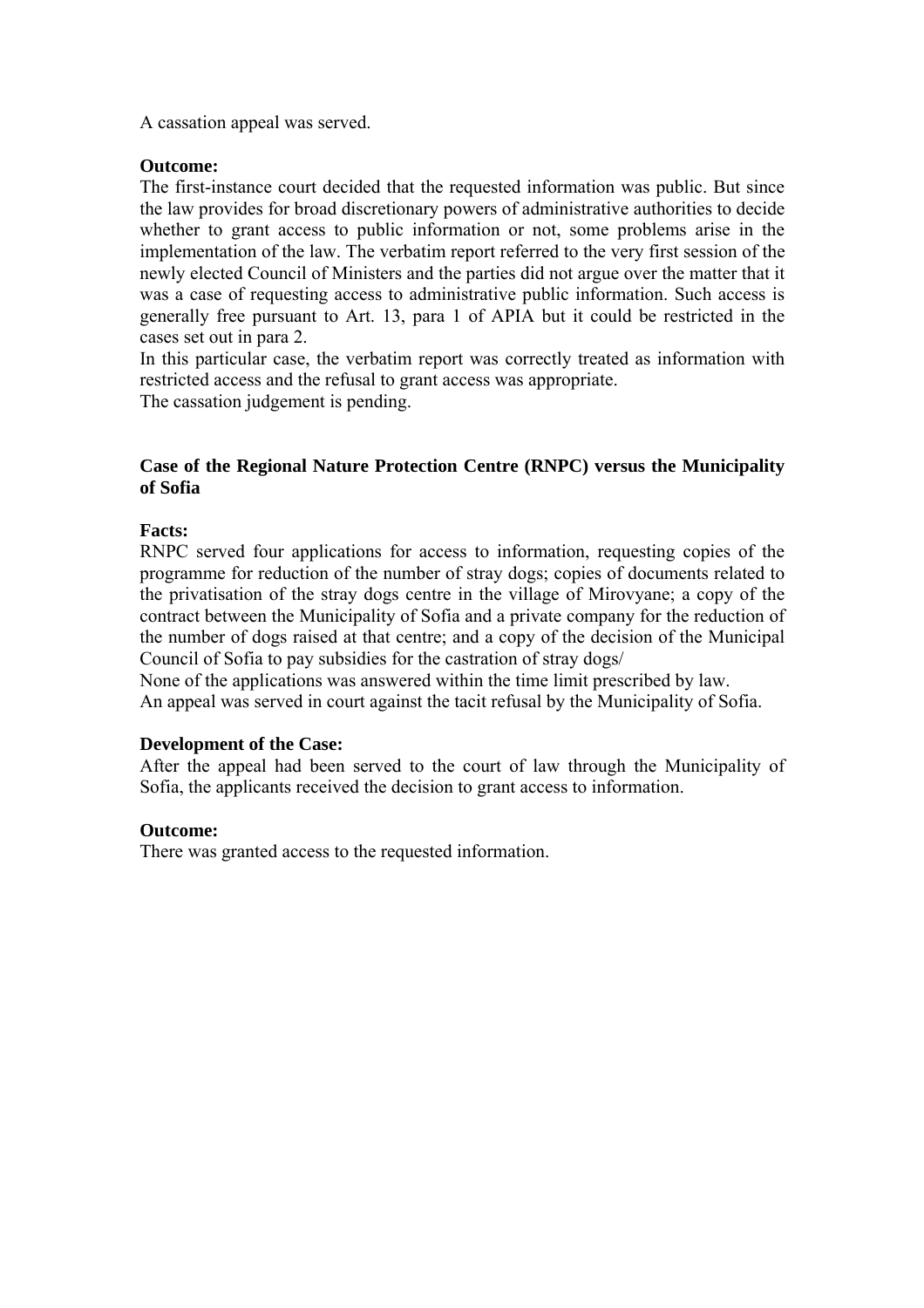A cassation appeal was served.

**Outcome:**

The first-instance court decided that the requested information was public. But since the law provides for broad discretionary powers of administrative authorities to decide whether to grant access to public information or not, some problems arise in the implementation of the law. The verbatim report referred to the very first session of the newly elected Council of Ministers and the parties did not argue over the matter that it was a case of requesting access to administrative public information. Such access is generally free pursuant to Art. 13, para 1 of APIA but it could be restricted in the cases set out in para 2.

In this particular case, the verbatim report was correctly treated as information with restricted access and the refusal to grant access was appropriate.

The cassation judgement is pending.

**Case of the Regional Nature Protection Centre (RNPC) versus the Municipality of Sofia**

**Facts:**

RNPC served four applications for access to information, requesting copies of the programme for reduction of the number of stray dogs; copies of documents related to the privatisation of the stray dogs centre in the village of Mirovyane; a copy of the contract between the Municipality of Sofia and a private company for the reduction of the number of dogs raised at that centre; and a copy of the decision of the Municipal Council of Sofia to pay subsidies for the castration of stray dogs/

None of the applications was answered within the time limit prescribed by law.

An appeal was served in court against the tacit refusal by the Municipality of Sofia.

**Development of the Case:**

After the appeal had been served to the court of law through the Municipality of Sofia, the applicants received the decision to grant access to information.

**Outcome:**

There was granted access to the requested information.